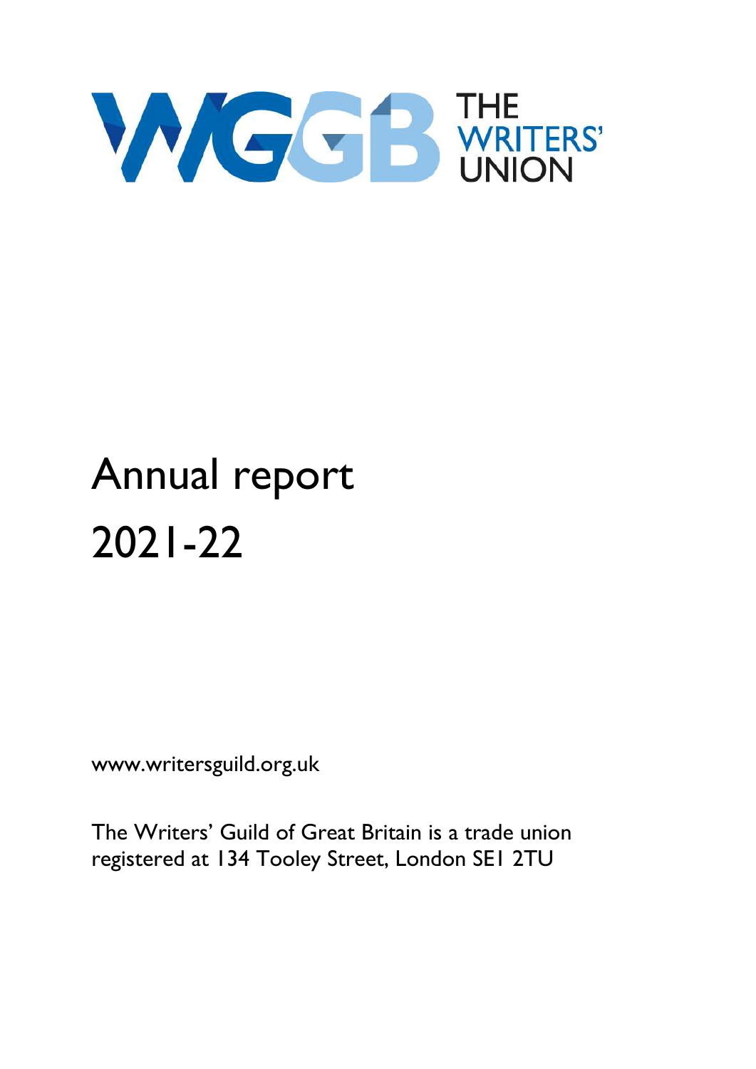WGGB THE WRITERS' UNION

# Annual report 2021-22

www.writersguild.org.uk

The Writers' Guild of Great Britain is a trade union registered at 134 Tooley Street, London SE1 2TU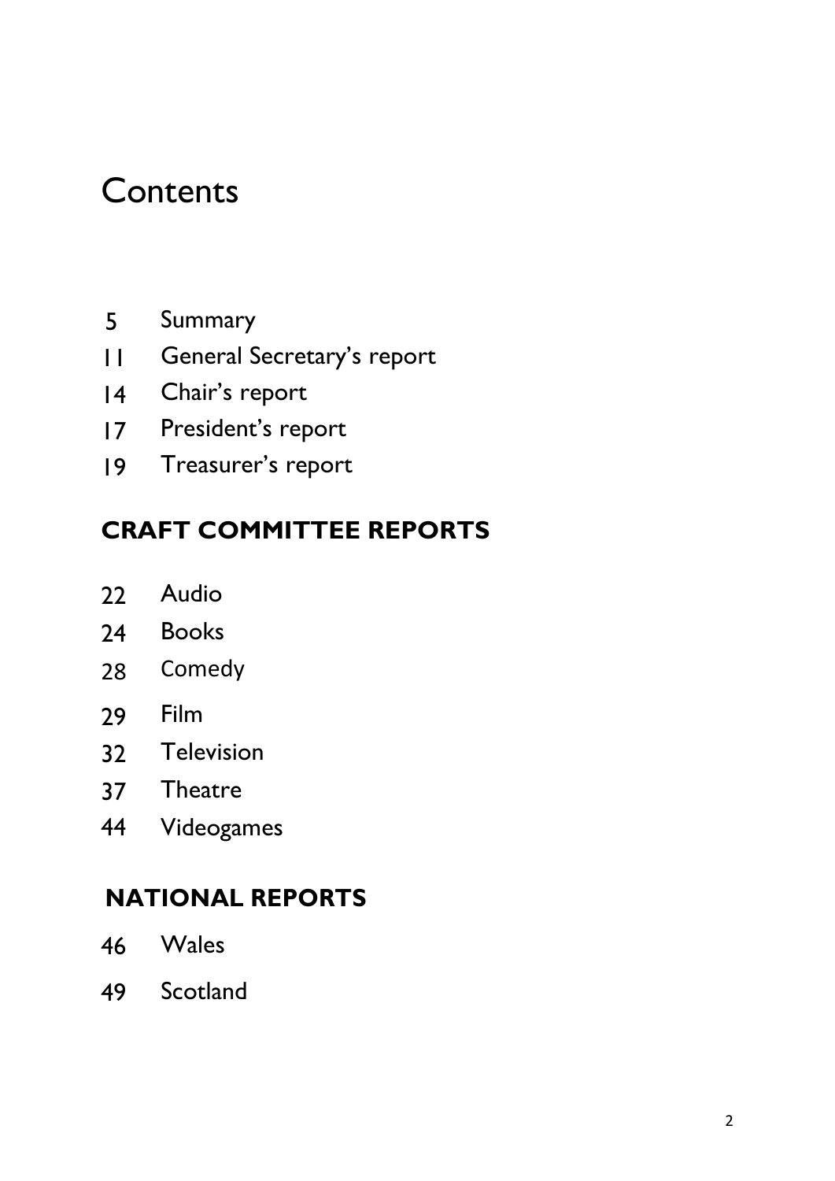# Contents

5 Summary

11 General Secretary's report

14 Chair's report

17 President's report

19 Treasurer's report

## CRAFT COMMITTEE REPORTS

22 Audio

24 Books

28 Comedy

29 Film

32 Television

37 Theatre

44 Videogames

## NATIONAL REPORTS

46 Wales

49 Scotland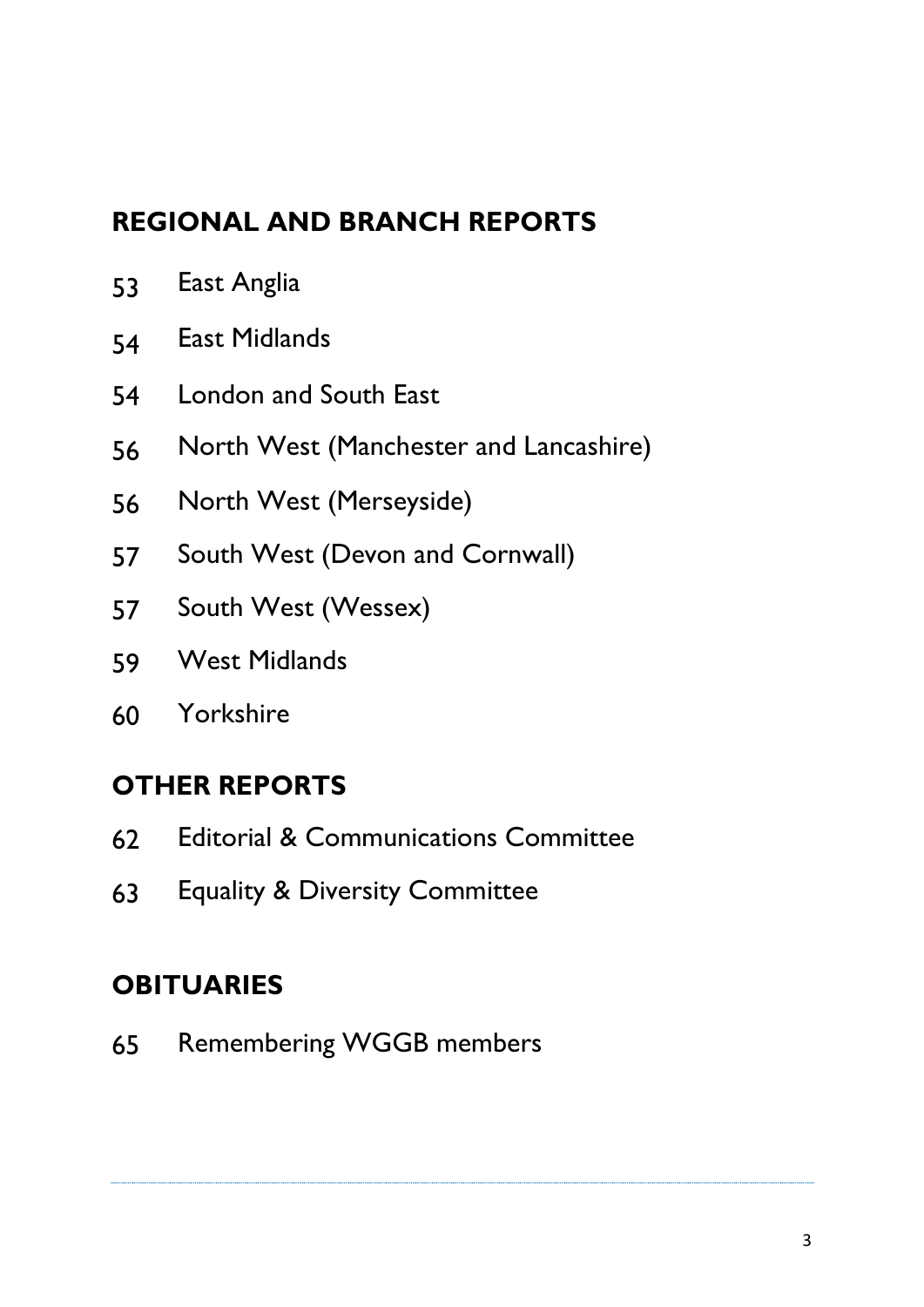## REGIONAL AND BRANCH REPORTS

53 East Anglia

54 East Midlands

54 London and South East

56 North West (Manchester and Lancashire)

56 North West (Merseyside)

57 South West (Devon and Cornwall)

57 South West (Wessex)

59 West Midlands

60 Yorkshire

## OTHER REPORTS

62 Editorial & Communications Committee

63 Equality & Diversity Committee

## OBITUARIES

65 Remembering WGGB members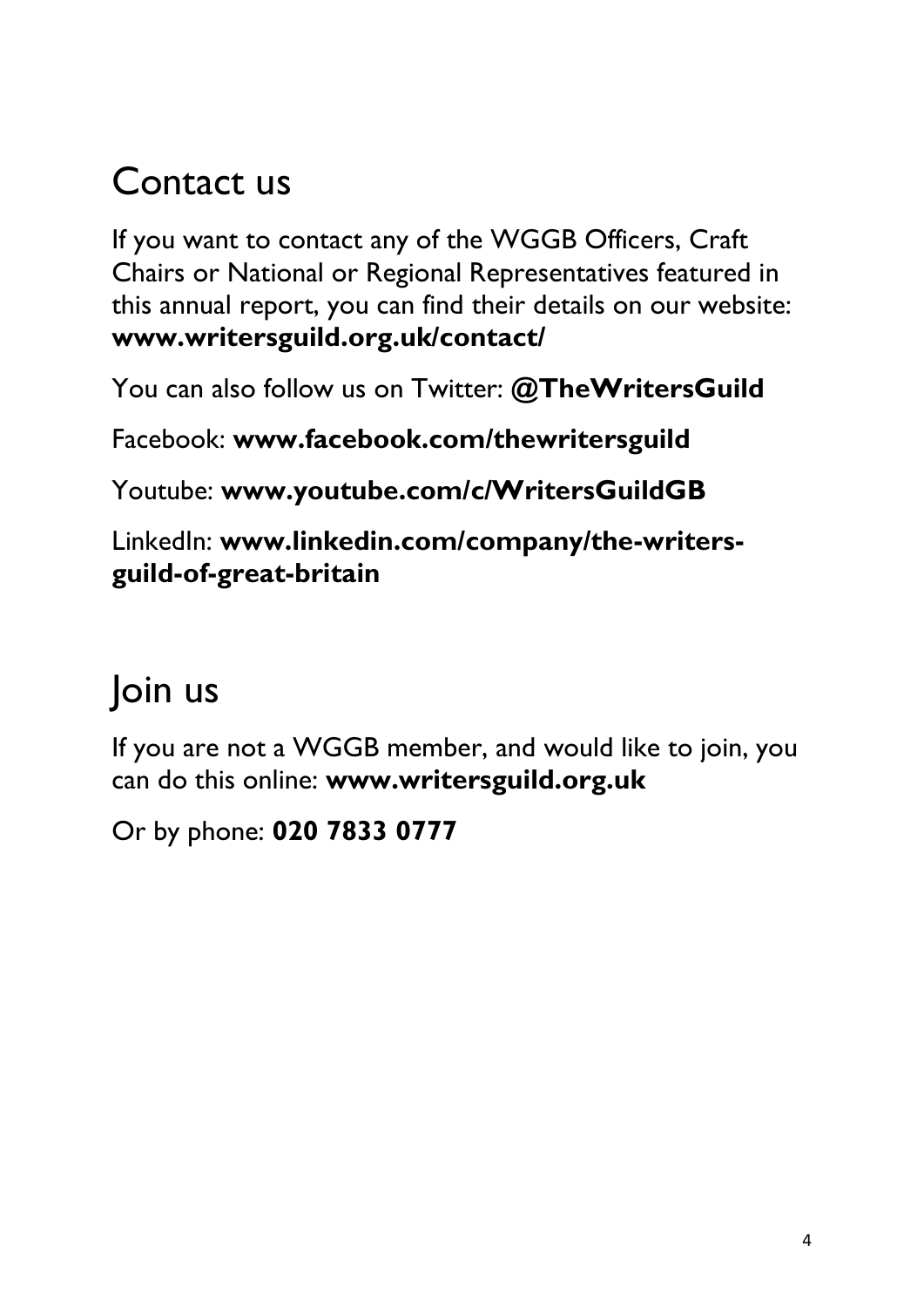## Contact us

If you want to contact any of the WGGB Officers, Craft Chairs or National or Regional Representatives featured in this annual report, you can find their details on our website: **www.writersguild.org.uk/contact/**

You can also follow us on Twitter: **@TheWritersGuild**

Facebook: **www.facebook.com/thewritersguild**

Youtube: **www.youtube.com/c/WritersGuildGB**

LinkedIn: **www.linkedin.com/company/the-writers-guild-of-great-britain**

## Join us

If you are not a WGGB member, and would like to join, you can do this online: **www.writersguild.org.uk**

Or by phone: **020 7833 0777**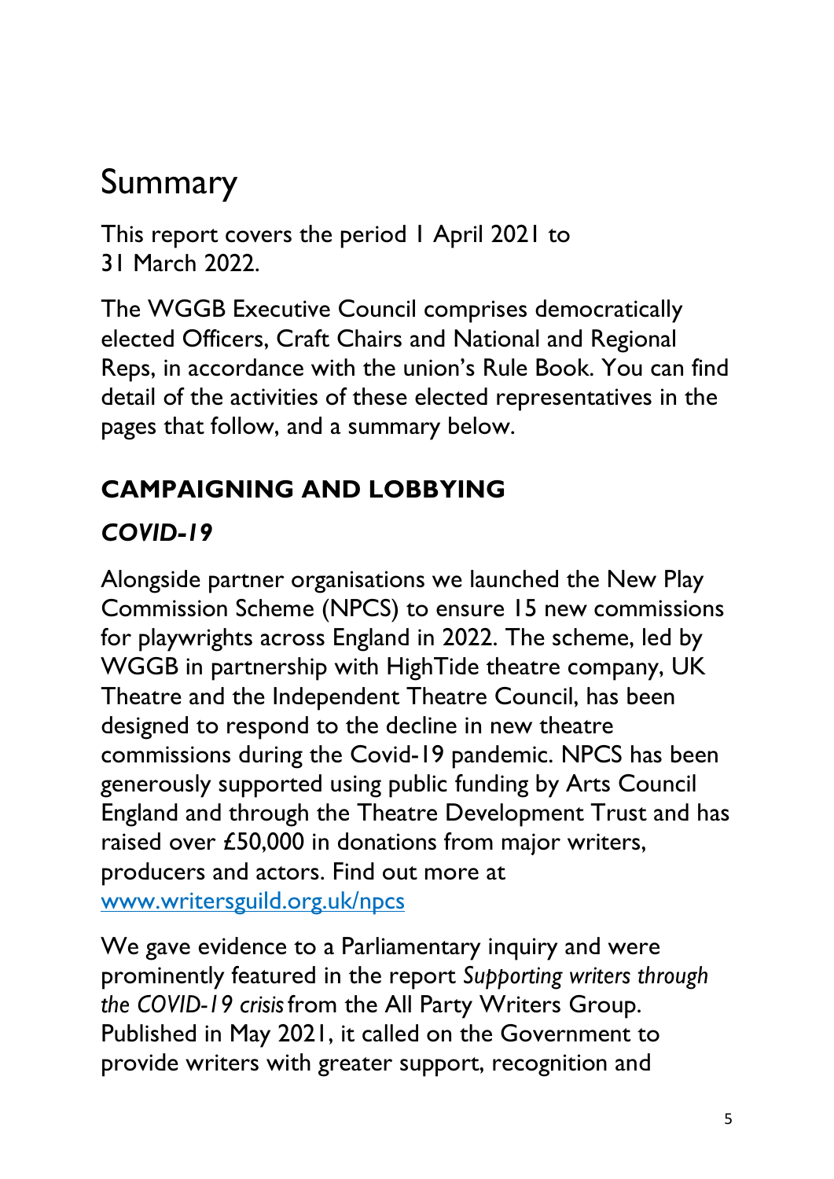# Summary

This report covers the period 1 April 2021 to 31 March 2022.

The WGGB Executive Council comprises democratically elected Officers, Craft Chairs and National and Regional Reps, in accordance with the union's Rule Book. You can find detail of the activities of these elected representatives in the pages that follow, and a summary below.

## CAMPAIGNING AND LOBBYING

### *COVID-19*

Alongside partner organisations we launched the New Play Commission Scheme (NPCS) to ensure 15 new commissions for playwrights across England in 2022. The scheme, led by WGGB in partnership with HighTide theatre company, UK Theatre and the Independent Theatre Council, has been designed to respond to the decline in new theatre commissions during the Covid-19 pandemic. NPCS has been generously supported using public funding by Arts Council England and through the Theatre Development Trust and has raised over £50,000 in donations from major writers, producers and actors. Find out more at [www.writersguild.org.uk/npcs](www.writersguild.org.uk/npcs)

We gave evidence to a Parliamentary inquiry and were prominently featured in the report *Supporting writers through the COVID-19 crisis* from the All Party Writers Group. Published in May 2021, it called on the Government to provide writers with greater support, recognition and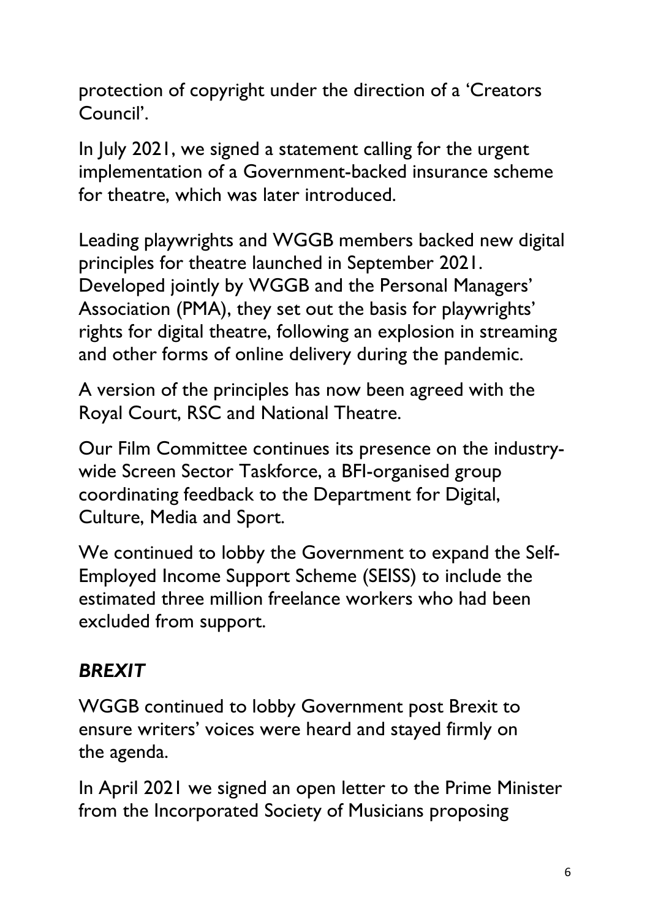protection of copyright under the direction of a 'Creators Council'.

In July 2021, we signed a statement calling for the urgent implementation of a Government-backed insurance scheme for theatre, which was later introduced.

Leading playwrights and WGGB members backed new digital principles for theatre launched in September 2021. Developed jointly by WGGB and the Personal Managers' Association (PMA), they set out the basis for playwrights' rights for digital theatre, following an explosion in streaming and other forms of online delivery during the pandemic.

A version of the principles has now been agreed with the Royal Court, RSC and National Theatre.

Our Film Committee continues its presence on the industry-wide Screen Sector Taskforce, a BFI-organised group coordinating feedback to the Department for Digital, Culture, Media and Sport.

We continued to lobby the Government to expand the Self-Employed Income Support Scheme (SEISS) to include the estimated three million freelance workers who had been excluded from support.

### *BREXIT*

WGGB continued to lobby Government post Brexit to ensure writers' voices were heard and stayed firmly on the agenda.

In April 2021 we signed an open letter to the Prime Minister from the Incorporated Society of Musicians proposing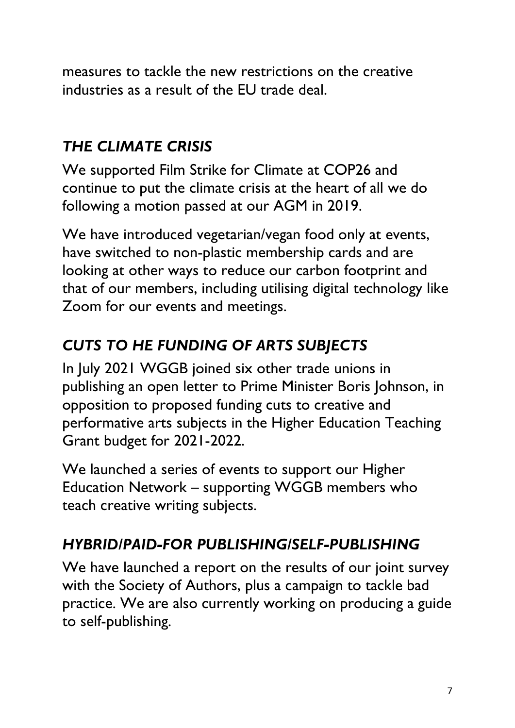measures to tackle the new restrictions on the creative industries as a result of the EU trade deal.

## *THE CLIMATE CRISIS*

We supported Film Strike for Climate at COP26 and continue to put the climate crisis at the heart of all we do following a motion passed at our AGM in 2019.

We have introduced vegetarian/vegan food only at events, have switched to non-plastic membership cards and are looking at other ways to reduce our carbon footprint and that of our members, including utilising digital technology like Zoom for our events and meetings.

## *CUTS TO HE FUNDING OF ARTS SUBJECTS*

In July 2021 WGGB joined six other trade unions in publishing an open letter to Prime Minister Boris Johnson, in opposition to proposed funding cuts to creative and performative arts subjects in the Higher Education Teaching Grant budget for 2021-2022.

We launched a series of events to support our Higher Education Network – supporting WGGB members who teach creative writing subjects.

## *HYBRID/PAID-FOR PUBLISHING/SELF-PUBLISHING*

We have launched a report on the results of our joint survey with the Society of Authors, plus a campaign to tackle bad practice. We are also currently working on producing a guide to self-publishing.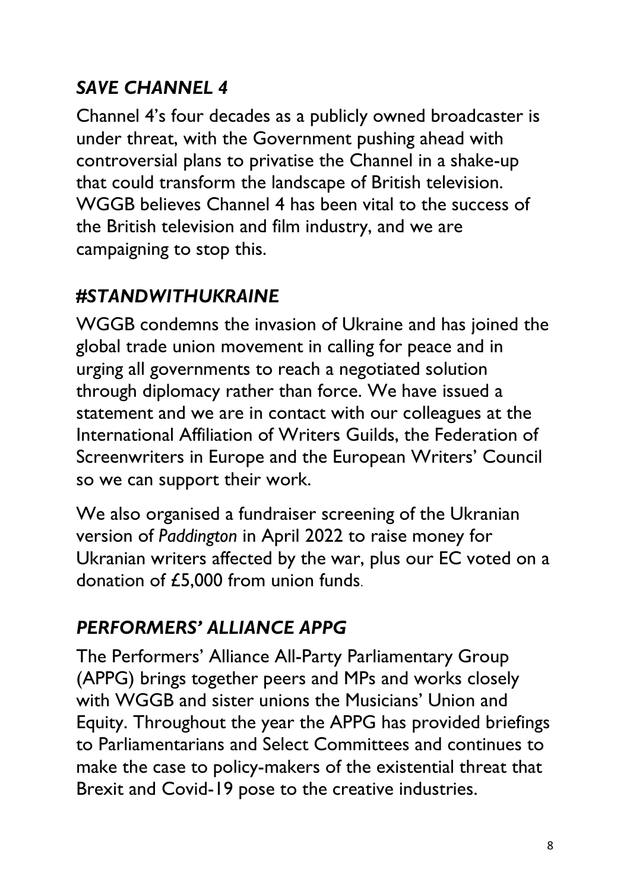## *SAVE CHANNEL 4*

Channel 4's four decades as a publicly owned broadcaster is under threat, with the Government pushing ahead with controversial plans to privatise the Channel in a shake-up that could transform the landscape of British television. WGGB believes Channel 4 has been vital to the success of the British television and film industry, and we are campaigning to stop this.

## *#STANDWITHUKRAINE*

WGGB condemns the invasion of Ukraine and has joined the global trade union movement in calling for peace and in urging all governments to reach a negotiated solution through diplomacy rather than force. We have issued a statement and we are in contact with our colleagues at the International Affiliation of Writers Guilds, the Federation of Screenwriters in Europe and the European Writers' Council so we can support their work.

We also organised a fundraiser screening of the Ukranian version of *Paddington* in April 2022 to raise money for Ukranian writers affected by the war, plus our EC voted on a donation of £5,000 from union funds.

## *PERFORMERS' ALLIANCE APPG*

The Performers' Alliance All-Party Parliamentary Group (APPG) brings together peers and MPs and works closely with WGGB and sister unions the Musicians' Union and Equity. Throughout the year the APPG has provided briefings to Parliamentarians and Select Committees and continues to make the case to policy-makers of the existential threat that Brexit and Covid-19 pose to the creative industries.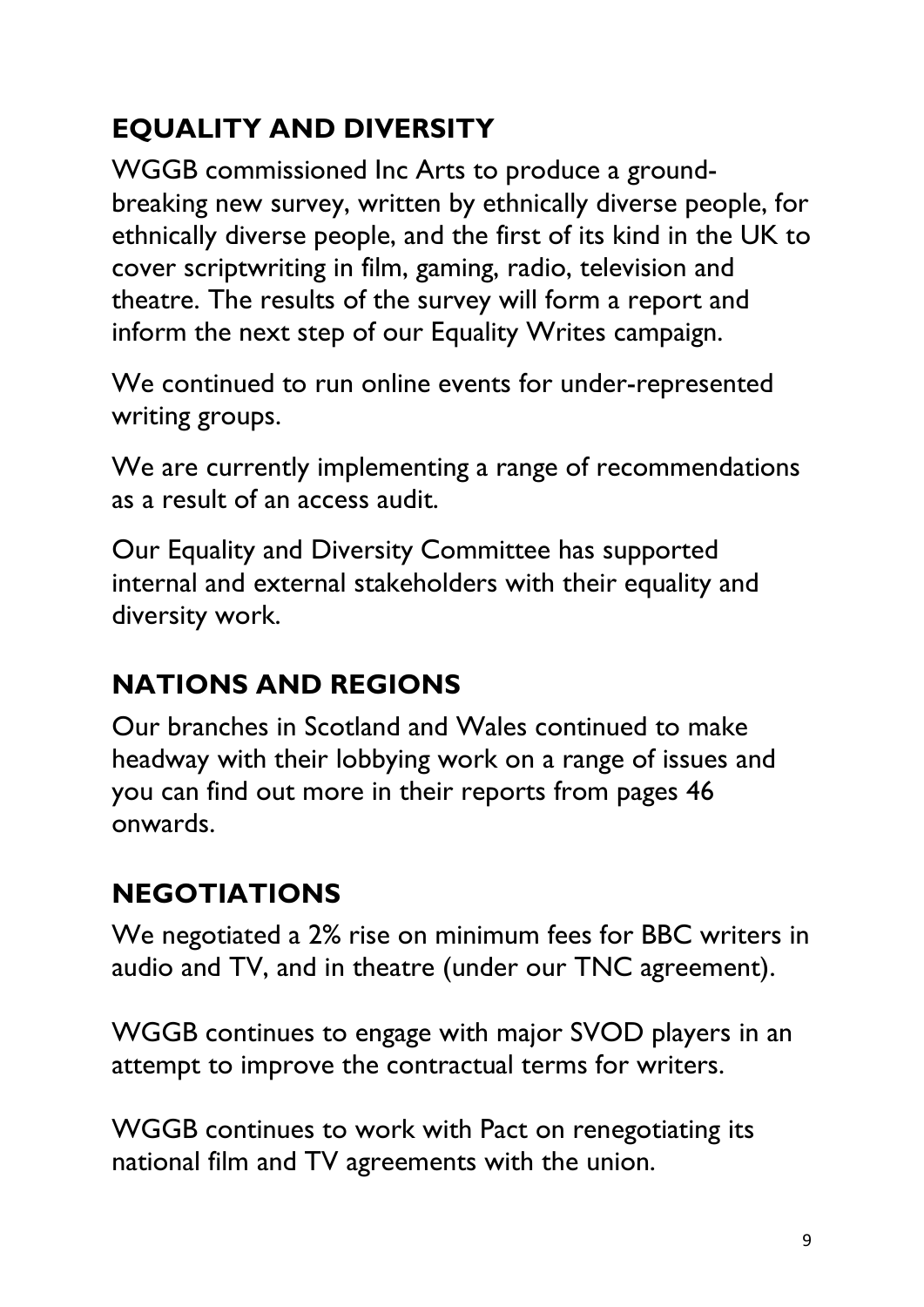## EQUALITY AND DIVERSITY

WGGB commissioned Inc Arts to produce a ground-breaking new survey, written by ethnically diverse people, for ethnically diverse people, and the first of its kind in the UK to cover scriptwriting in film, gaming, radio, television and theatre. The results of the survey will form a report and inform the next step of our Equality Writes campaign.

We continued to run online events for under-represented writing groups.

We are currently implementing a range of recommendations as a result of an access audit.

Our Equality and Diversity Committee has supported internal and external stakeholders with their equality and diversity work.

## NATIONS AND REGIONS

Our branches in Scotland and Wales continued to make headway with their lobbying work on a range of issues and you can find out more in their reports from pages 46 onwards.

## NEGOTIATIONS

We negotiated a 2% rise on minimum fees for BBC writers in audio and TV, and in theatre (under our TNC agreement).

WGGB continues to engage with major SVOD players in an attempt to improve the contractual terms for writers.

WGGB continues to work with Pact on renegotiating its national film and TV agreements with the union.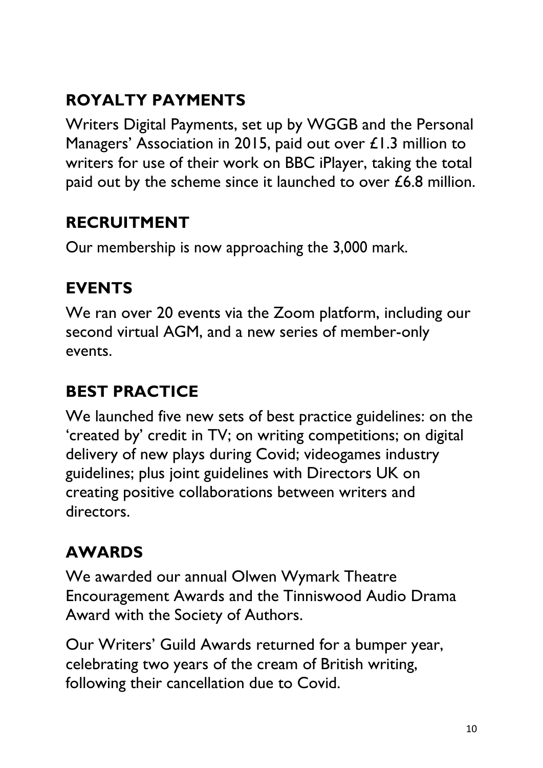## ROYALTY PAYMENTS

Writers Digital Payments, set up by WGGB and the Personal Managers' Association in 2015, paid out over £1.3 million to writers for use of their work on BBC iPlayer, taking the total paid out by the scheme since it launched to over £6.8 million.

## RECRUITMENT

Our membership is now approaching the 3,000 mark.

## EVENTS

We ran over 20 events via the Zoom platform, including our second virtual AGM, and a new series of member-only events.

## BEST PRACTICE

We launched five new sets of best practice guidelines: on the 'created by' credit in TV; on writing competitions; on digital delivery of new plays during Covid; videogames industry guidelines; plus joint guidelines with Directors UK on creating positive collaborations between writers and directors.

## AWARDS

We awarded our annual Olwen Wymark Theatre Encouragement Awards and the Tinniswood Audio Drama Award with the Society of Authors.

Our Writers' Guild Awards returned for a bumper year, celebrating two years of the cream of British writing, following their cancellation due to Covid.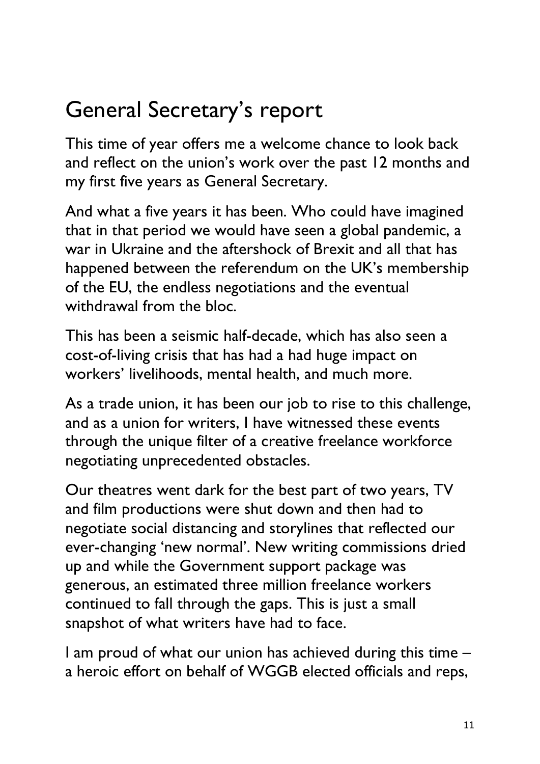# General Secretary's report

This time of year offers me a welcome chance to look back and reflect on the union's work over the past 12 months and my first five years as General Secretary.

And what a five years it has been. Who could have imagined that in that period we would have seen a global pandemic, a war in Ukraine and the aftershock of Brexit and all that has happened between the referendum on the UK's membership of the EU, the endless negotiations and the eventual withdrawal from the bloc.

This has been a seismic half-decade, which has also seen a cost-of-living crisis that has had a had huge impact on workers' livelihoods, mental health, and much more.

As a trade union, it has been our job to rise to this challenge, and as a union for writers, I have witnessed these events through the unique filter of a creative freelance workforce negotiating unprecedented obstacles.

Our theatres went dark for the best part of two years, TV and film productions were shut down and then had to negotiate social distancing and storylines that reflected our ever-changing 'new normal'. New writing commissions dried up and while the Government support package was generous, an estimated three million freelance workers continued to fall through the gaps. This is just a small snapshot of what writers have had to face.

I am proud of what our union has achieved during this time – a heroic effort on behalf of WGGB elected officials and reps,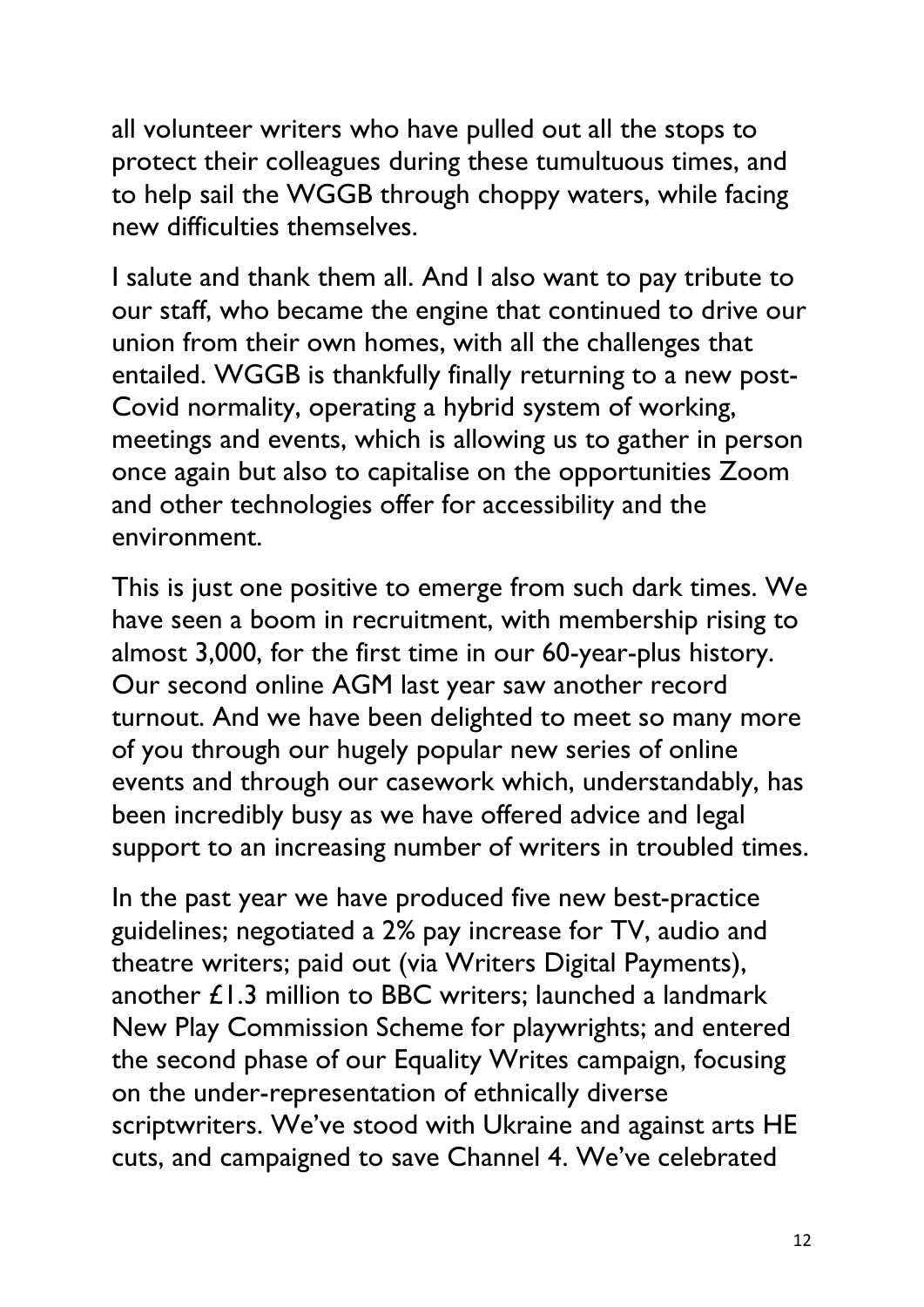all volunteer writers who have pulled out all the stops to protect their colleagues during these tumultuous times, and to help sail the WGGB through choppy waters, while facing new difficulties themselves.

I salute and thank them all. And I also want to pay tribute to our staff, who became the engine that continued to drive our union from their own homes, with all the challenges that entailed. WGGB is thankfully finally returning to a new post-Covid normality, operating a hybrid system of working, meetings and events, which is allowing us to gather in person once again but also to capitalise on the opportunities Zoom and other technologies offer for accessibility and the environment.

This is just one positive to emerge from such dark times. We have seen a boom in recruitment, with membership rising to almost 3,000, for the first time in our 60-year-plus history. Our second online AGM last year saw another record turnout. And we have been delighted to meet so many more of you through our hugely popular new series of online events and through our casework which, understandably, has been incredibly busy as we have offered advice and legal support to an increasing number of writers in troubled times.

In the past year we have produced five new best-practice guidelines; negotiated a 2% pay increase for TV, audio and theatre writers; paid out (via Writers Digital Payments), another £1.3 million to BBC writers; launched a landmark New Play Commission Scheme for playwrights; and entered the second phase of our Equality Writes campaign, focusing on the under-representation of ethnically diverse scriptwriters. We've stood with Ukraine and against arts HE cuts, and campaigned to save Channel 4. We've celebrated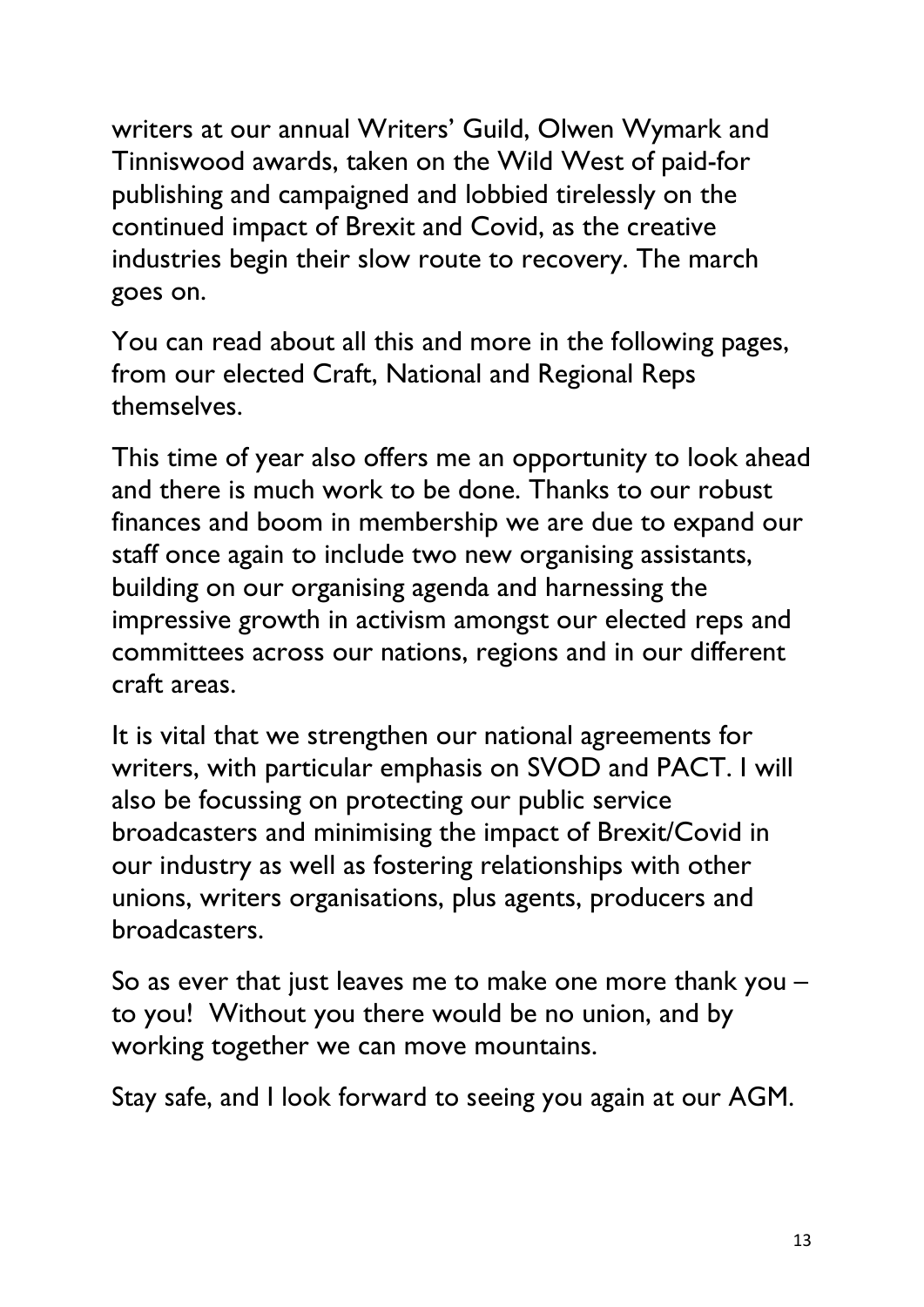writers at our annual Writers' Guild, Olwen Wymark and Tinniswood awards, taken on the Wild West of paid-for publishing and campaigned and lobbied tirelessly on the continued impact of Brexit and Covid, as the creative industries begin their slow route to recovery. The march goes on.

You can read about all this and more in the following pages, from our elected Craft, National and Regional Reps themselves.

This time of year also offers me an opportunity to look ahead and there is much work to be done. Thanks to our robust finances and boom in membership we are due to expand our staff once again to include two new organising assistants, building on our organising agenda and harnessing the impressive growth in activism amongst our elected reps and committees across our nations, regions and in our different craft areas.

It is vital that we strengthen our national agreements for writers, with particular emphasis on SVOD and PACT. I will also be focussing on protecting our public service broadcasters and minimising the impact of Brexit/Covid in our industry as well as fostering relationships with other unions, writers organisations, plus agents, producers and broadcasters.

So as ever that just leaves me to make one more thank you – to you! Without you there would be no union, and by working together we can move mountains.

Stay safe, and I look forward to seeing you again at our AGM.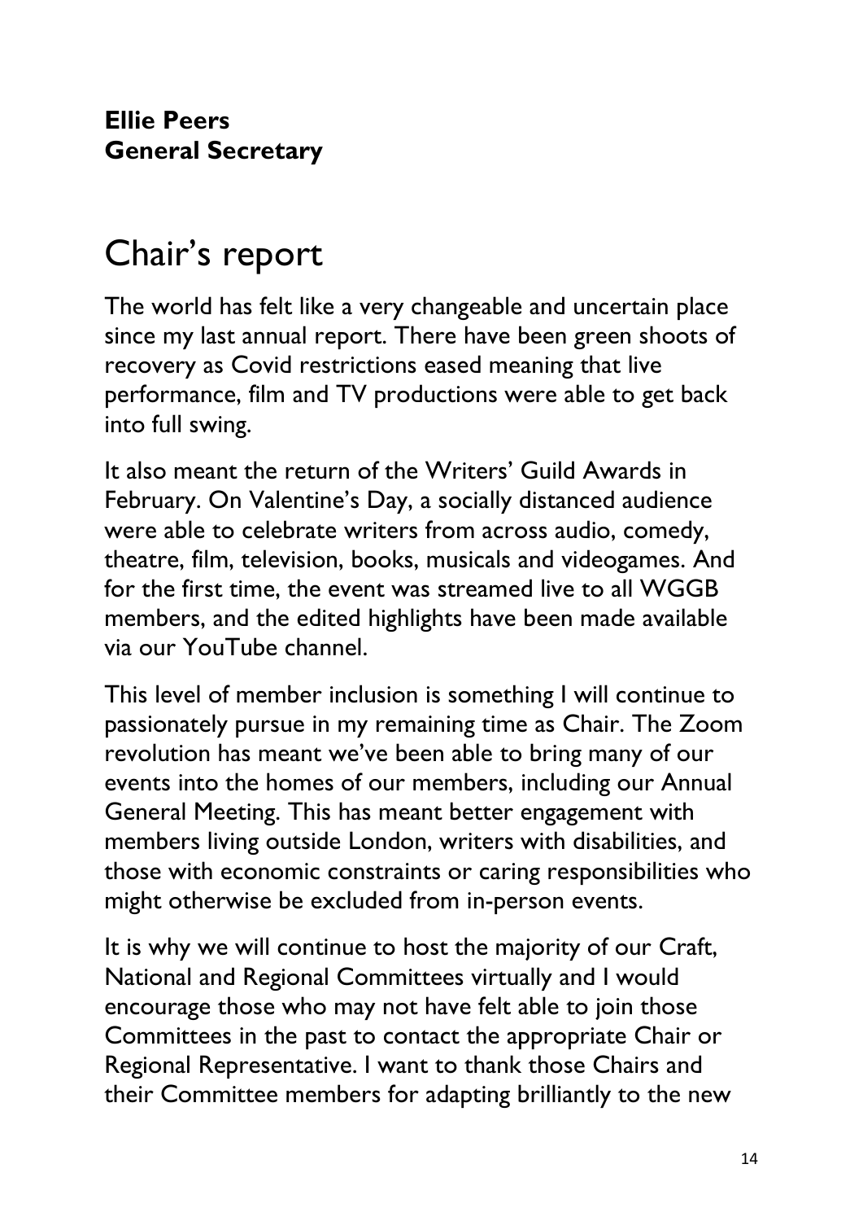**Ellie Peers**
**General Secretary**

# Chair's report

The world has felt like a very changeable and uncertain place since my last annual report. There have been green shoots of recovery as Covid restrictions eased meaning that live performance, film and TV productions were able to get back into full swing.

It also meant the return of the Writers' Guild Awards in February. On Valentine's Day, a socially distanced audience were able to celebrate writers from across audio, comedy, theatre, film, television, books, musicals and videogames. And for the first time, the event was streamed live to all WGGB members, and the edited highlights have been made available via our YouTube channel.

This level of member inclusion is something I will continue to passionately pursue in my remaining time as Chair. The Zoom revolution has meant we've been able to bring many of our events into the homes of our members, including our Annual General Meeting. This has meant better engagement with members living outside London, writers with disabilities, and those with economic constraints or caring responsibilities who might otherwise be excluded from in-person events.

It is why we will continue to host the majority of our Craft, National and Regional Committees virtually and I would encourage those who may not have felt able to join those Committees in the past to contact the appropriate Chair or Regional Representative. I want to thank those Chairs and their Committee members for adapting brilliantly to the new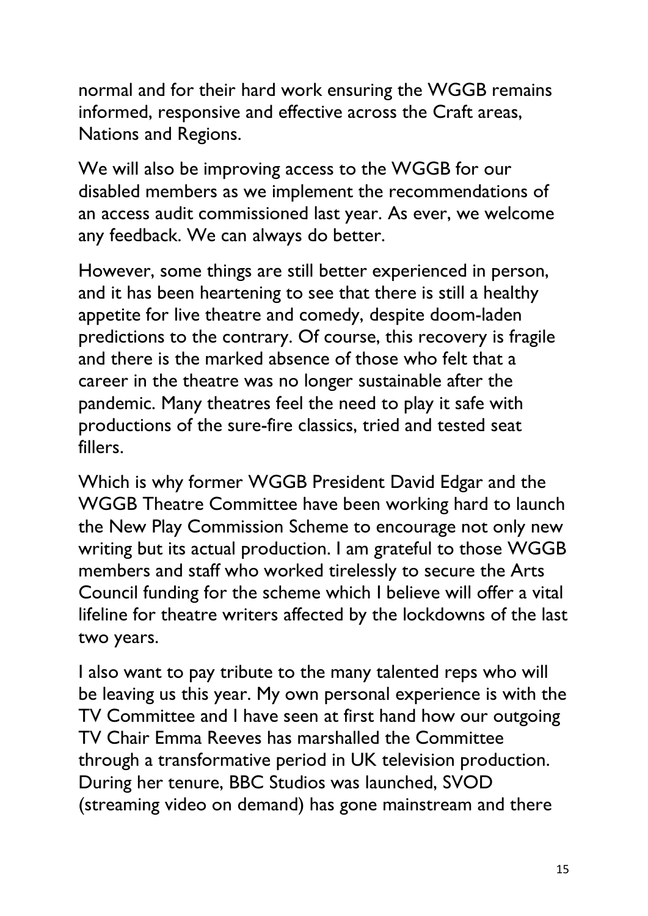normal and for their hard work ensuring the WGGB remains informed, responsive and effective across the Craft areas, Nations and Regions.

We will also be improving access to the WGGB for our disabled members as we implement the recommendations of an access audit commissioned last year. As ever, we welcome any feedback. We can always do better.

However, some things are still better experienced in person, and it has been heartening to see that there is still a healthy appetite for live theatre and comedy, despite doom-laden predictions to the contrary. Of course, this recovery is fragile and there is the marked absence of those who felt that a career in the theatre was no longer sustainable after the pandemic. Many theatres feel the need to play it safe with productions of the sure-fire classics, tried and tested seat fillers.

Which is why former WGGB President David Edgar and the WGGB Theatre Committee have been working hard to launch the New Play Commission Scheme to encourage not only new writing but its actual production. I am grateful to those WGGB members and staff who worked tirelessly to secure the Arts Council funding for the scheme which I believe will offer a vital lifeline for theatre writers affected by the lockdowns of the last two years.

I also want to pay tribute to the many talented reps who will be leaving us this year. My own personal experience is with the TV Committee and I have seen at first hand how our outgoing TV Chair Emma Reeves has marshalled the Committee through a transformative period in UK television production. During her tenure, BBC Studios was launched, SVOD (streaming video on demand) has gone mainstream and there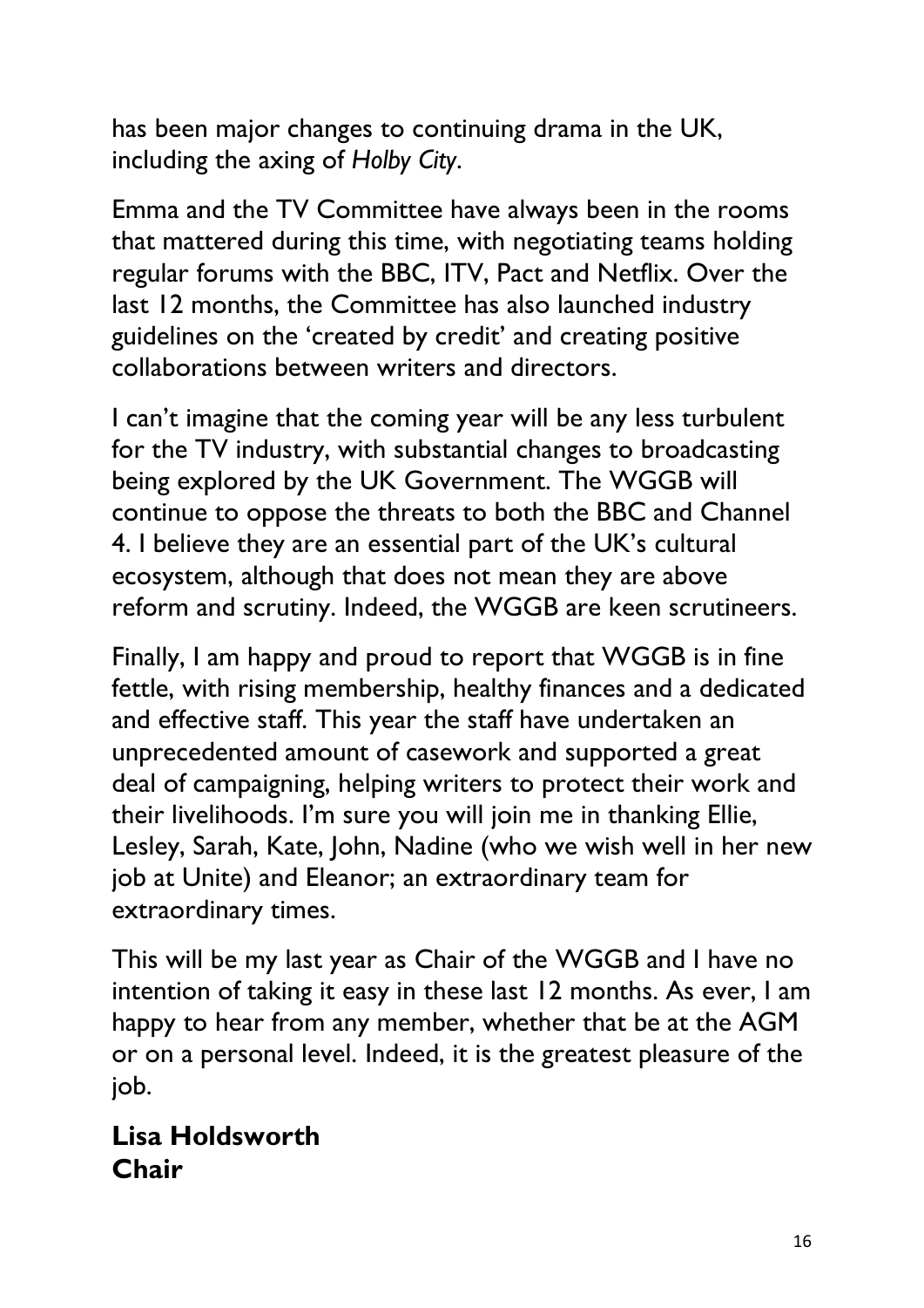has been major changes to continuing drama in the UK, including the axing of *Holby City*.

Emma and the TV Committee have always been in the rooms that mattered during this time, with negotiating teams holding regular forums with the BBC, ITV, Pact and Netflix. Over the last 12 months, the Committee has also launched industry guidelines on the 'created by credit' and creating positive collaborations between writers and directors.

I can't imagine that the coming year will be any less turbulent for the TV industry, with substantial changes to broadcasting being explored by the UK Government. The WGGB will continue to oppose the threats to both the BBC and Channel 4. I believe they are an essential part of the UK's cultural ecosystem, although that does not mean they are above reform and scrutiny. Indeed, the WGGB are keen scrutineers.

Finally, I am happy and proud to report that WGGB is in fine fettle, with rising membership, healthy finances and a dedicated and effective staff. This year the staff have undertaken an unprecedented amount of casework and supported a great deal of campaigning, helping writers to protect their work and their livelihoods. I'm sure you will join me in thanking Ellie, Lesley, Sarah, Kate, John, Nadine (who we wish well in her new job at Unite) and Eleanor; an extraordinary team for extraordinary times.

This will be my last year as Chair of the WGGB and I have no intention of taking it easy in these last 12 months. As ever, I am happy to hear from any member, whether that be at the AGM or on a personal level. Indeed, it is the greatest pleasure of the job.

**Lisa Holdsworth**
**Chair**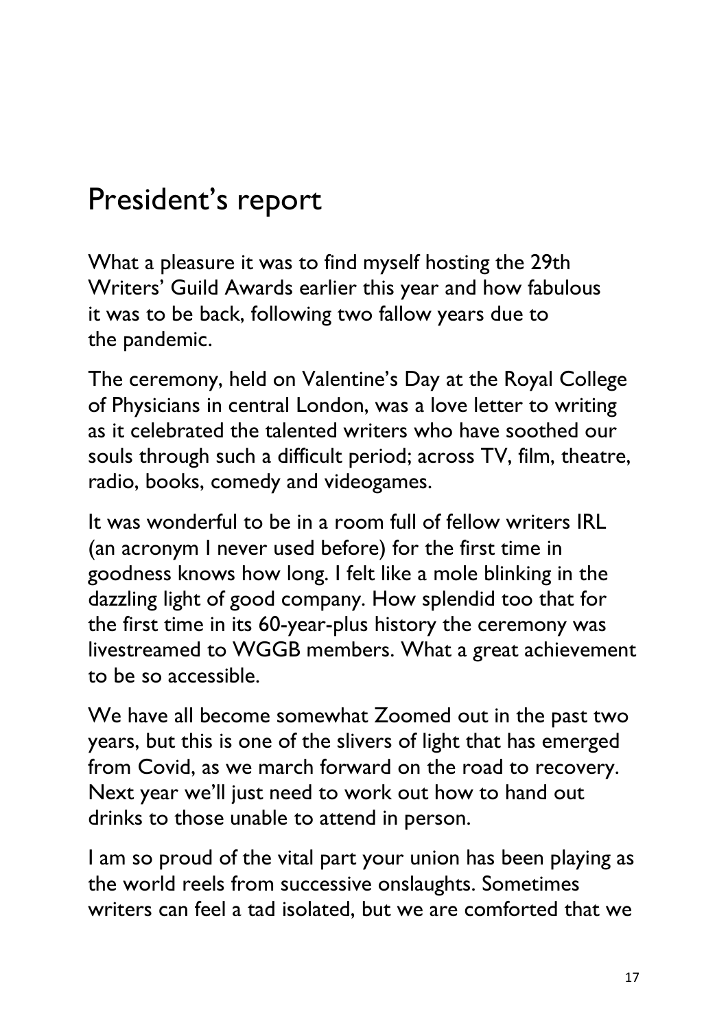# President's report

What a pleasure it was to find myself hosting the 29th Writers' Guild Awards earlier this year and how fabulous it was to be back, following two fallow years due to the pandemic.

The ceremony, held on Valentine's Day at the Royal College of Physicians in central London, was a love letter to writing as it celebrated the talented writers who have soothed our souls through such a difficult period; across TV, film, theatre, radio, books, comedy and videogames.

It was wonderful to be in a room full of fellow writers IRL (an acronym I never used before) for the first time in goodness knows how long. I felt like a mole blinking in the dazzling light of good company. How splendid too that for the first time in its 60-year-plus history the ceremony was livestreamed to WGGB members. What a great achievement to be so accessible.

We have all become somewhat Zoomed out in the past two years, but this is one of the slivers of light that has emerged from Covid, as we march forward on the road to recovery. Next year we'll just need to work out how to hand out drinks to those unable to attend in person.

I am so proud of the vital part your union has been playing as the world reels from successive onslaughts. Sometimes writers can feel a tad isolated, but we are comforted that we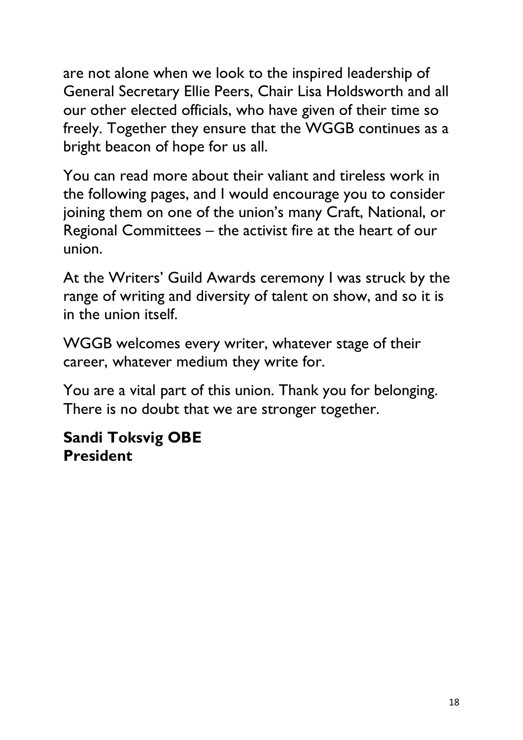are not alone when we look to the inspired leadership of General Secretary Ellie Peers, Chair Lisa Holdsworth and all our other elected officials, who have given of their time so freely. Together they ensure that the WGGB continues as a bright beacon of hope for us all.

You can read more about their valiant and tireless work in the following pages, and I would encourage you to consider joining them on one of the union's many Craft, National, or Regional Committees – the activist fire at the heart of our union.

At the Writers' Guild Awards ceremony I was struck by the range of writing and diversity of talent on show, and so it is in the union itself.

WGGB welcomes every writer, whatever stage of their career, whatever medium they write for.

You are a vital part of this union. Thank you for belonging. There is no doubt that we are stronger together.

**Sandi Toksvig OBE**
**President**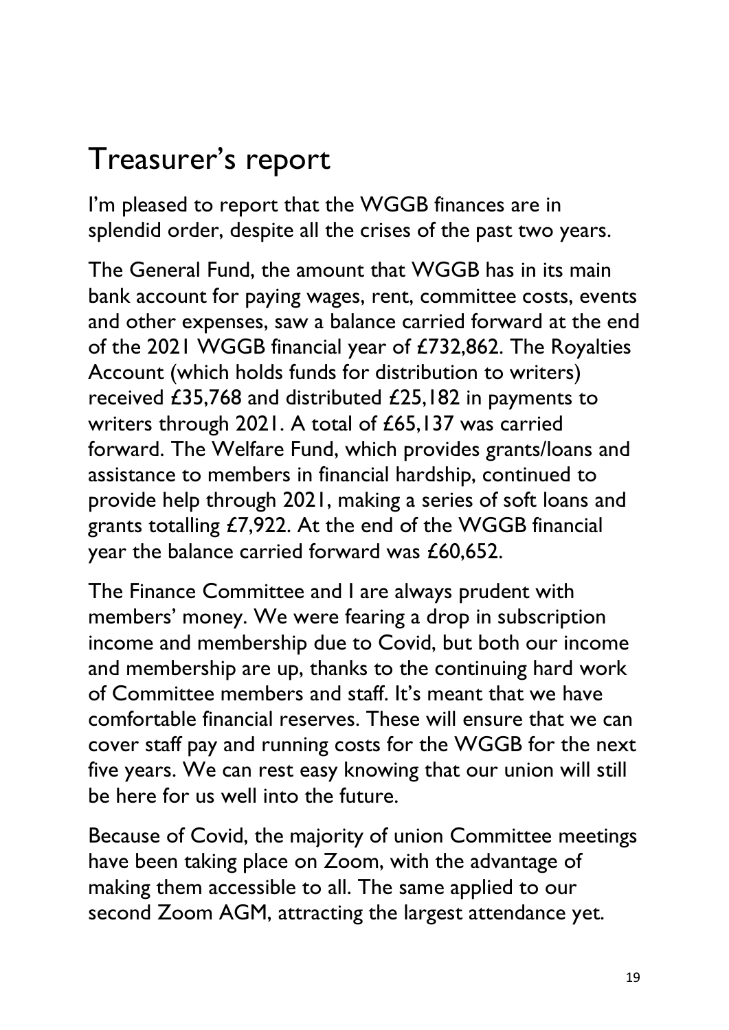# Treasurer's report

I'm pleased to report that the WGGB finances are in splendid order, despite all the crises of the past two years.

The General Fund, the amount that WGGB has in its main bank account for paying wages, rent, committee costs, events and other expenses, saw a balance carried forward at the end of the 2021 WGGB financial year of £732,862. The Royalties Account (which holds funds for distribution to writers) received £35,768 and distributed £25,182 in payments to writers through 2021. A total of £65,137 was carried forward. The Welfare Fund, which provides grants/loans and assistance to members in financial hardship, continued to provide help through 2021, making a series of soft loans and grants totalling £7,922. At the end of the WGGB financial year the balance carried forward was £60,652.

The Finance Committee and I are always prudent with members' money. We were fearing a drop in subscription income and membership due to Covid, but both our income and membership are up, thanks to the continuing hard work of Committee members and staff. It's meant that we have comfortable financial reserves. These will ensure that we can cover staff pay and running costs for the WGGB for the next five years. We can rest easy knowing that our union will still be here for us well into the future.

Because of Covid, the majority of union Committee meetings have been taking place on Zoom, with the advantage of making them accessible to all. The same applied to our second Zoom AGM, attracting the largest attendance yet.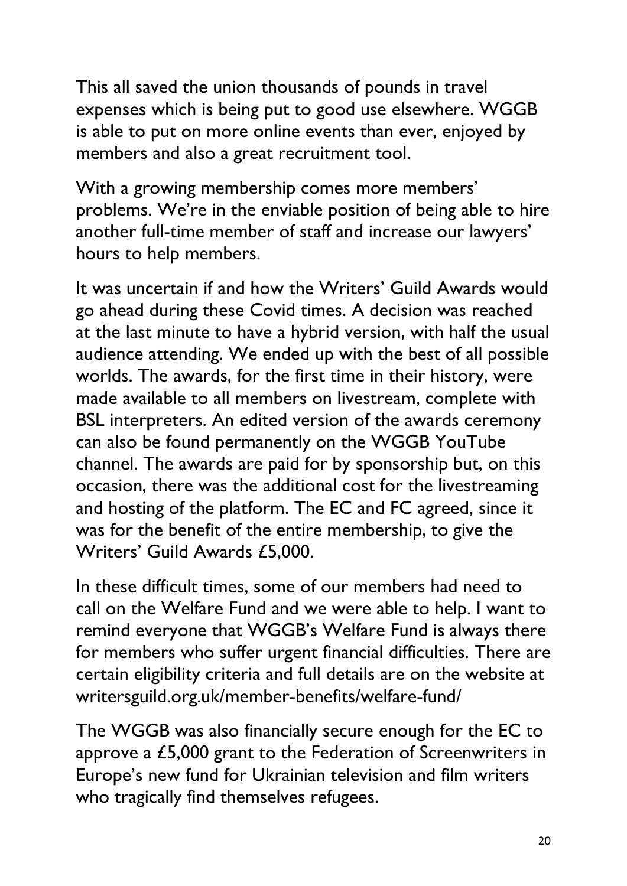This all saved the union thousands of pounds in travel expenses which is being put to good use elsewhere. WGGB is able to put on more online events than ever, enjoyed by members and also a great recruitment tool.

With a growing membership comes more members' problems. We're in the enviable position of being able to hire another full-time member of staff and increase our lawyers' hours to help members.

It was uncertain if and how the Writers' Guild Awards would go ahead during these Covid times. A decision was reached at the last minute to have a hybrid version, with half the usual audience attending. We ended up with the best of all possible worlds. The awards, for the first time in their history, were made available to all members on livestream, complete with BSL interpreters. An edited version of the awards ceremony can also be found permanently on the WGGB YouTube channel. The awards are paid for by sponsorship but, on this occasion, there was the additional cost for the livestreaming and hosting of the platform. The EC and FC agreed, since it was for the benefit of the entire membership, to give the Writers' Guild Awards £5,000.

In these difficult times, some of our members had need to call on the Welfare Fund and we were able to help. I want to remind everyone that WGGB's Welfare Fund is always there for members who suffer urgent financial difficulties. There are certain eligibility criteria and full details are on the website at writersguild.org.uk/member-benefits/welfare-fund/

The WGGB was also financially secure enough for the EC to approve a £5,000 grant to the Federation of Screenwriters in Europe's new fund for Ukrainian television and film writers who tragically find themselves refugees.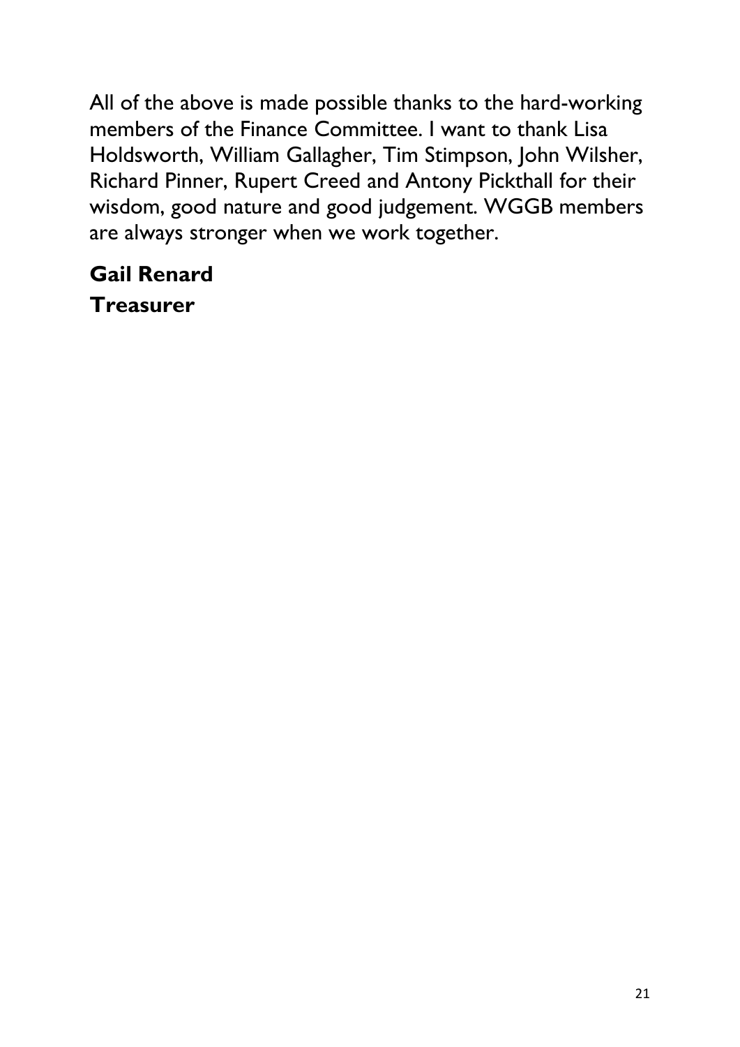All of the above is made possible thanks to the hard-working members of the Finance Committee. I want to thank Lisa Holdsworth, William Gallagher, Tim Stimpson, John Wilsher, Richard Pinner, Rupert Creed and Antony Pickthall for their wisdom, good nature and good judgement. WGGB members are always stronger when we work together.

**Gail Renard**
**Treasurer**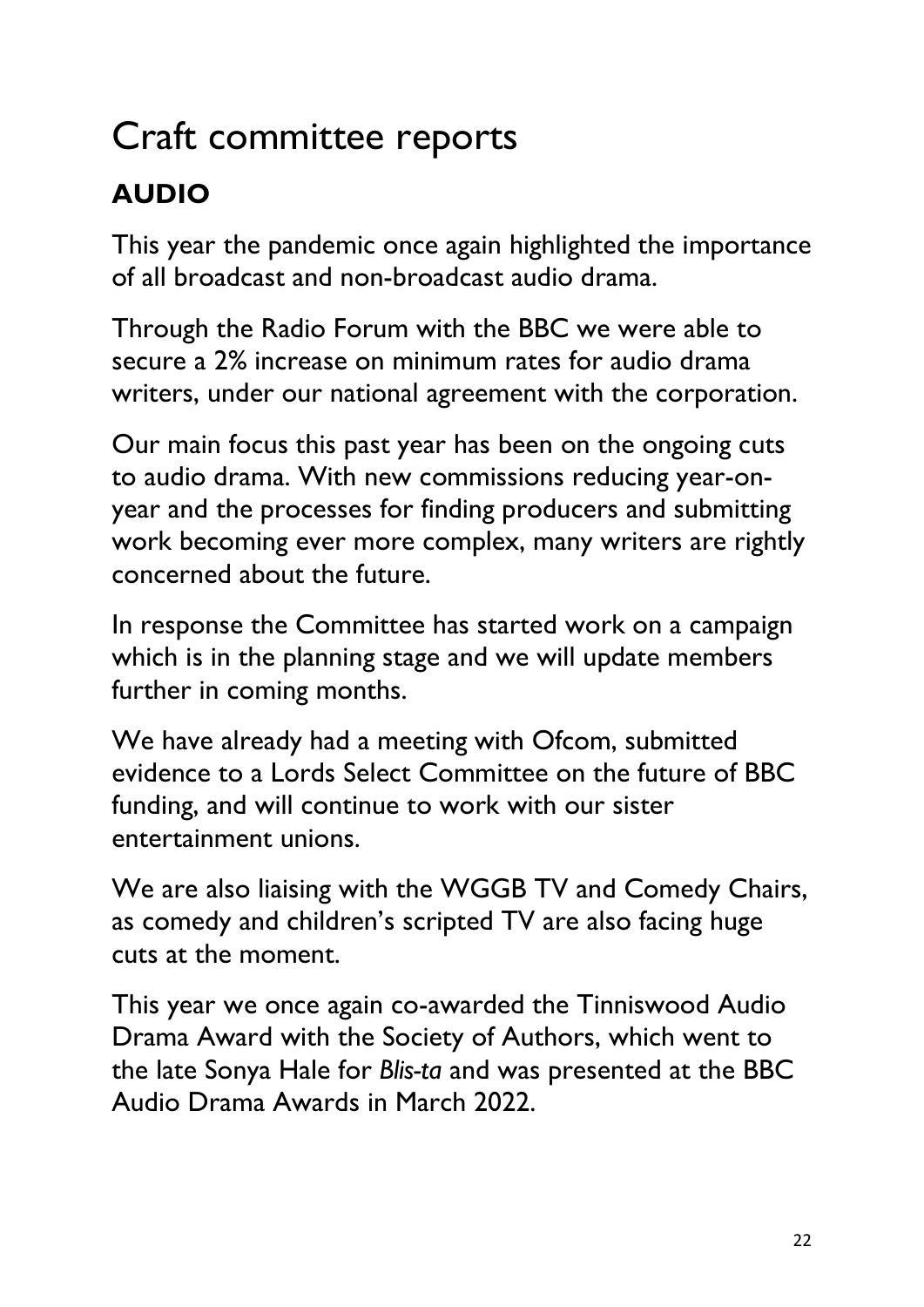# Craft committee reports

## AUDIO

This year the pandemic once again highlighted the importance of all broadcast and non-broadcast audio drama.

Through the Radio Forum with the BBC we were able to secure a 2% increase on minimum rates for audio drama writers, under our national agreement with the corporation.

Our main focus this past year has been on the ongoing cuts to audio drama. With new commissions reducing year-on-year and the processes for finding producers and submitting work becoming ever more complex, many writers are rightly concerned about the future.

In response the Committee has started work on a campaign which is in the planning stage and we will update members further in coming months.

We have already had a meeting with Ofcom, submitted evidence to a Lords Select Committee on the future of BBC funding, and will continue to work with our sister entertainment unions.

We are also liaising with the WGGB TV and Comedy Chairs, as comedy and children's scripted TV are also facing huge cuts at the moment.

This year we once again co-awarded the Tinniswood Audio Drama Award with the Society of Authors, which went to the late Sonya Hale for *Blis-ta* and was presented at the BBC Audio Drama Awards in March 2022.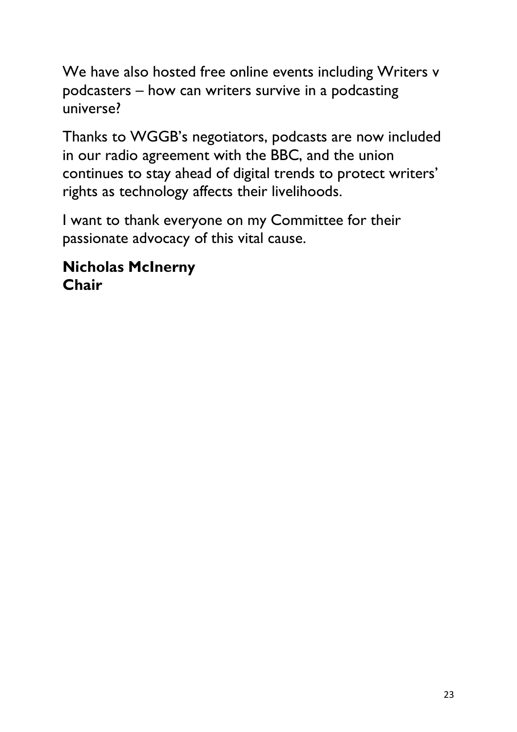We have also hosted free online events including Writers v podcasters – how can writers survive in a podcasting universe?

Thanks to WGGB's negotiators, podcasts are now included in our radio agreement with the BBC, and the union continues to stay ahead of digital trends to protect writers' rights as technology affects their livelihoods.

I want to thank everyone on my Committee for their passionate advocacy of this vital cause.

**Nicholas McInerny**
**Chair**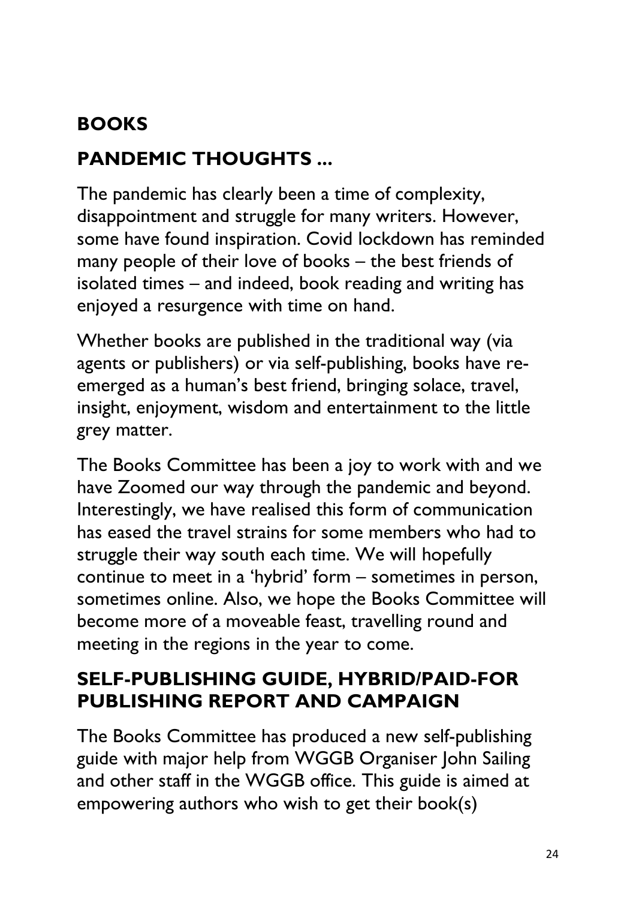# BOOKS

## PANDEMIC THOUGHTS ...

The pandemic has clearly been a time of complexity, disappointment and struggle for many writers. However, some have found inspiration. Covid lockdown has reminded many people of their love of books – the best friends of isolated times – and indeed, book reading and writing has enjoyed a resurgence with time on hand.

Whether books are published in the traditional way (via agents or publishers) or via self-publishing, books have re-emerged as a human's best friend, bringing solace, travel, insight, enjoyment, wisdom and entertainment to the little grey matter.

The Books Committee has been a joy to work with and we have Zoomed our way through the pandemic and beyond. Interestingly, we have realised this form of communication has eased the travel strains for some members who had to struggle their way south each time. We will hopefully continue to meet in a 'hybrid' form – sometimes in person, sometimes online. Also, we hope the Books Committee will become more of a moveable feast, travelling round and meeting in the regions in the year to come.

## SELF-PUBLISHING GUIDE, HYBRID/PAID-FOR PUBLISHING REPORT AND CAMPAIGN

The Books Committee has produced a new self-publishing guide with major help from WGGB Organiser John Sailing and other staff in the WGGB office. This guide is aimed at empowering authors who wish to get their book(s)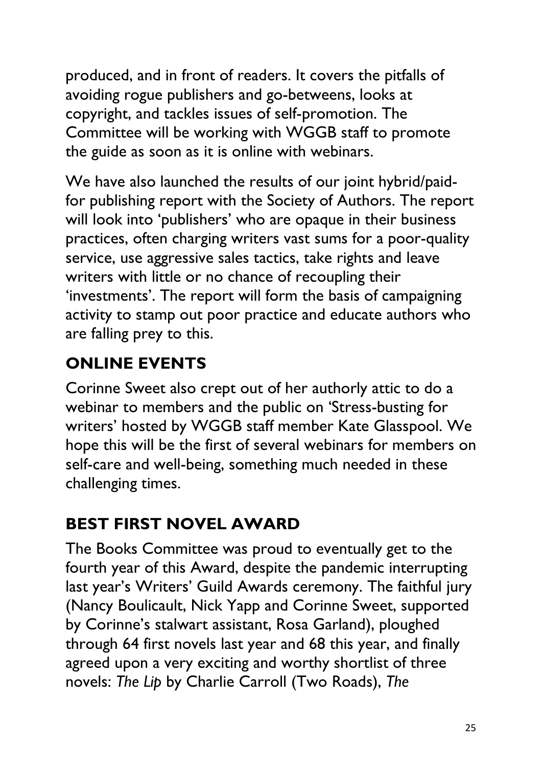produced, and in front of readers. It covers the pitfalls of avoiding rogue publishers and go-betweens, looks at copyright, and tackles issues of self-promotion. The Committee will be working with WGGB staff to promote the guide as soon as it is online with webinars.

We have also launched the results of our joint hybrid/paid-for publishing report with the Society of Authors. The report will look into 'publishers' who are opaque in their business practices, often charging writers vast sums for a poor-quality service, use aggressive sales tactics, take rights and leave writers with little or no chance of recoupling their 'investments'. The report will form the basis of campaigning activity to stamp out poor practice and educate authors who are falling prey to this.

## ONLINE EVENTS

Corinne Sweet also crept out of her authorly attic to do a webinar to members and the public on 'Stress-busting for writers' hosted by WGGB staff member Kate Glasspool. We hope this will be the first of several webinars for members on self-care and well-being, something much needed in these challenging times.

## BEST FIRST NOVEL AWARD

The Books Committee was proud to eventually get to the fourth year of this Award, despite the pandemic interrupting last year's Writers' Guild Awards ceremony. The faithful jury (Nancy Boulicault, Nick Yapp and Corinne Sweet, supported by Corinne's stalwart assistant, Rosa Garland), ploughed through 64 first novels last year and 68 this year, and finally agreed upon a very exciting and worthy shortlist of three novels: *The Lip* by Charlie Carroll (Two Roads), *The*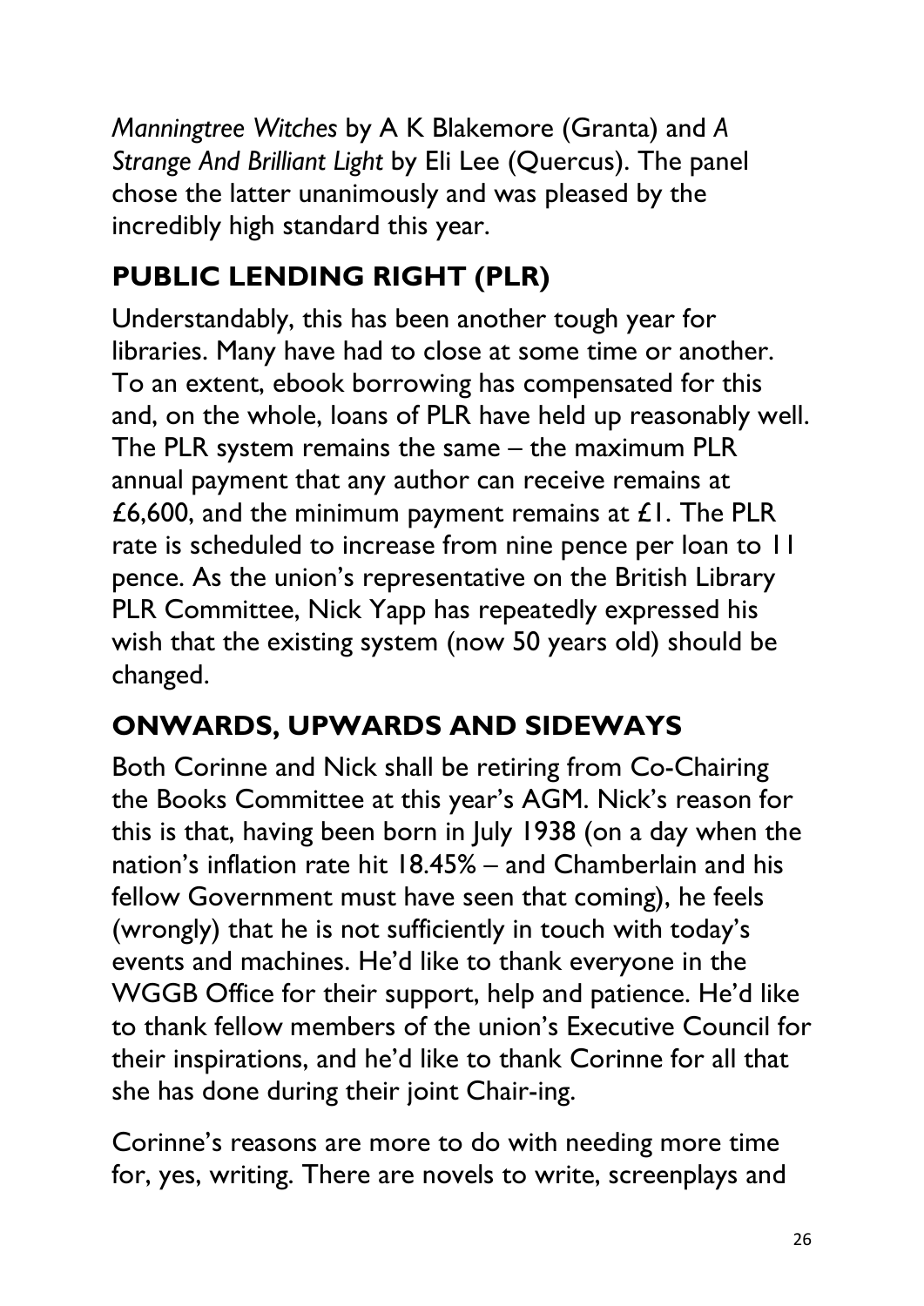*Manningtree Witches* by A K Blakemore (Granta) and *A Strange And Brilliant Light* by Eli Lee (Quercus). The panel chose the latter unanimously and was pleased by the incredibly high standard this year.

## PUBLIC LENDING RIGHT (PLR)

Understandably, this has been another tough year for libraries. Many have had to close at some time or another. To an extent, ebook borrowing has compensated for this and, on the whole, loans of PLR have held up reasonably well. The PLR system remains the same – the maximum PLR annual payment that any author can receive remains at £6,600, and the minimum payment remains at £1. The PLR rate is scheduled to increase from nine pence per loan to 11 pence. As the union's representative on the British Library PLR Committee, Nick Yapp has repeatedly expressed his wish that the existing system (now 50 years old) should be changed.

## ONWARDS, UPWARDS AND SIDEWAYS

Both Corinne and Nick shall be retiring from Co-Chairing the Books Committee at this year's AGM. Nick's reason for this is that, having been born in July 1938 (on a day when the nation's inflation rate hit 18.45% – and Chamberlain and his fellow Government must have seen that coming), he feels (wrongly) that he is not sufficiently in touch with today's events and machines. He'd like to thank everyone in the WGGB Office for their support, help and patience. He'd like to thank fellow members of the union's Executive Council for their inspirations, and he'd like to thank Corinne for all that she has done during their joint Chair-ing.

Corinne's reasons are more to do with needing more time for, yes, writing. There are novels to write, screenplays and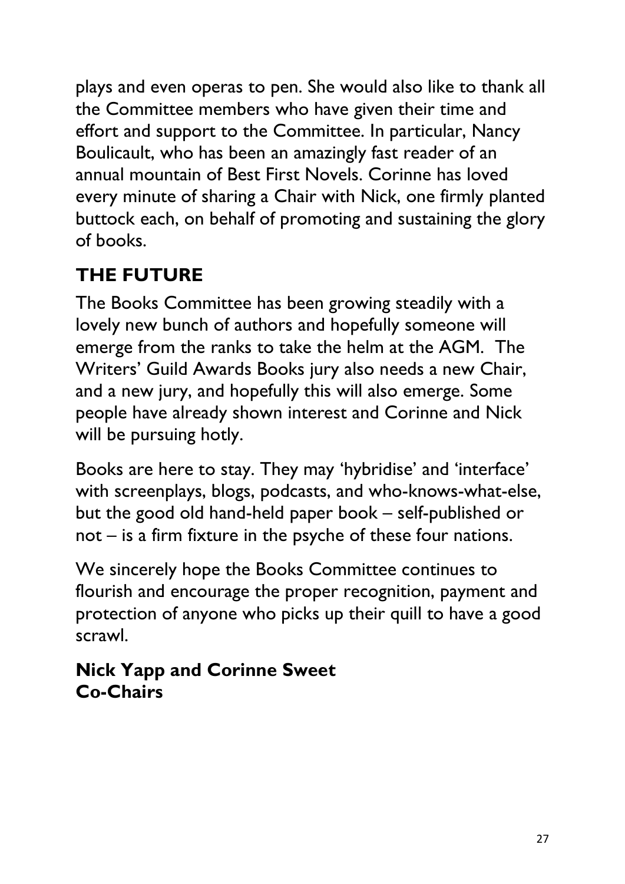plays and even operas to pen. She would also like to thank all the Committee members who have given their time and effort and support to the Committee. In particular, Nancy Boulicault, who has been an amazingly fast reader of an annual mountain of Best First Novels. Corinne has loved every minute of sharing a Chair with Nick, one firmly planted buttock each, on behalf of promoting and sustaining the glory of books.

## THE FUTURE

The Books Committee has been growing steadily with a lovely new bunch of authors and hopefully someone will emerge from the ranks to take the helm at the AGM. The Writers' Guild Awards Books jury also needs a new Chair, and a new jury, and hopefully this will also emerge. Some people have already shown interest and Corinne and Nick will be pursuing hotly.

Books are here to stay. They may 'hybridise' and 'interface' with screenplays, blogs, podcasts, and who-knows-what-else, but the good old hand-held paper book – self-published or not – is a firm fixture in the psyche of these four nations.

We sincerely hope the Books Committee continues to flourish and encourage the proper recognition, payment and protection of anyone who picks up their quill to have a good scrawl.

**Nick Yapp and Corinne Sweet**
**Co-Chairs**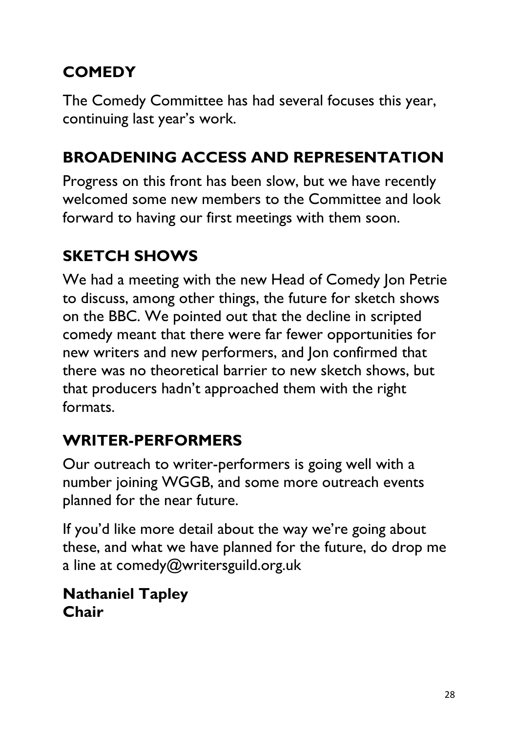## COMEDY

The Comedy Committee has had several focuses this year, continuing last year's work.

## BROADENING ACCESS AND REPRESENTATION

Progress on this front has been slow, but we have recently welcomed some new members to the Committee and look forward to having our first meetings with them soon.

## SKETCH SHOWS

We had a meeting with the new Head of Comedy Jon Petrie to discuss, among other things, the future for sketch shows on the BBC. We pointed out that the decline in scripted comedy meant that there were far fewer opportunities for new writers and new performers, and Jon confirmed that there was no theoretical barrier to new sketch shows, but that producers hadn't approached them with the right formats.

## WRITER-PERFORMERS

Our outreach to writer-performers is going well with a number joining WGGB, and some more outreach events planned for the near future.

If you'd like more detail about the way we're going about these, and what we have planned for the future, do drop me a line at comedy@writersguild.org.uk

**Nathaniel Tapley**
**Chair**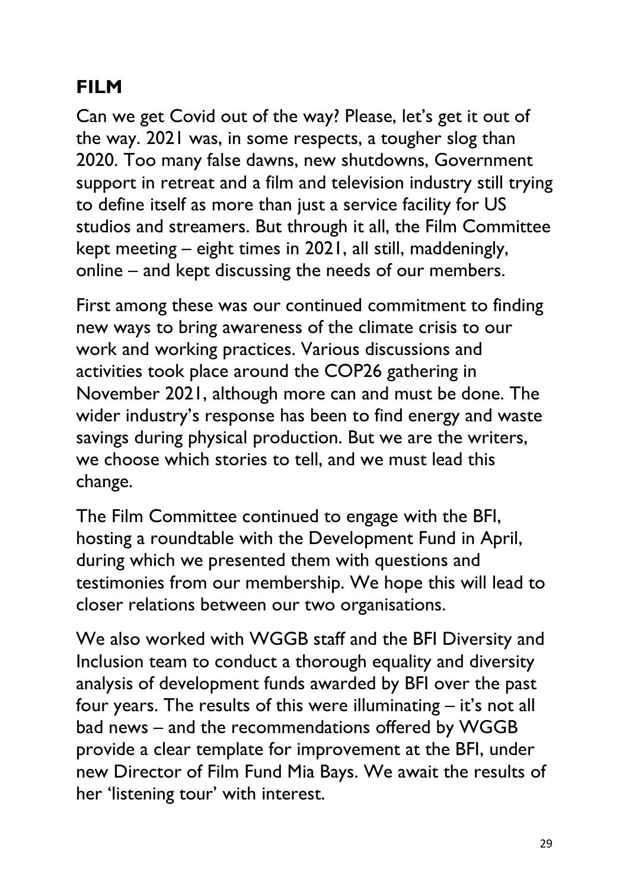## FILM

Can we get Covid out of the way? Please, let's get it out of the way. 2021 was, in some respects, a tougher slog than 2020. Too many false dawns, new shutdowns, Government support in retreat and a film and television industry still trying to define itself as more than just a service facility for US studios and streamers. But through it all, the Film Committee kept meeting – eight times in 2021, all still, maddeningly, online – and kept discussing the needs of our members.

First among these was our continued commitment to finding new ways to bring awareness of the climate crisis to our work and working practices. Various discussions and activities took place around the COP26 gathering in November 2021, although more can and must be done. The wider industry's response has been to find energy and waste savings during physical production. But we are the writers, we choose which stories to tell, and we must lead this change.

The Film Committee continued to engage with the BFI, hosting a roundtable with the Development Fund in April, during which we presented them with questions and testimonies from our membership. We hope this will lead to closer relations between our two organisations.

We also worked with WGGB staff and the BFI Diversity and Inclusion team to conduct a thorough equality and diversity analysis of development funds awarded by BFI over the past four years. The results of this were illuminating – it's not all bad news – and the recommendations offered by WGGB provide a clear template for improvement at the BFI, under new Director of Film Fund Mia Bays. We await the results of her 'listening tour' with interest.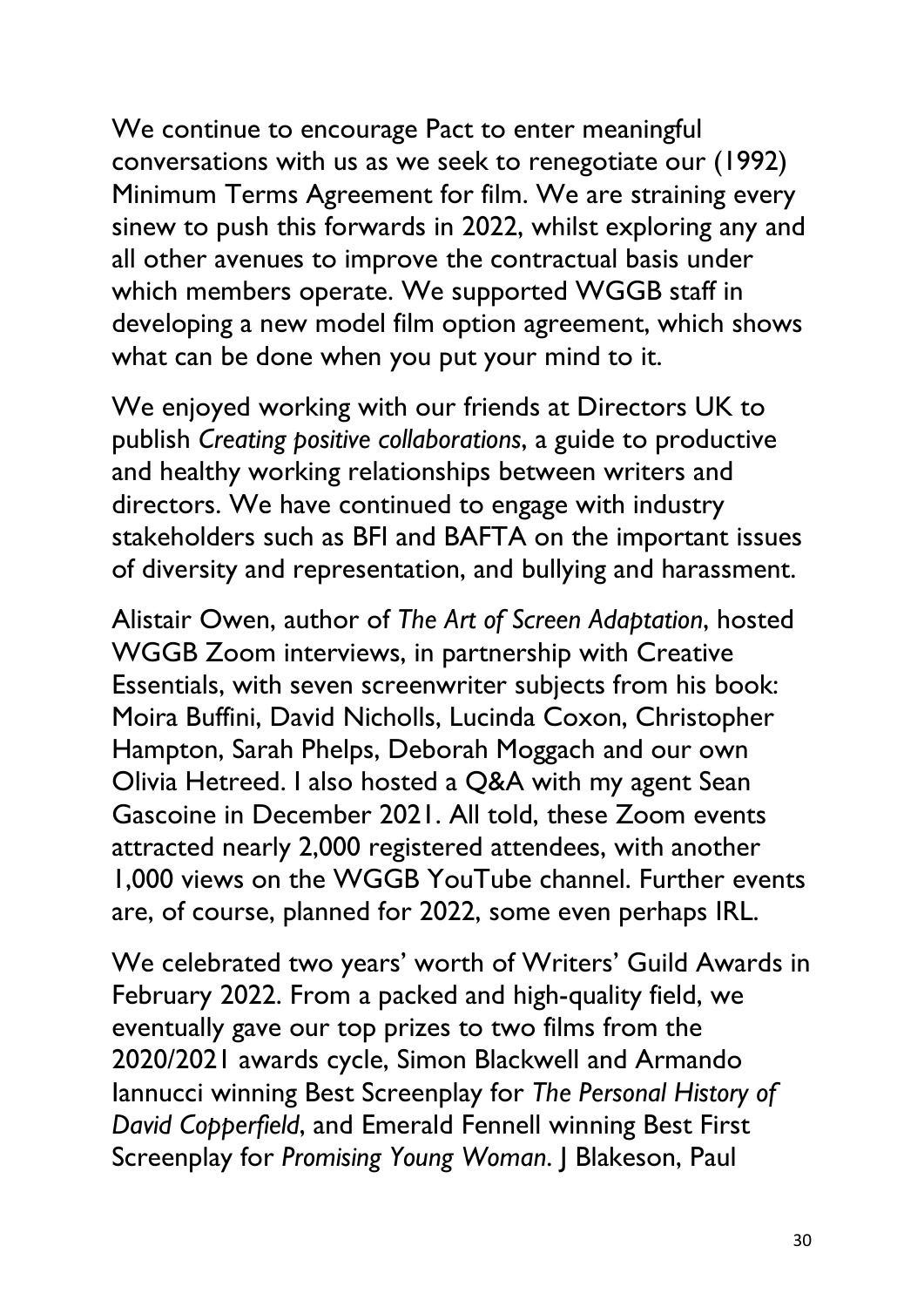We continue to encourage Pact to enter meaningful conversations with us as we seek to renegotiate our (1992) Minimum Terms Agreement for film. We are straining every sinew to push this forwards in 2022, whilst exploring any and all other avenues to improve the contractual basis under which members operate. We supported WGGB staff in developing a new model film option agreement, which shows what can be done when you put your mind to it.

We enjoyed working with our friends at Directors UK to publish *Creating positive collaborations*, a guide to productive and healthy working relationships between writers and directors. We have continued to engage with industry stakeholders such as BFI and BAFTA on the important issues of diversity and representation, and bullying and harassment.

Alistair Owen, author of *The Art of Screen Adaptation*, hosted WGGB Zoom interviews, in partnership with Creative Essentials, with seven screenwriter subjects from his book: Moira Buffini, David Nicholls, Lucinda Coxon, Christopher Hampton, Sarah Phelps, Deborah Moggach and our own Olivia Hetreed. I also hosted a Q&A with my agent Sean Gascoine in December 2021. All told, these Zoom events attracted nearly 2,000 registered attendees, with another 1,000 views on the WGGB YouTube channel. Further events are, of course, planned for 2022, some even perhaps IRL.

We celebrated two years' worth of Writers' Guild Awards in February 2022. From a packed and high-quality field, we eventually gave our top prizes to two films from the 2020/2021 awards cycle, Simon Blackwell and Armando Iannucci winning Best Screenplay for *The Personal History of David Copperfield*, and Emerald Fennell winning Best First Screenplay for *Promising Young Woman*. J Blakeson, Paul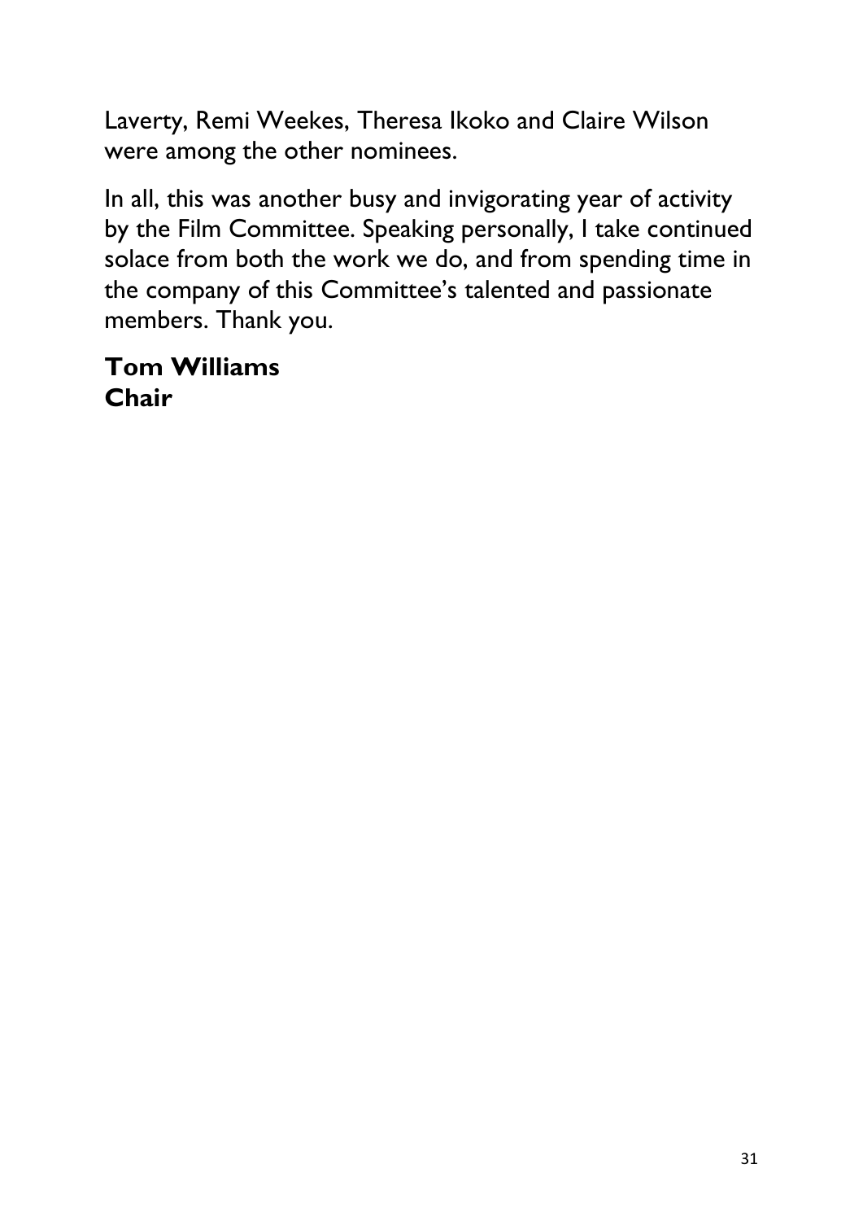Laverty, Remi Weekes, Theresa Ikoko and Claire Wilson were among the other nominees.

In all, this was another busy and invigorating year of activity by the Film Committee. Speaking personally, I take continued solace from both the work we do, and from spending time in the company of this Committee's talented and passionate members. Thank you.

**Tom Williams**
**Chair**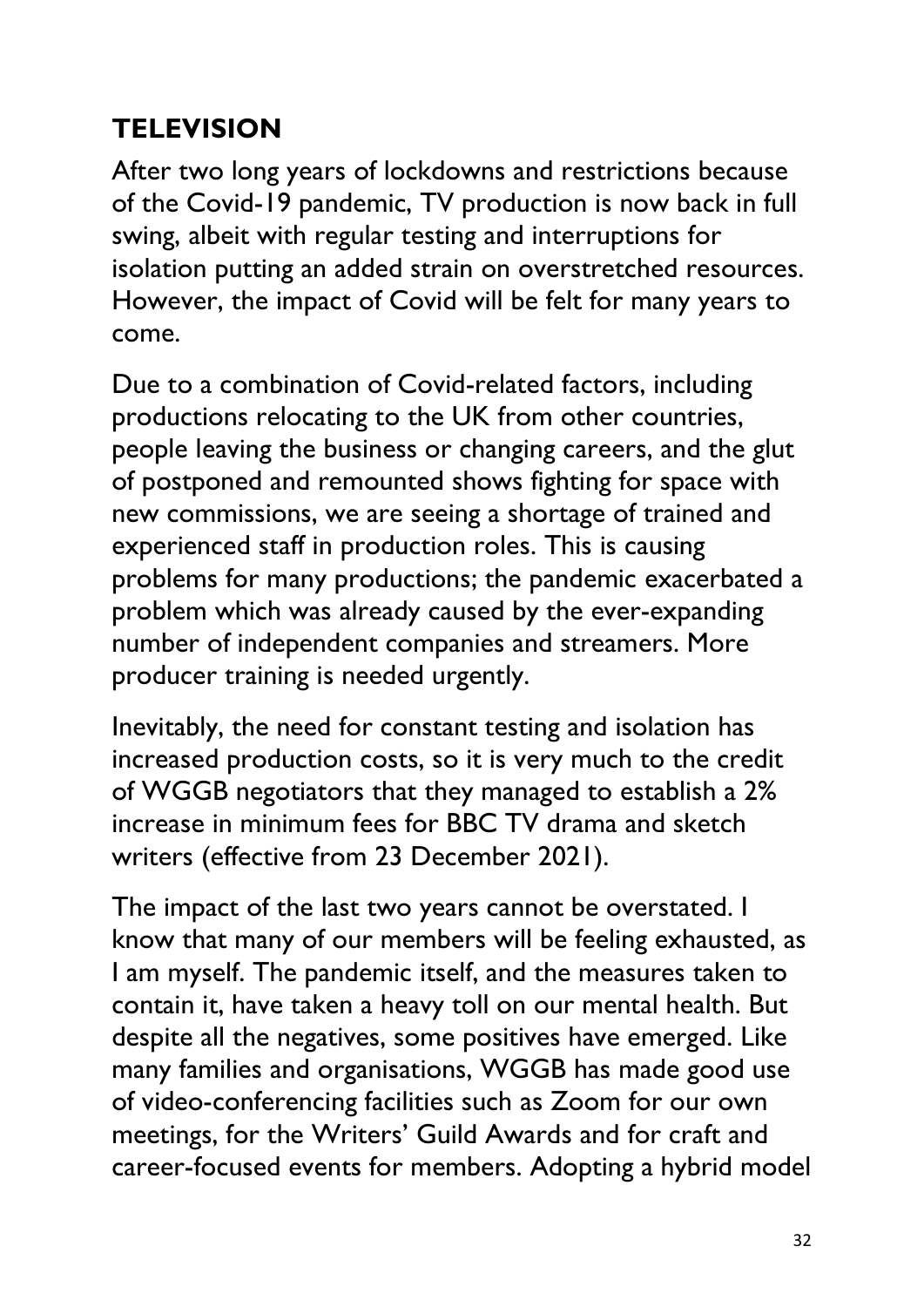## TELEVISION

After two long years of lockdowns and restrictions because of the Covid-19 pandemic, TV production is now back in full swing, albeit with regular testing and interruptions for isolation putting an added strain on overstretched resources. However, the impact of Covid will be felt for many years to come.

Due to a combination of Covid-related factors, including productions relocating to the UK from other countries, people leaving the business or changing careers, and the glut of postponed and remounted shows fighting for space with new commissions, we are seeing a shortage of trained and experienced staff in production roles. This is causing problems for many productions; the pandemic exacerbated a problem which was already caused by the ever-expanding number of independent companies and streamers. More producer training is needed urgently.

Inevitably, the need for constant testing and isolation has increased production costs, so it is very much to the credit of WGGB negotiators that they managed to establish a 2% increase in minimum fees for BBC TV drama and sketch writers (effective from 23 December 2021).

The impact of the last two years cannot be overstated. I know that many of our members will be feeling exhausted, as I am myself. The pandemic itself, and the measures taken to contain it, have taken a heavy toll on our mental health. But despite all the negatives, some positives have emerged. Like many families and organisations, WGGB has made good use of video-conferencing facilities such as Zoom for our own meetings, for the Writers' Guild Awards and for craft and career-focused events for members. Adopting a hybrid model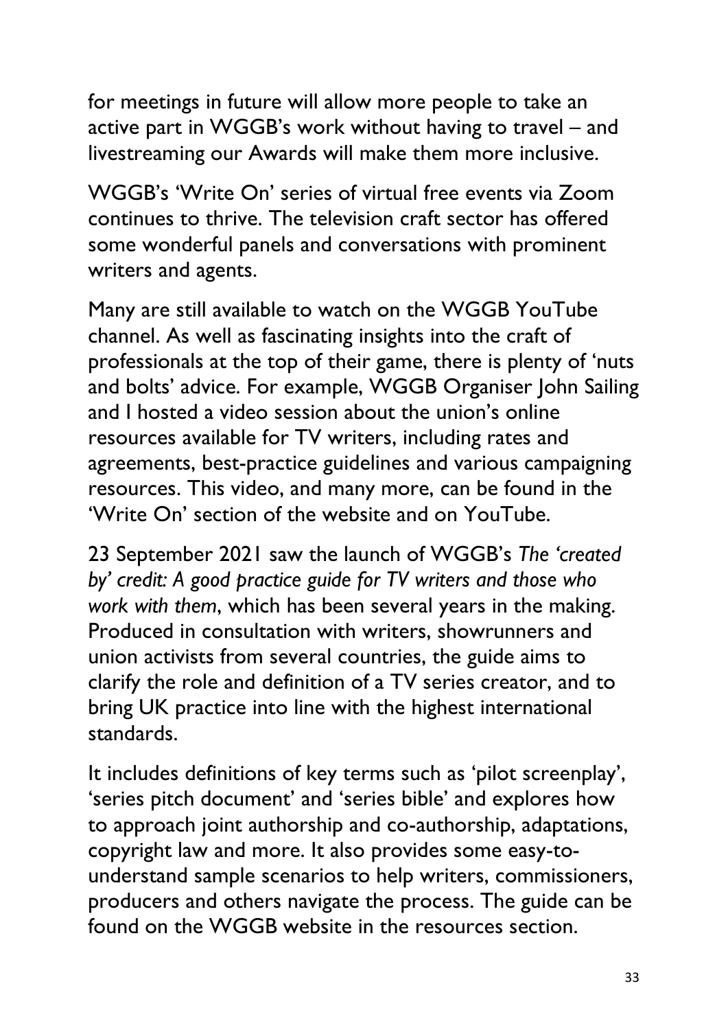for meetings in future will allow more people to take an active part in WGGB's work without having to travel – and livestreaming our Awards will make them more inclusive.

WGGB's 'Write On' series of virtual free events via Zoom continues to thrive. The television craft sector has offered some wonderful panels and conversations with prominent writers and agents.

Many are still available to watch on the WGGB YouTube channel. As well as fascinating insights into the craft of professionals at the top of their game, there is plenty of 'nuts and bolts' advice. For example, WGGB Organiser John Sailing and I hosted a video session about the union's online resources available for TV writers, including rates and agreements, best-practice guidelines and various campaigning resources. This video, and many more, can be found in the 'Write On' section of the website and on YouTube.

23 September 2021 saw the launch of WGGB's *The 'created by' credit: A good practice guide for TV writers and those who work with them*, which has been several years in the making. Produced in consultation with writers, showrunners and union activists from several countries, the guide aims to clarify the role and definition of a TV series creator, and to bring UK practice into line with the highest international standards.

It includes definitions of key terms such as 'pilot screenplay', 'series pitch document' and 'series bible' and explores how to approach joint authorship and co-authorship, adaptations, copyright law and more. It also provides some easy-to-understand sample scenarios to help writers, commissioners, producers and others navigate the process. The guide can be found on the WGGB website in the resources section.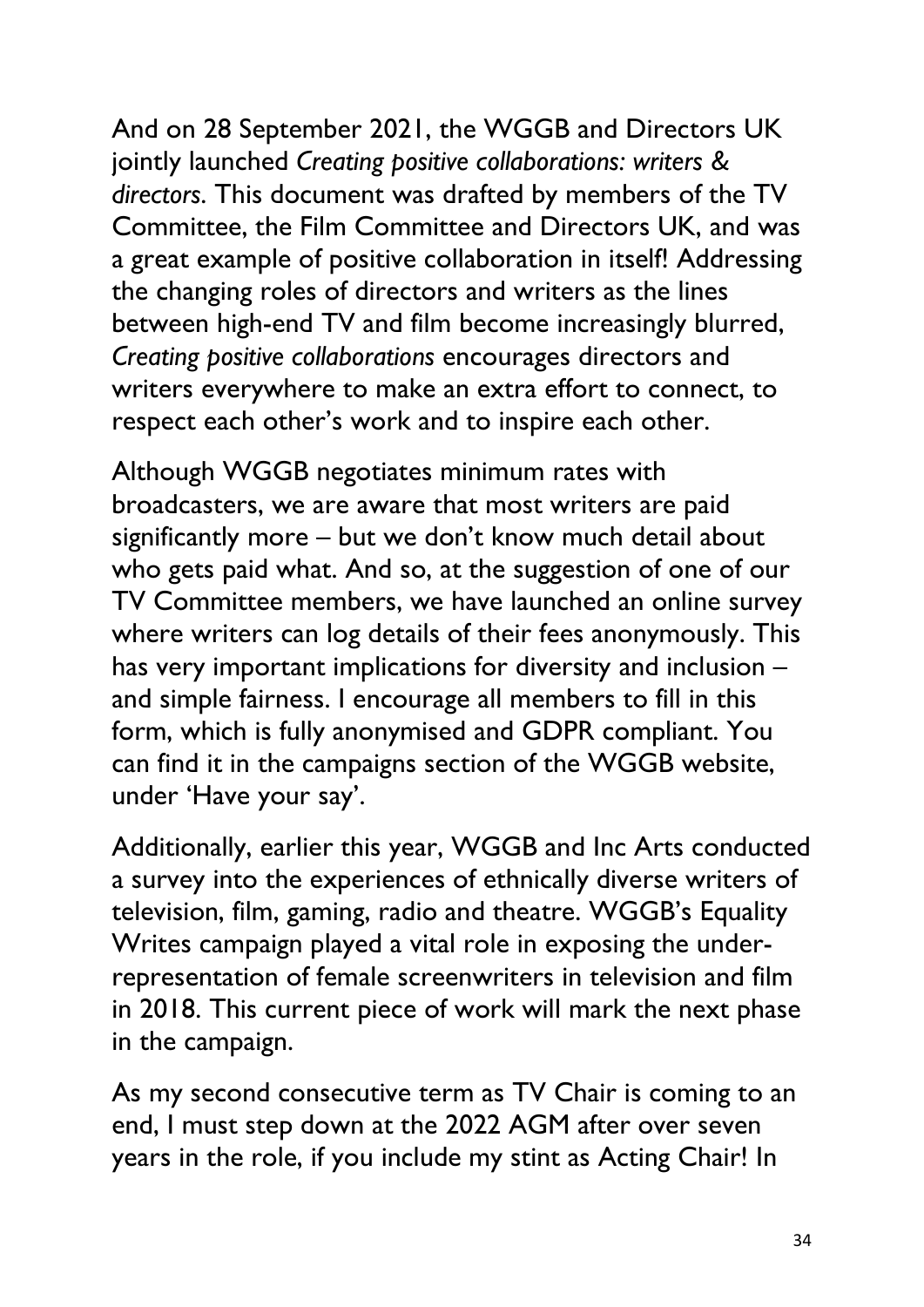And on 28 September 2021, the WGGB and Directors UK jointly launched *Creating positive collaborations: writers & directors*. This document was drafted by members of the TV Committee, the Film Committee and Directors UK, and was a great example of positive collaboration in itself! Addressing the changing roles of directors and writers as the lines between high-end TV and film become increasingly blurred, *Creating positive collaborations* encourages directors and writers everywhere to make an extra effort to connect, to respect each other's work and to inspire each other.

Although WGGB negotiates minimum rates with broadcasters, we are aware that most writers are paid significantly more – but we don't know much detail about who gets paid what. And so, at the suggestion of one of our TV Committee members, we have launched an online survey where writers can log details of their fees anonymously. This has very important implications for diversity and inclusion – and simple fairness. I encourage all members to fill in this form, which is fully anonymised and GDPR compliant. You can find it in the campaigns section of the WGGB website, under 'Have your say'.

Additionally, earlier this year, WGGB and Inc Arts conducted a survey into the experiences of ethnically diverse writers of television, film, gaming, radio and theatre. WGGB's Equality Writes campaign played a vital role in exposing the under-representation of female screenwriters in television and film in 2018. This current piece of work will mark the next phase in the campaign.

As my second consecutive term as TV Chair is coming to an end, I must step down at the 2022 AGM after over seven years in the role, if you include my stint as Acting Chair! In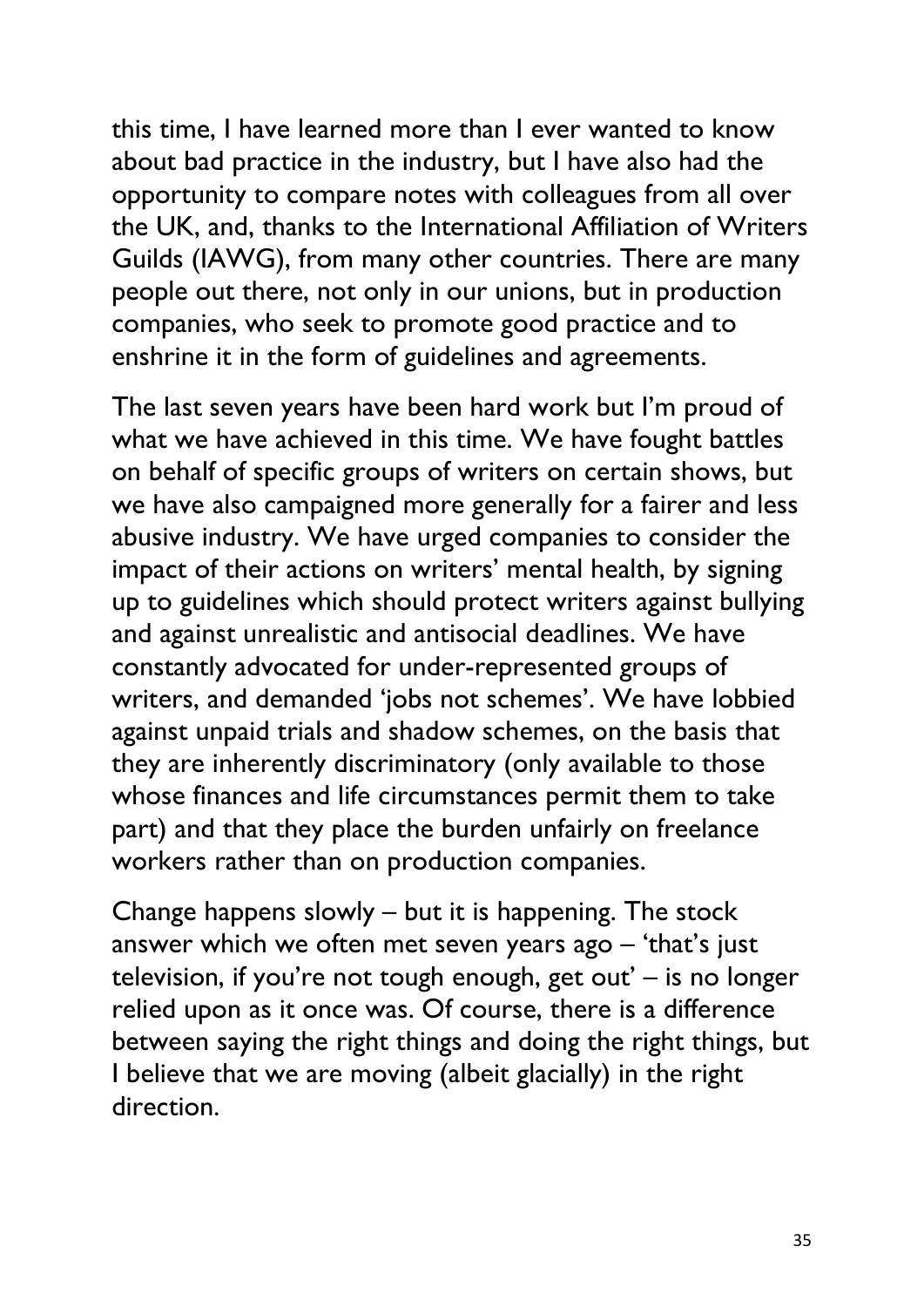this time, I have learned more than I ever wanted to know about bad practice in the industry, but I have also had the opportunity to compare notes with colleagues from all over the UK, and, thanks to the International Affiliation of Writers Guilds (IAWG), from many other countries. There are many people out there, not only in our unions, but in production companies, who seek to promote good practice and to enshrine it in the form of guidelines and agreements.

The last seven years have been hard work but I'm proud of what we have achieved in this time. We have fought battles on behalf of specific groups of writers on certain shows, but we have also campaigned more generally for a fairer and less abusive industry. We have urged companies to consider the impact of their actions on writers' mental health, by signing up to guidelines which should protect writers against bullying and against unrealistic and antisocial deadlines. We have constantly advocated for under-represented groups of writers, and demanded 'jobs not schemes'. We have lobbied against unpaid trials and shadow schemes, on the basis that they are inherently discriminatory (only available to those whose finances and life circumstances permit them to take part) and that they place the burden unfairly on freelance workers rather than on production companies.

Change happens slowly – but it is happening. The stock answer which we often met seven years ago – 'that's just television, if you're not tough enough, get out' – is no longer relied upon as it once was. Of course, there is a difference between saying the right things and doing the right things, but I believe that we are moving (albeit glacially) in the right direction.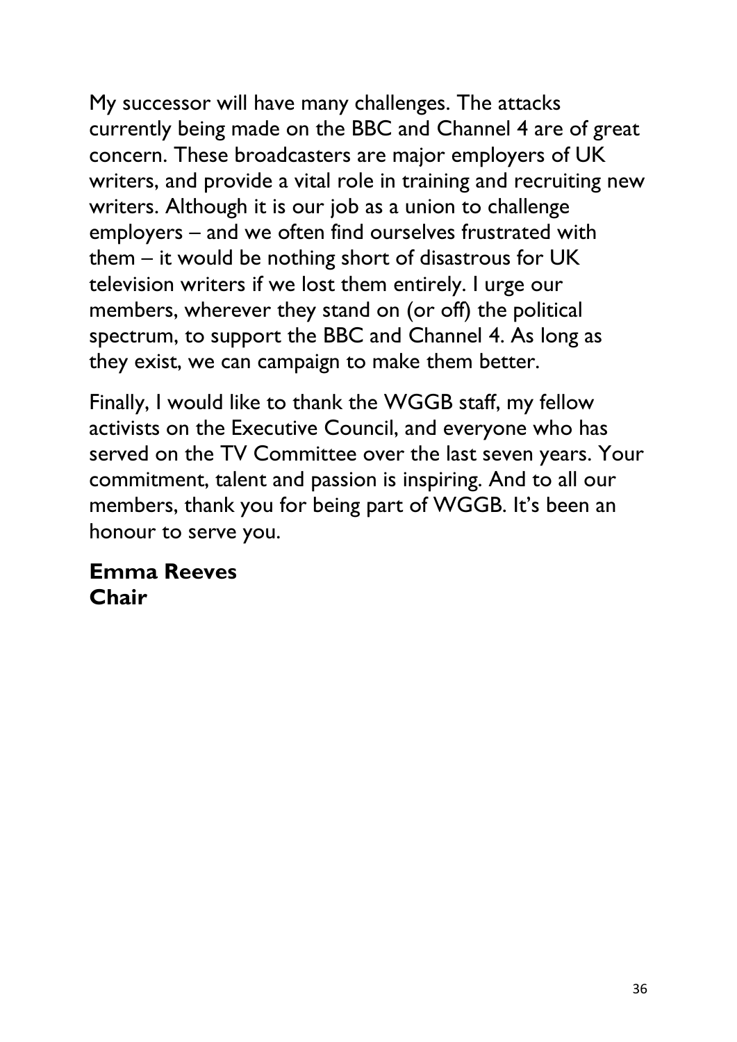My successor will have many challenges. The attacks currently being made on the BBC and Channel 4 are of great concern. These broadcasters are major employers of UK writers, and provide a vital role in training and recruiting new writers. Although it is our job as a union to challenge employers – and we often find ourselves frustrated with them – it would be nothing short of disastrous for UK television writers if we lost them entirely. I urge our members, wherever they stand on (or off) the political spectrum, to support the BBC and Channel 4. As long as they exist, we can campaign to make them better.

Finally, I would like to thank the WGGB staff, my fellow activists on the Executive Council, and everyone who has served on the TV Committee over the last seven years. Your commitment, talent and passion is inspiring. And to all our members, thank you for being part of WGGB. It's been an honour to serve you.

**Emma Reeves**
**Chair**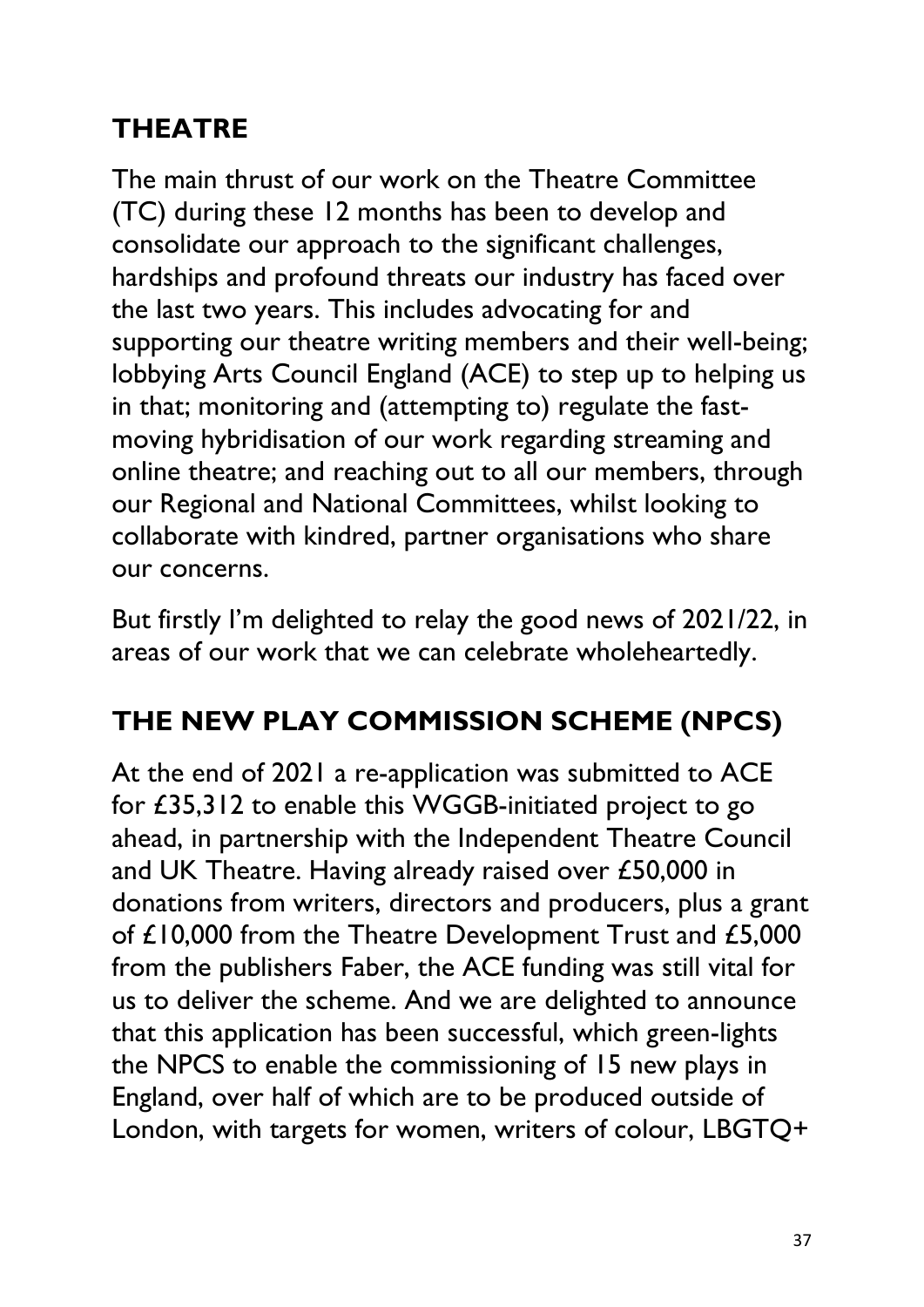## THEATRE

The main thrust of our work on the Theatre Committee (TC) during these 12 months has been to develop and consolidate our approach to the significant challenges, hardships and profound threats our industry has faced over the last two years. This includes advocating for and supporting our theatre writing members and their well-being; lobbying Arts Council England (ACE) to step up to helping us in that; monitoring and (attempting to) regulate the fast-moving hybridisation of our work regarding streaming and online theatre; and reaching out to all our members, through our Regional and National Committees, whilst looking to collaborate with kindred, partner organisations who share our concerns.

But firstly I'm delighted to relay the good news of 2021/22, in areas of our work that we can celebrate wholeheartedly.

## THE NEW PLAY COMMISSION SCHEME (NPCS)

At the end of 2021 a re-application was submitted to ACE for £35,312 to enable this WGGB-initiated project to go ahead, in partnership with the Independent Theatre Council and UK Theatre. Having already raised over £50,000 in donations from writers, directors and producers, plus a grant of £10,000 from the Theatre Development Trust and £5,000 from the publishers Faber, the ACE funding was still vital for us to deliver the scheme. And we are delighted to announce that this application has been successful, which green-lights the NPCS to enable the commissioning of 15 new plays in England, over half of which are to be produced outside of London, with targets for women, writers of colour, LBGTQ+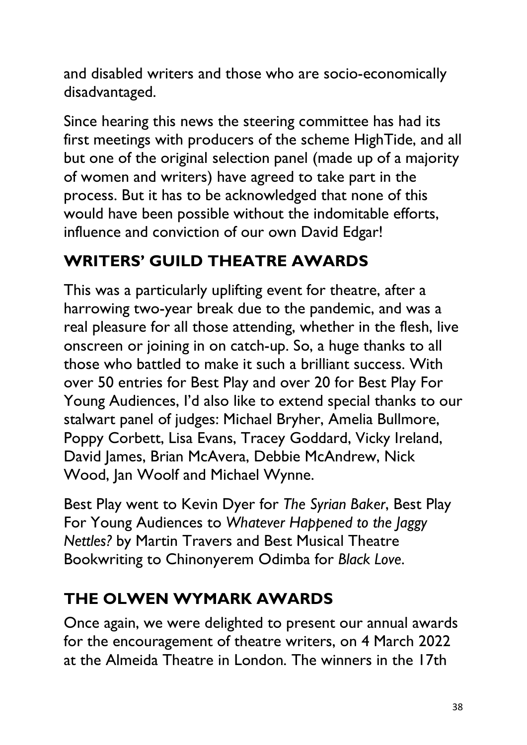and disabled writers and those who are socio-economically disadvantaged.

Since hearing this news the steering committee has had its first meetings with producers of the scheme HighTide, and all but one of the original selection panel (made up of a majority of women and writers) have agreed to take part in the process. But it has to be acknowledged that none of this would have been possible without the indomitable efforts, influence and conviction of our own David Edgar!

## WRITERS' GUILD THEATRE AWARDS

This was a particularly uplifting event for theatre, after a harrowing two-year break due to the pandemic, and was a real pleasure for all those attending, whether in the flesh, live onscreen or joining in on catch-up. So, a huge thanks to all those who battled to make it such a brilliant success. With over 50 entries for Best Play and over 20 for Best Play For Young Audiences, I'd also like to extend special thanks to our stalwart panel of judges: Michael Bryher, Amelia Bullmore, Poppy Corbett, Lisa Evans, Tracey Goddard, Vicky Ireland, David James, Brian McAvera, Debbie McAndrew, Nick Wood, Jan Woolf and Michael Wynne.

Best Play went to Kevin Dyer for *The Syrian Baker*, Best Play For Young Audiences to *Whatever Happened to the Jaggy Nettles?* by Martin Travers and Best Musical Theatre Bookwriting to Chinonyerem Odimba for *Black Love*.

## THE OLWEN WYMARK AWARDS

Once again, we were delighted to present our annual awards for the encouragement of theatre writers, on 4 March 2022 at the Almeida Theatre in London. The winners in the 17th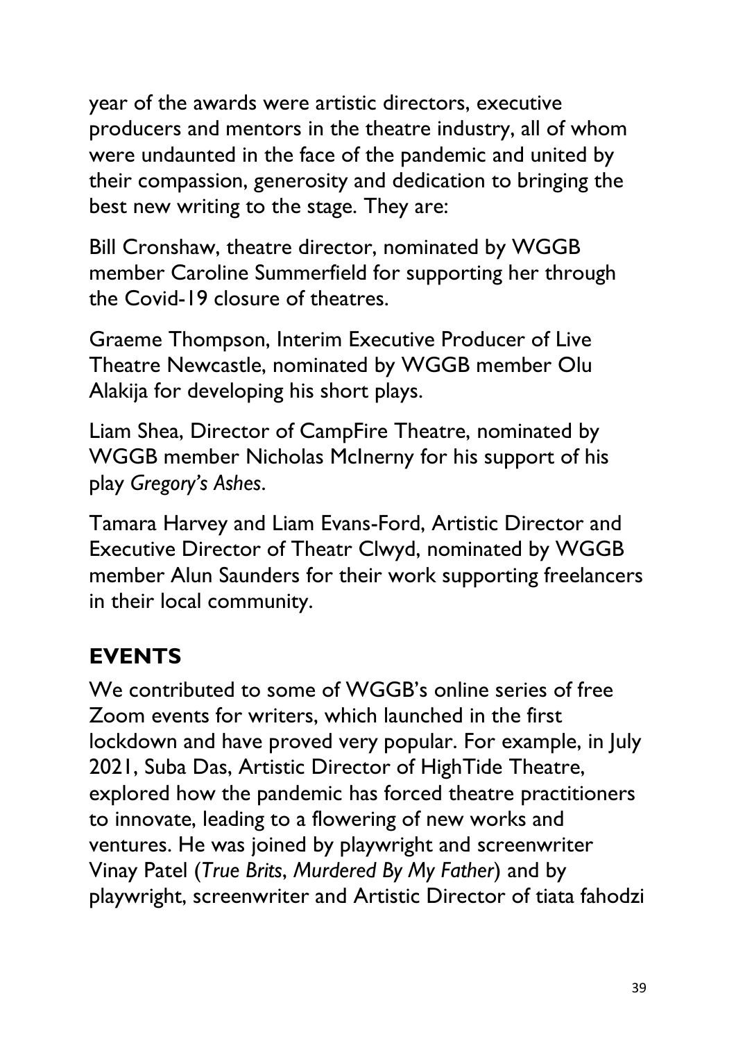year of the awards were artistic directors, executive producers and mentors in the theatre industry, all of whom were undaunted in the face of the pandemic and united by their compassion, generosity and dedication to bringing the best new writing to the stage. They are:

Bill Cronshaw, theatre director, nominated by WGGB member Caroline Summerfield for supporting her through the Covid-19 closure of theatres.

Graeme Thompson, Interim Executive Producer of Live Theatre Newcastle, nominated by WGGB member Olu Alakija for developing his short plays.

Liam Shea, Director of CampFire Theatre, nominated by WGGB member Nicholas McInerny for his support of his play *Gregory's Ashes*.

Tamara Harvey and Liam Evans-Ford, Artistic Director and Executive Director of Theatr Clwyd, nominated by WGGB member Alun Saunders for their work supporting freelancers in their local community.

## EVENTS

We contributed to some of WGGB's online series of free Zoom events for writers, which launched in the first lockdown and have proved very popular. For example, in July 2021, Suba Das, Artistic Director of HighTide Theatre, explored how the pandemic has forced theatre practitioners to innovate, leading to a flowering of new works and ventures. He was joined by playwright and screenwriter Vinay Patel (*True Brits*, *Murdered By My Father*) and by playwright, screenwriter and Artistic Director of tiata fahodzi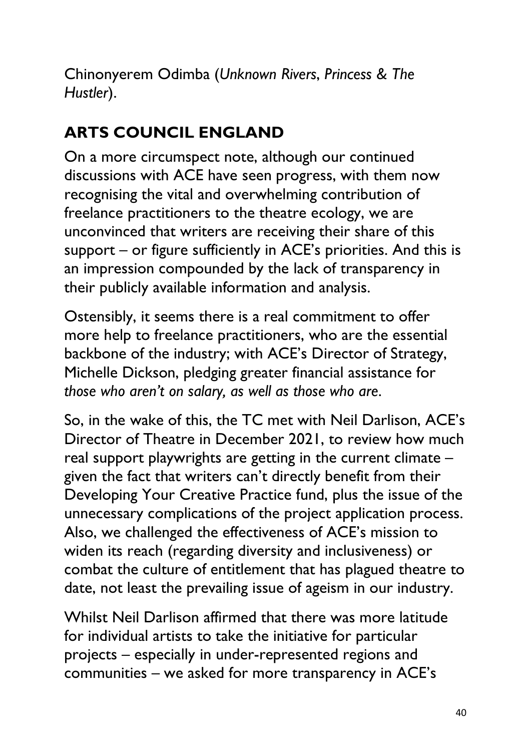Chinonyerem Odimba (*Unknown Rivers*, *Princess & The Hustler*).

## ARTS COUNCIL ENGLAND

On a more circumspect note, although our continued discussions with ACE have seen progress, with them now recognising the vital and overwhelming contribution of freelance practitioners to the theatre ecology, we are unconvinced that writers are receiving their share of this support – or figure sufficiently in ACE's priorities. And this is an impression compounded by the lack of transparency in their publicly available information and analysis.

Ostensibly, it seems there is a real commitment to offer more help to freelance practitioners, who are the essential backbone of the industry; with ACE's Director of Strategy, Michelle Dickson, pledging greater financial assistance for *those who aren't on salary, as well as those who are*.

So, in the wake of this, the TC met with Neil Darlison, ACE's Director of Theatre in December 2021, to review how much real support playwrights are getting in the current climate – given the fact that writers can't directly benefit from their Developing Your Creative Practice fund, plus the issue of the unnecessary complications of the project application process. Also, we challenged the effectiveness of ACE's mission to widen its reach (regarding diversity and inclusiveness) or combat the culture of entitlement that has plagued theatre to date, not least the prevailing issue of ageism in our industry.

Whilst Neil Darlison affirmed that there was more latitude for individual artists to take the initiative for particular projects – especially in under-represented regions and communities – we asked for more transparency in ACE's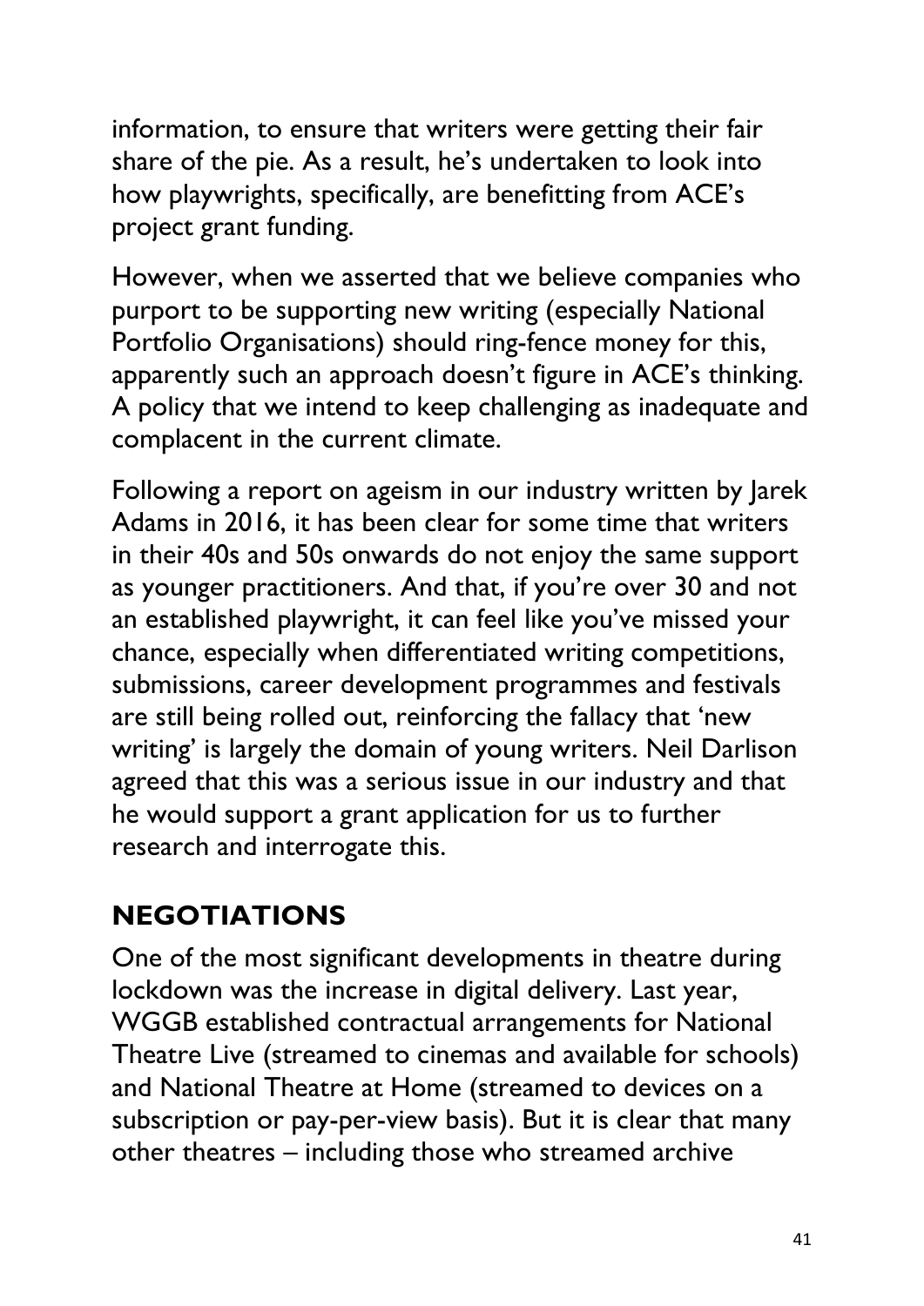information, to ensure that writers were getting their fair share of the pie. As a result, he's undertaken to look into how playwrights, specifically, are benefitting from ACE's project grant funding.

However, when we asserted that we believe companies who purport to be supporting new writing (especially National Portfolio Organisations) should ring-fence money for this, apparently such an approach doesn't figure in ACE's thinking. A policy that we intend to keep challenging as inadequate and complacent in the current climate.

Following a report on ageism in our industry written by Jarek Adams in 2016, it has been clear for some time that writers in their 40s and 50s onwards do not enjoy the same support as younger practitioners. And that, if you're over 30 and not an established playwright, it can feel like you've missed your chance, especially when differentiated writing competitions, submissions, career development programmes and festivals are still being rolled out, reinforcing the fallacy that 'new writing' is largely the domain of young writers. Neil Darlison agreed that this was a serious issue in our industry and that he would support a grant application for us to further research and interrogate this.

## NEGOTIATIONS

One of the most significant developments in theatre during lockdown was the increase in digital delivery. Last year, WGGB established contractual arrangements for National Theatre Live (streamed to cinemas and available for schools) and National Theatre at Home (streamed to devices on a subscription or pay-per-view basis). But it is clear that many other theatres – including those who streamed archive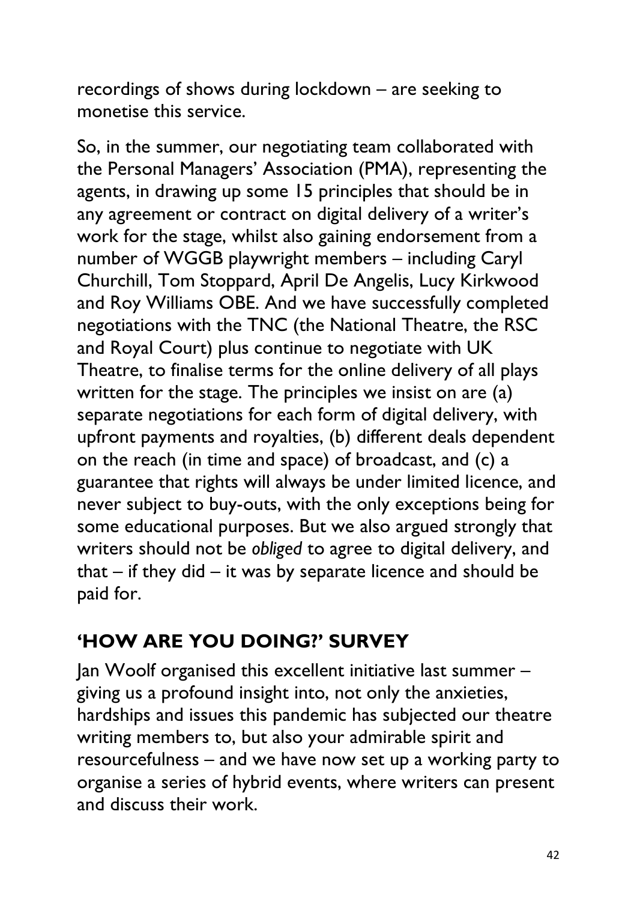recordings of shows during lockdown – are seeking to monetise this service.

So, in the summer, our negotiating team collaborated with the Personal Managers' Association (PMA), representing the agents, in drawing up some 15 principles that should be in any agreement or contract on digital delivery of a writer's work for the stage, whilst also gaining endorsement from a number of WGGB playwright members – including Caryl Churchill, Tom Stoppard, April De Angelis, Lucy Kirkwood and Roy Williams OBE. And we have successfully completed negotiations with the TNC (the National Theatre, the RSC and Royal Court) plus continue to negotiate with UK Theatre, to finalise terms for the online delivery of all plays written for the stage. The principles we insist on are (a) separate negotiations for each form of digital delivery, with upfront payments and royalties, (b) different deals dependent on the reach (in time and space) of broadcast, and (c) a guarantee that rights will always be under limited licence, and never subject to buy-outs, with the only exceptions being for some educational purposes. But we also argued strongly that writers should not be *obliged* to agree to digital delivery, and that – if they did – it was by separate licence and should be paid for.

## 'HOW ARE YOU DOING?' SURVEY

Jan Woolf organised this excellent initiative last summer – giving us a profound insight into, not only the anxieties, hardships and issues this pandemic has subjected our theatre writing members to, but also your admirable spirit and resourcefulness – and we have now set up a working party to organise a series of hybrid events, where writers can present and discuss their work.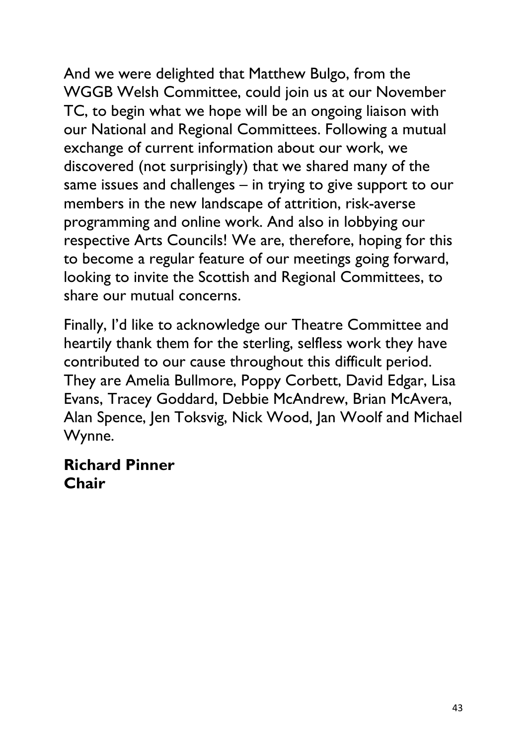And we were delighted that Matthew Bulgo, from the WGGB Welsh Committee, could join us at our November TC, to begin what we hope will be an ongoing liaison with our National and Regional Committees. Following a mutual exchange of current information about our work, we discovered (not surprisingly) that we shared many of the same issues and challenges – in trying to give support to our members in the new landscape of attrition, risk-averse programming and online work. And also in lobbying our respective Arts Councils! We are, therefore, hoping for this to become a regular feature of our meetings going forward, looking to invite the Scottish and Regional Committees, to share our mutual concerns.

Finally, I'd like to acknowledge our Theatre Committee and heartily thank them for the sterling, selfless work they have contributed to our cause throughout this difficult period. They are Amelia Bullmore, Poppy Corbett, David Edgar, Lisa Evans, Tracey Goddard, Debbie McAndrew, Brian McAvera, Alan Spence, Jen Toksvig, Nick Wood, Jan Woolf and Michael Wynne.

**Richard Pinner**
**Chair**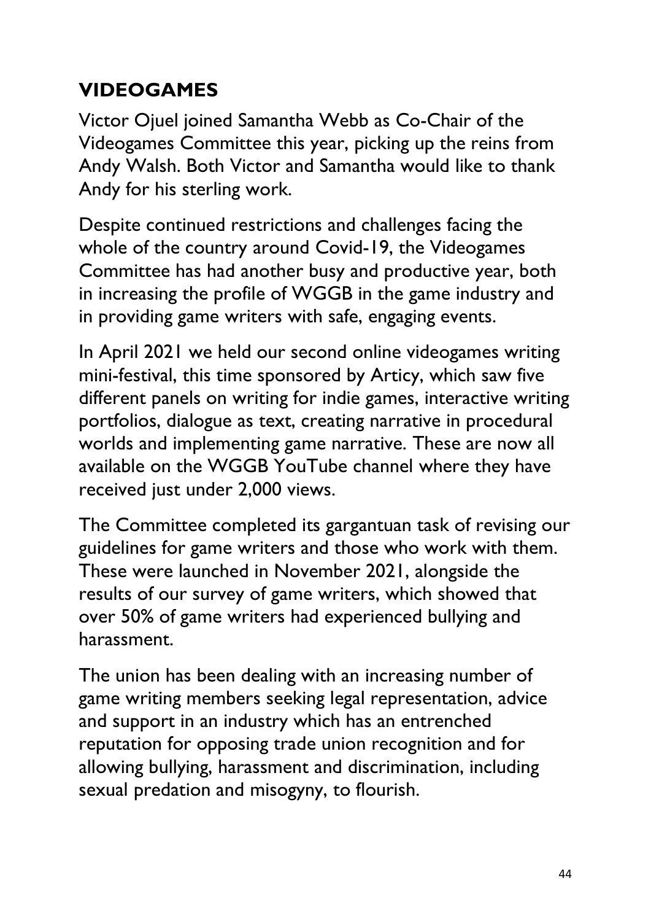## VIDEOGAMES

Victor Ojuel joined Samantha Webb as Co-Chair of the Videogames Committee this year, picking up the reins from Andy Walsh. Both Victor and Samantha would like to thank Andy for his sterling work.

Despite continued restrictions and challenges facing the whole of the country around Covid-19, the Videogames Committee has had another busy and productive year, both in increasing the profile of WGGB in the game industry and in providing game writers with safe, engaging events.

In April 2021 we held our second online videogames writing mini-festival, this time sponsored by Articy, which saw five different panels on writing for indie games, interactive writing portfolios, dialogue as text, creating narrative in procedural worlds and implementing game narrative. These are now all available on the WGGB YouTube channel where they have received just under 2,000 views.

The Committee completed its gargantuan task of revising our guidelines for game writers and those who work with them. These were launched in November 2021, alongside the results of our survey of game writers, which showed that over 50% of game writers had experienced bullying and harassment.

The union has been dealing with an increasing number of game writing members seeking legal representation, advice and support in an industry which has an entrenched reputation for opposing trade union recognition and for allowing bullying, harassment and discrimination, including sexual predation and misogyny, to flourish.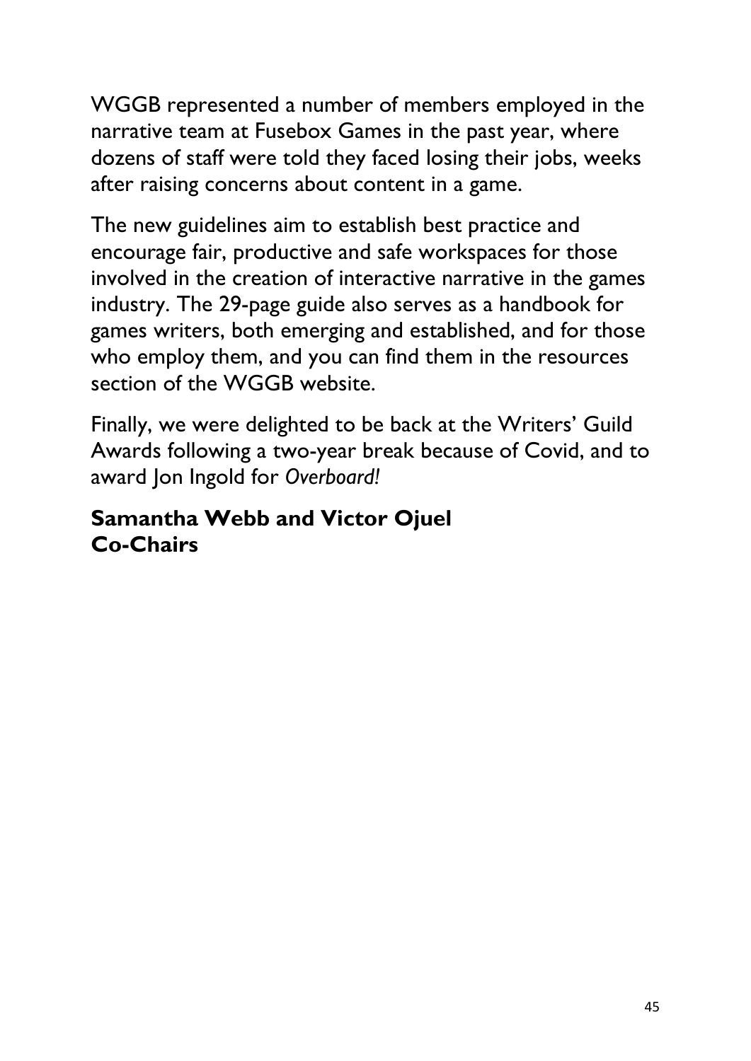WGGB represented a number of members employed in the narrative team at Fusebox Games in the past year, where dozens of staff were told they faced losing their jobs, weeks after raising concerns about content in a game.

The new guidelines aim to establish best practice and encourage fair, productive and safe workspaces for those involved in the creation of interactive narrative in the games industry. The 29-page guide also serves as a handbook for games writers, both emerging and established, and for those who employ them, and you can find them in the resources section of the WGGB website.

Finally, we were delighted to be back at the Writers' Guild Awards following a two-year break because of Covid, and to award Jon Ingold for *Overboard!*

**Samantha Webb and Victor Ojuel**
**Co-Chairs**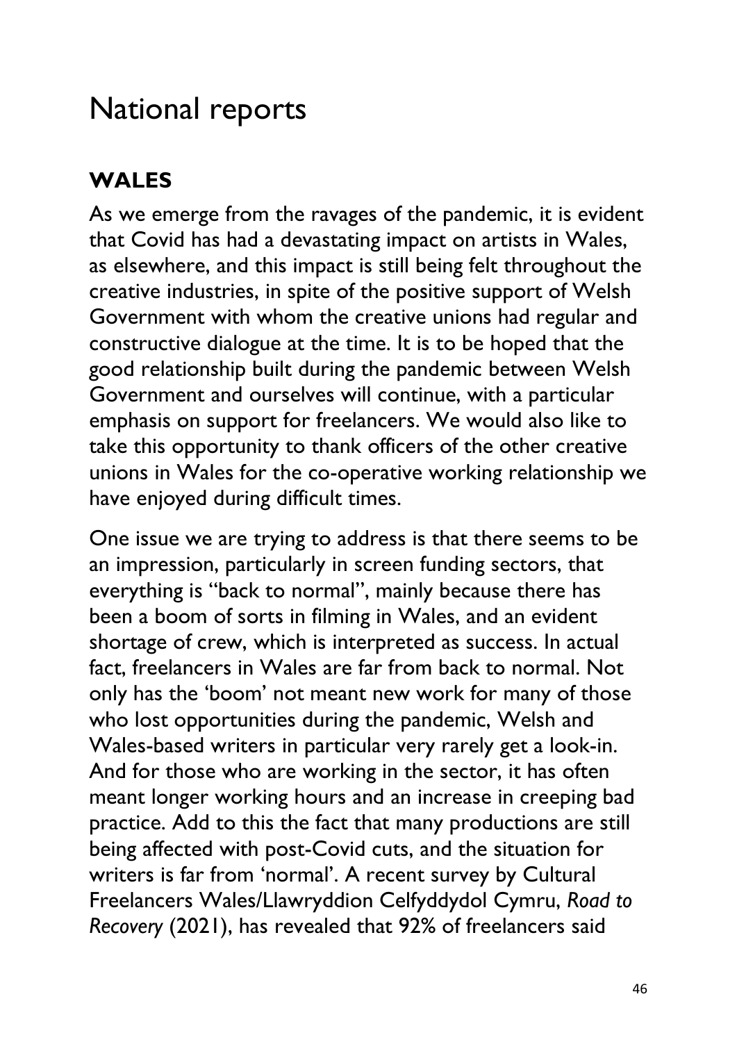# National reports

## WALES

As we emerge from the ravages of the pandemic, it is evident that Covid has had a devastating impact on artists in Wales, as elsewhere, and this impact is still being felt throughout the creative industries, in spite of the positive support of Welsh Government with whom the creative unions had regular and constructive dialogue at the time. It is to be hoped that the good relationship built during the pandemic between Welsh Government and ourselves will continue, with a particular emphasis on support for freelancers. We would also like to take this opportunity to thank officers of the other creative unions in Wales for the co-operative working relationship we have enjoyed during difficult times.

One issue we are trying to address is that there seems to be an impression, particularly in screen funding sectors, that everything is "back to normal", mainly because there has been a boom of sorts in filming in Wales, and an evident shortage of crew, which is interpreted as success. In actual fact, freelancers in Wales are far from back to normal. Not only has the 'boom' not meant new work for many of those who lost opportunities during the pandemic, Welsh and Wales-based writers in particular very rarely get a look-in. And for those who are working in the sector, it has often meant longer working hours and an increase in creeping bad practice. Add to this the fact that many productions are still being affected with post-Covid cuts, and the situation for writers is far from 'normal'. A recent survey by Cultural Freelancers Wales/Llawryddion Celfyddydol Cymru, *Road to Recovery* (2021), has revealed that 92% of freelancers said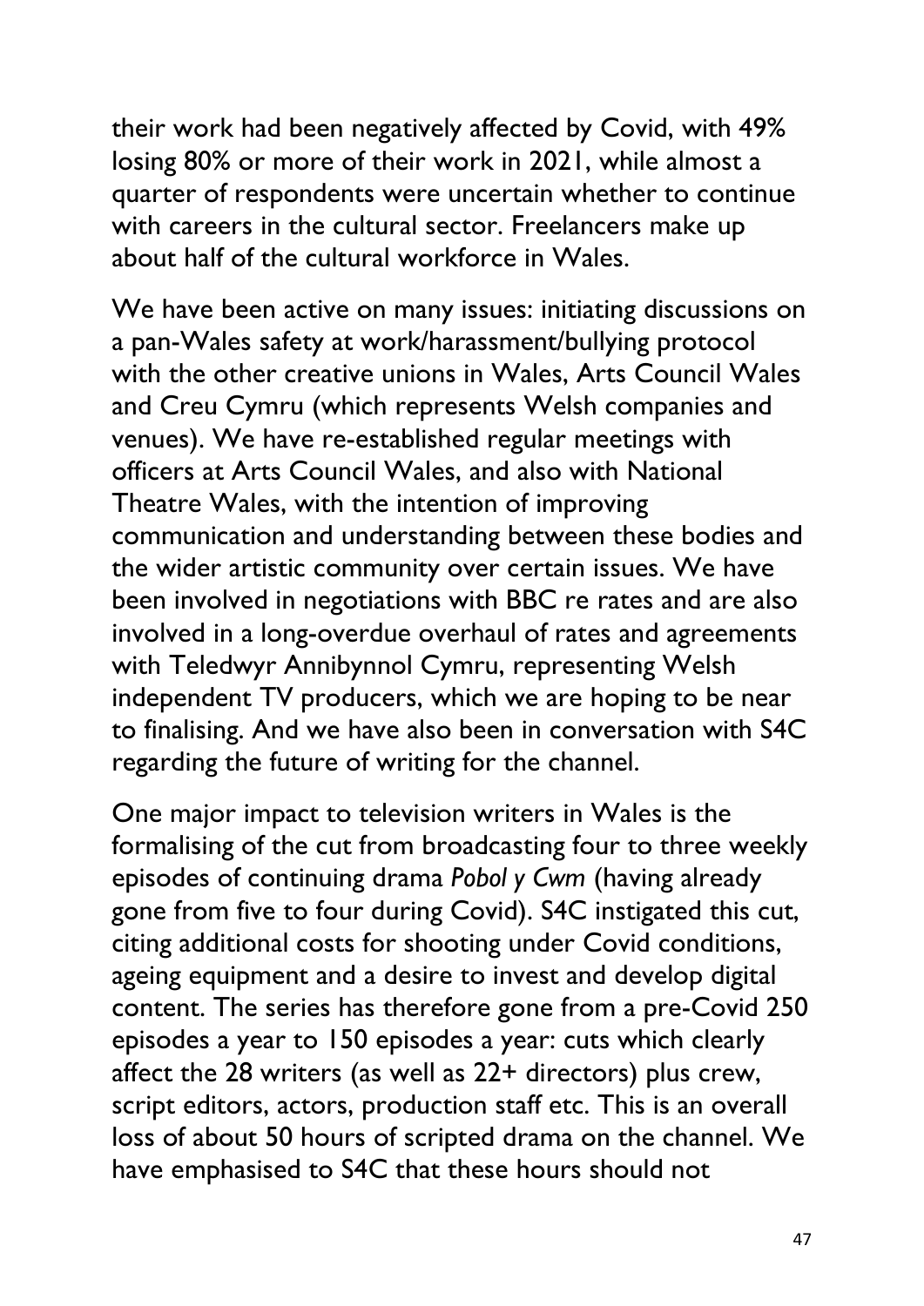their work had been negatively affected by Covid, with 49% losing 80% or more of their work in 2021, while almost a quarter of respondents were uncertain whether to continue with careers in the cultural sector. Freelancers make up about half of the cultural workforce in Wales.

We have been active on many issues: initiating discussions on a pan-Wales safety at work/harassment/bullying protocol with the other creative unions in Wales, Arts Council Wales and Creu Cymru (which represents Welsh companies and venues). We have re-established regular meetings with officers at Arts Council Wales, and also with National Theatre Wales, with the intention of improving communication and understanding between these bodies and the wider artistic community over certain issues. We have been involved in negotiations with BBC re rates and are also involved in a long-overdue overhaul of rates and agreements with Teledwyr Annibynnol Cymru, representing Welsh independent TV producers, which we are hoping to be near to finalising. And we have also been in conversation with S4C regarding the future of writing for the channel.

One major impact to television writers in Wales is the formalising of the cut from broadcasting four to three weekly episodes of continuing drama *Pobol y Cwm* (having already gone from five to four during Covid). S4C instigated this cut, citing additional costs for shooting under Covid conditions, ageing equipment and a desire to invest and develop digital content. The series has therefore gone from a pre-Covid 250 episodes a year to 150 episodes a year: cuts which clearly affect the 28 writers (as well as 22+ directors) plus crew, script editors, actors, production staff etc. This is an overall loss of about 50 hours of scripted drama on the channel. We have emphasised to S4C that these hours should not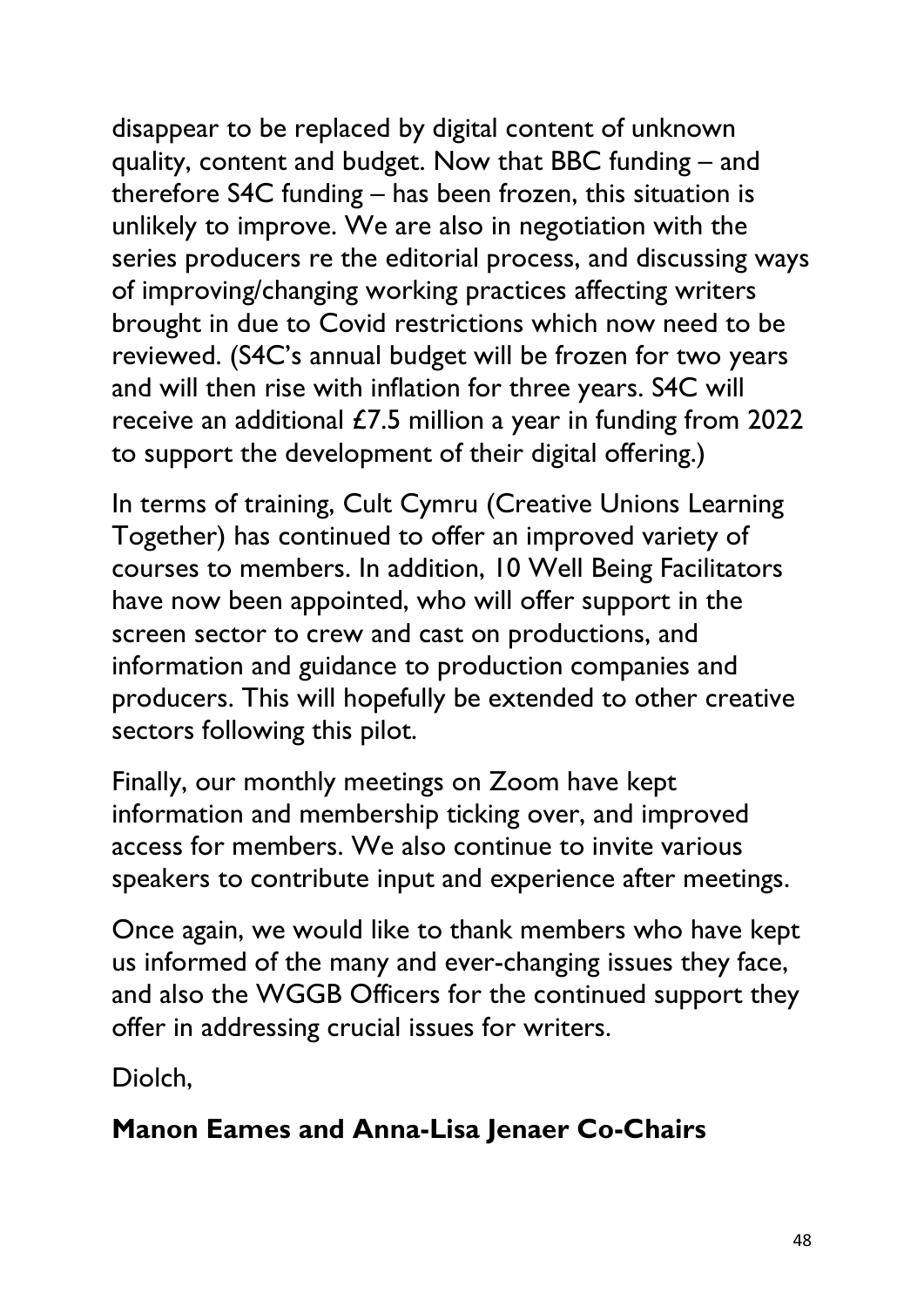disappear to be replaced by digital content of unknown quality, content and budget. Now that BBC funding – and therefore S4C funding – has been frozen, this situation is unlikely to improve. We are also in negotiation with the series producers re the editorial process, and discussing ways of improving/changing working practices affecting writers brought in due to Covid restrictions which now need to be reviewed. (S4C's annual budget will be frozen for two years and will then rise with inflation for three years. S4C will receive an additional £7.5 million a year in funding from 2022 to support the development of their digital offering.)

In terms of training, Cult Cymru (Creative Unions Learning Together) has continued to offer an improved variety of courses to members. In addition, 10 Well Being Facilitators have now been appointed, who will offer support in the screen sector to crew and cast on productions, and information and guidance to production companies and producers. This will hopefully be extended to other creative sectors following this pilot.

Finally, our monthly meetings on Zoom have kept information and membership ticking over, and improved access for members. We also continue to invite various speakers to contribute input and experience after meetings.

Once again, we would like to thank members who have kept us informed of the many and ever-changing issues they face, and also the WGGB Officers for the continued support they offer in addressing crucial issues for writers.

Diolch,

**Manon Eames and Anna-Lisa Jenaer Co-Chairs**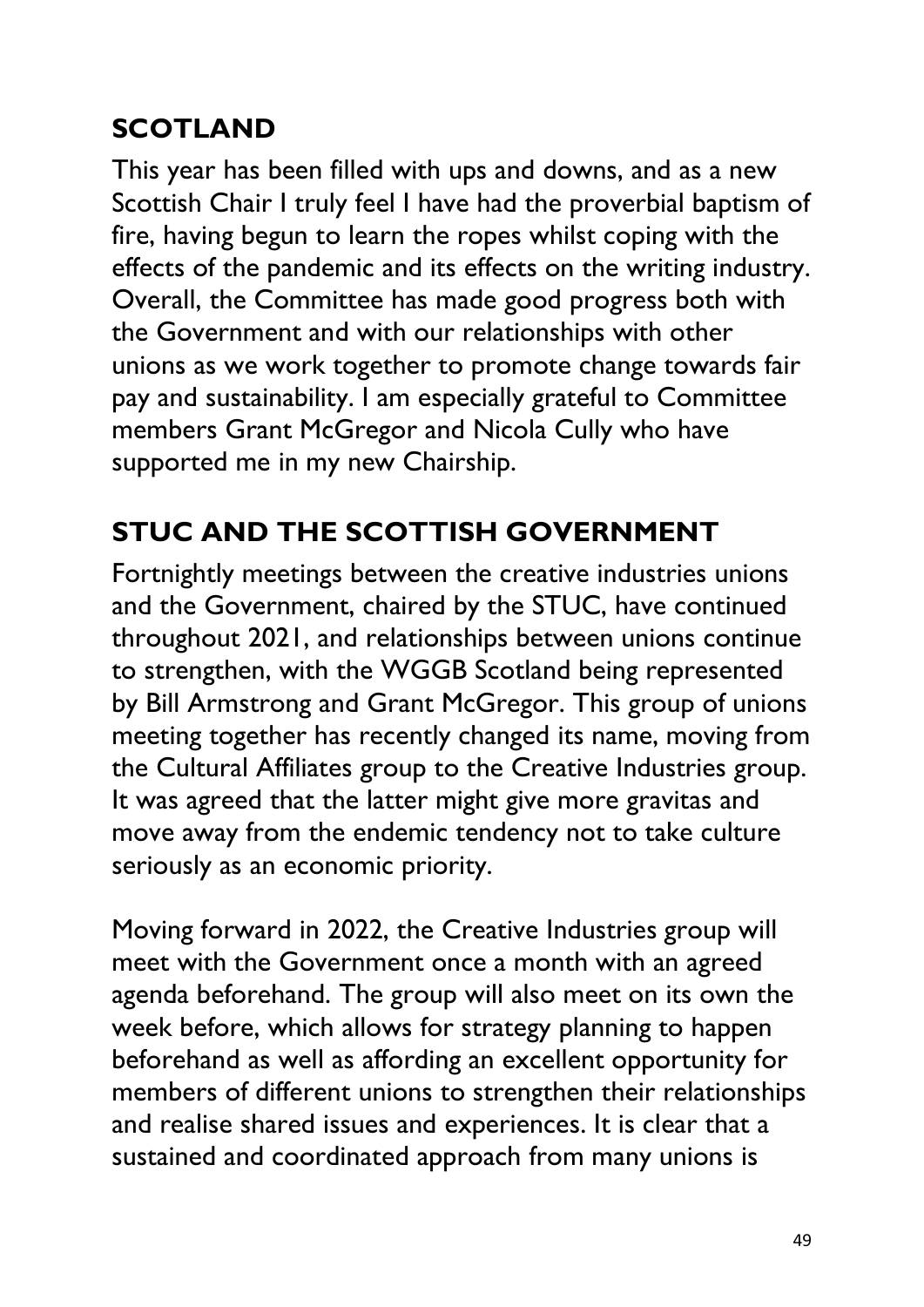## SCOTLAND

This year has been filled with ups and downs, and as a new Scottish Chair I truly feel I have had the proverbial baptism of fire, having begun to learn the ropes whilst coping with the effects of the pandemic and its effects on the writing industry. Overall, the Committee has made good progress both with the Government and with our relationships with other unions as we work together to promote change towards fair pay and sustainability. I am especially grateful to Committee members Grant McGregor and Nicola Cully who have supported me in my new Chairship.

## STUC AND THE SCOTTISH GOVERNMENT

Fortnightly meetings between the creative industries unions and the Government, chaired by the STUC, have continued throughout 2021, and relationships between unions continue to strengthen, with the WGGB Scotland being represented by Bill Armstrong and Grant McGregor. This group of unions meeting together has recently changed its name, moving from the Cultural Affiliates group to the Creative Industries group. It was agreed that the latter might give more gravitas and move away from the endemic tendency not to take culture seriously as an economic priority.

Moving forward in 2022, the Creative Industries group will meet with the Government once a month with an agreed agenda beforehand. The group will also meet on its own the week before, which allows for strategy planning to happen beforehand as well as affording an excellent opportunity for members of different unions to strengthen their relationships and realise shared issues and experiences. It is clear that a sustained and coordinated approach from many unions is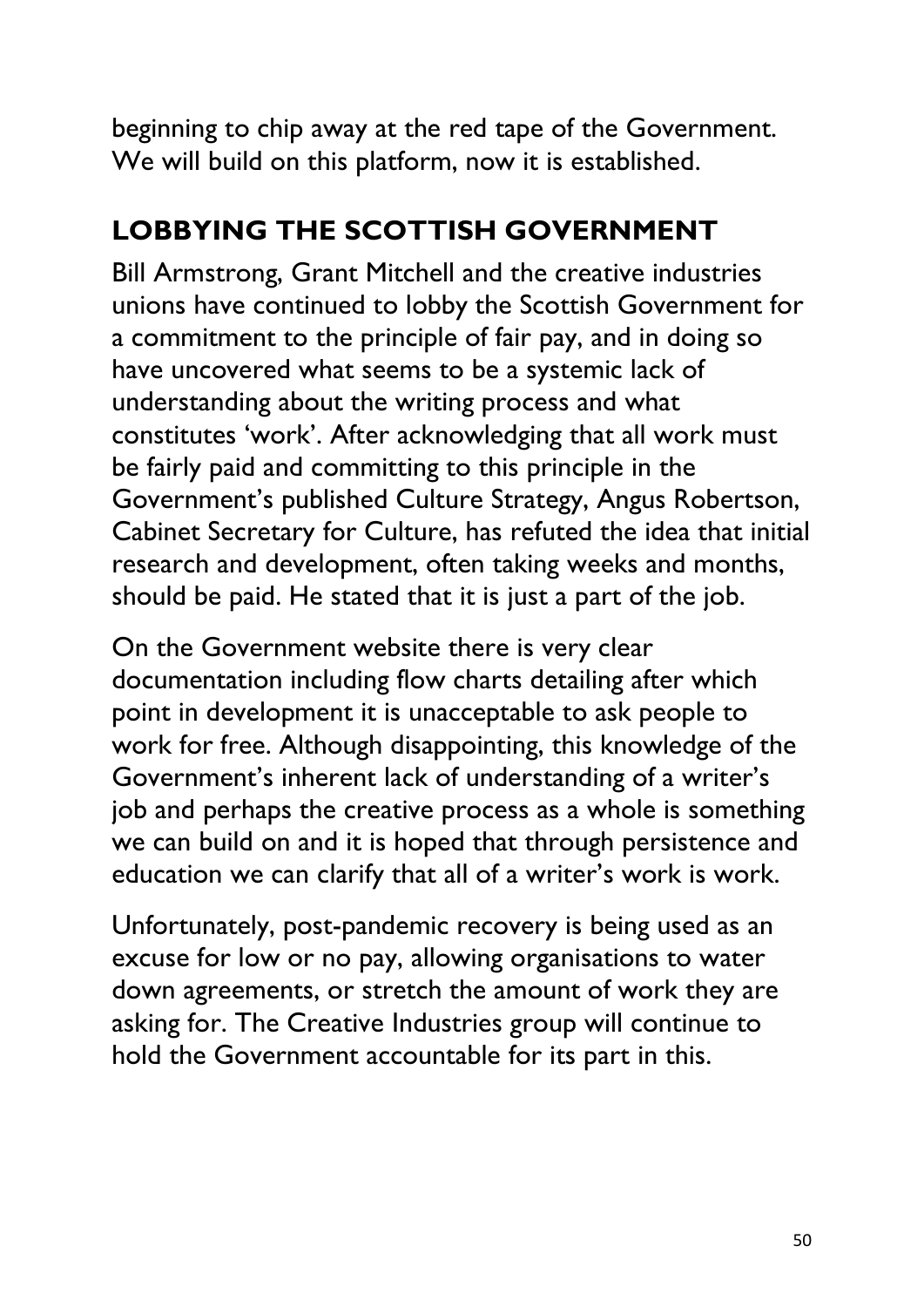beginning to chip away at the red tape of the Government. We will build on this platform, now it is established.

## LOBBYING THE SCOTTISH GOVERNMENT

Bill Armstrong, Grant Mitchell and the creative industries unions have continued to lobby the Scottish Government for a commitment to the principle of fair pay, and in doing so have uncovered what seems to be a systemic lack of understanding about the writing process and what constitutes 'work'. After acknowledging that all work must be fairly paid and committing to this principle in the Government's published Culture Strategy, Angus Robertson, Cabinet Secretary for Culture, has refuted the idea that initial research and development, often taking weeks and months, should be paid. He stated that it is just a part of the job.

On the Government website there is very clear documentation including flow charts detailing after which point in development it is unacceptable to ask people to work for free. Although disappointing, this knowledge of the Government's inherent lack of understanding of a writer's job and perhaps the creative process as a whole is something we can build on and it is hoped that through persistence and education we can clarify that all of a writer's work is work.

Unfortunately, post-pandemic recovery is being used as an excuse for low or no pay, allowing organisations to water down agreements, or stretch the amount of work they are asking for. The Creative Industries group will continue to hold the Government accountable for its part in this.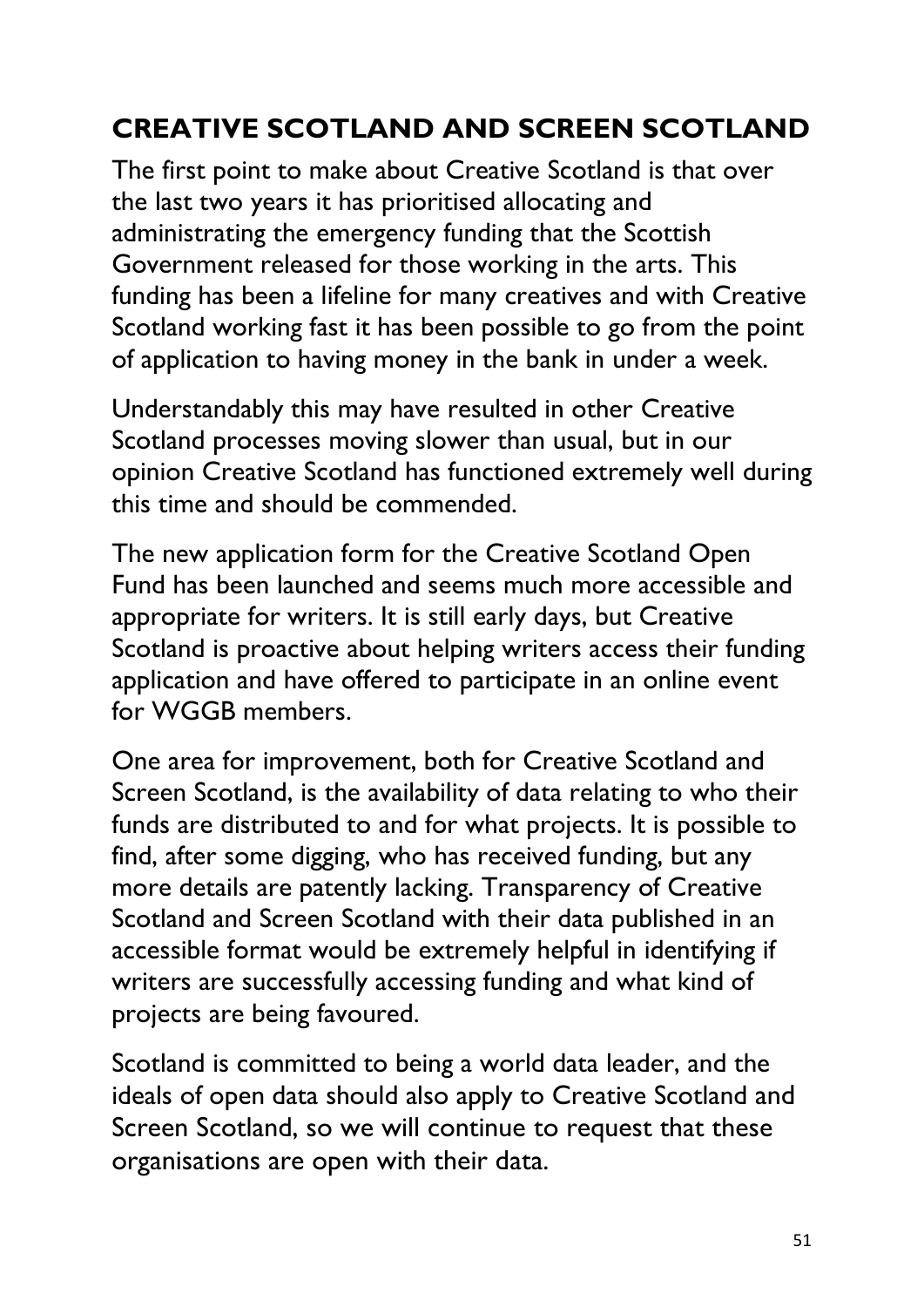## CREATIVE SCOTLAND AND SCREEN SCOTLAND

The first point to make about Creative Scotland is that over the last two years it has prioritised allocating and administrating the emergency funding that the Scottish Government released for those working in the arts. This funding has been a lifeline for many creatives and with Creative Scotland working fast it has been possible to go from the point of application to having money in the bank in under a week.

Understandably this may have resulted in other Creative Scotland processes moving slower than usual, but in our opinion Creative Scotland has functioned extremely well during this time and should be commended.

The new application form for the Creative Scotland Open Fund has been launched and seems much more accessible and appropriate for writers. It is still early days, but Creative Scotland is proactive about helping writers access their funding application and have offered to participate in an online event for WGGB members.

One area for improvement, both for Creative Scotland and Screen Scotland, is the availability of data relating to who their funds are distributed to and for what projects. It is possible to find, after some digging, who has received funding, but any more details are patently lacking. Transparency of Creative Scotland and Screen Scotland with their data published in an accessible format would be extremely helpful in identifying if writers are successfully accessing funding and what kind of projects are being favoured.

Scotland is committed to being a world data leader, and the ideals of open data should also apply to Creative Scotland and Screen Scotland, so we will continue to request that these organisations are open with their data.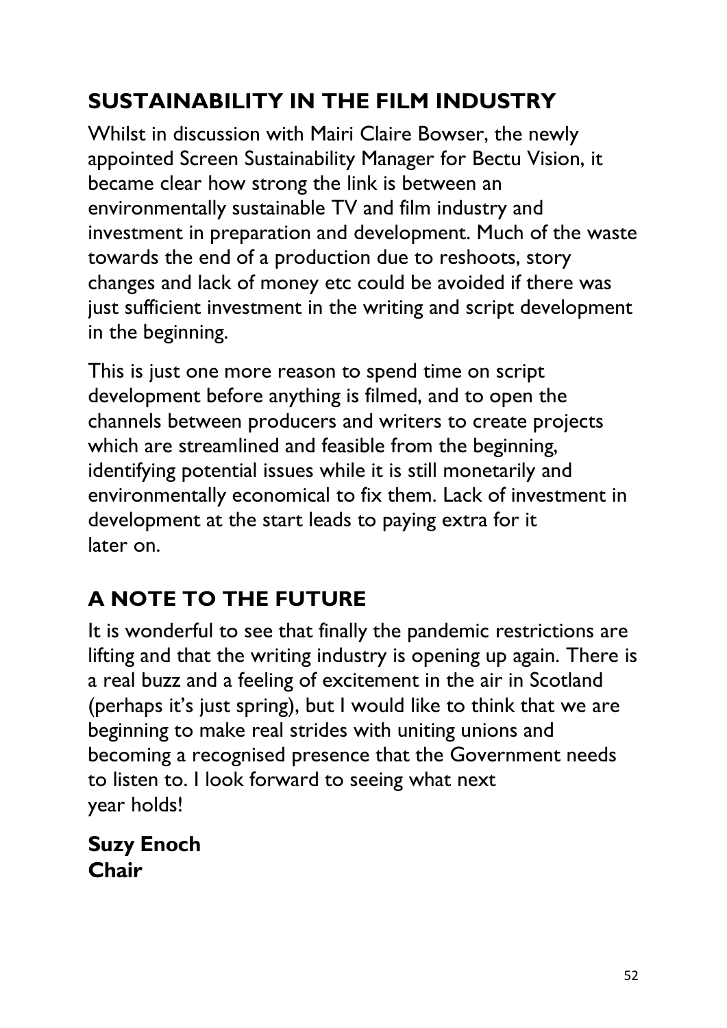## SUSTAINABILITY IN THE FILM INDUSTRY

Whilst in discussion with Mairi Claire Bowser, the newly appointed Screen Sustainability Manager for Bectu Vision, it became clear how strong the link is between an environmentally sustainable TV and film industry and investment in preparation and development. Much of the waste towards the end of a production due to reshoots, story changes and lack of money etc could be avoided if there was just sufficient investment in the writing and script development in the beginning.

This is just one more reason to spend time on script development before anything is filmed, and to open the channels between producers and writers to create projects which are streamlined and feasible from the beginning, identifying potential issues while it is still monetarily and environmentally economical to fix them. Lack of investment in development at the start leads to paying extra for it later on.

## A NOTE TO THE FUTURE

It is wonderful to see that finally the pandemic restrictions are lifting and that the writing industry is opening up again. There is a real buzz and a feeling of excitement in the air in Scotland (perhaps it's just spring), but I would like to think that we are beginning to make real strides with uniting unions and becoming a recognised presence that the Government needs to listen to. I look forward to seeing what next year holds!

**Suzy Enoch**
**Chair**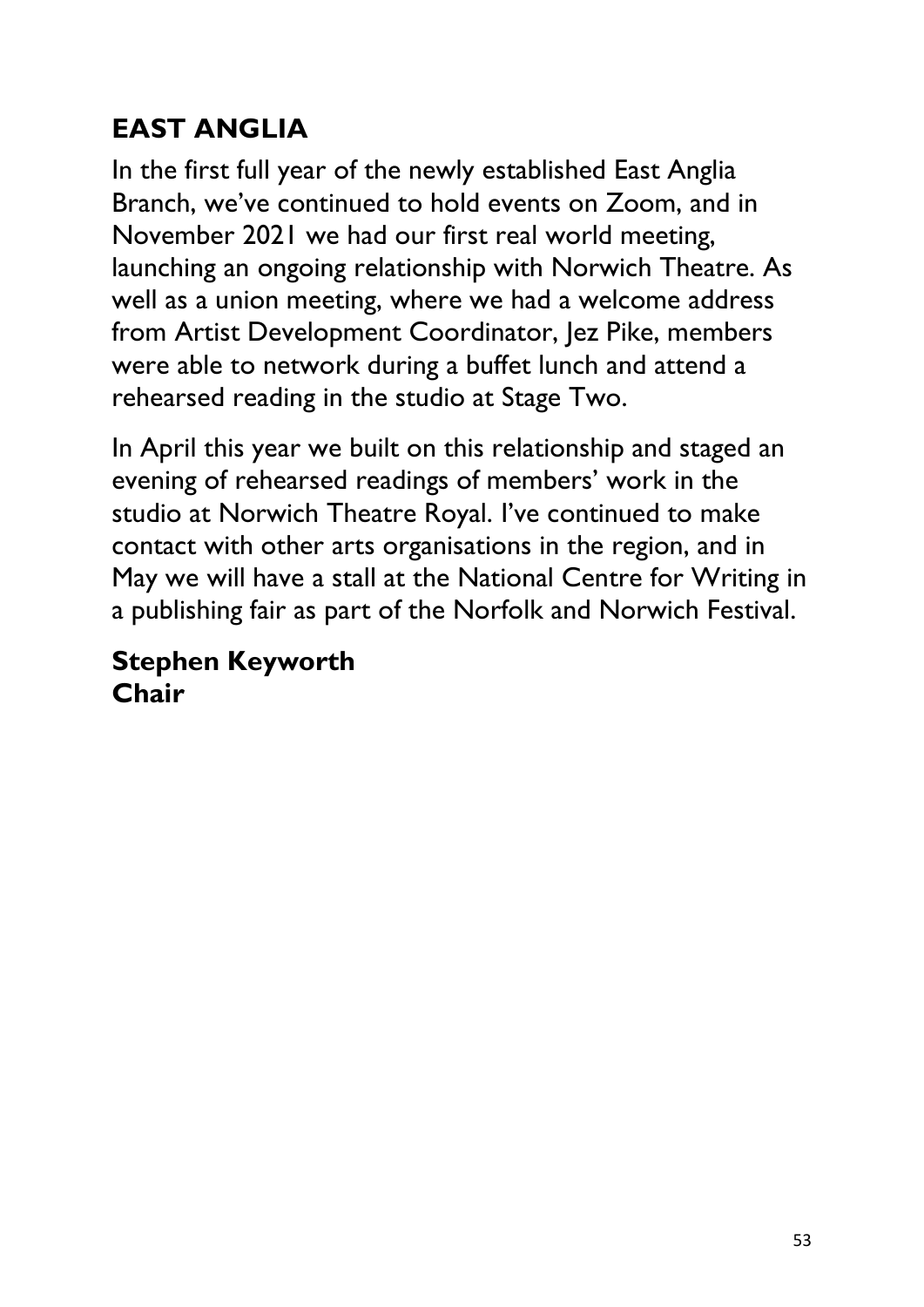## EAST ANGLIA

In the first full year of the newly established East Anglia Branch, we've continued to hold events on Zoom, and in November 2021 we had our first real world meeting, launching an ongoing relationship with Norwich Theatre. As well as a union meeting, where we had a welcome address from Artist Development Coordinator, Jez Pike, members were able to network during a buffet lunch and attend a rehearsed reading in the studio at Stage Two.

In April this year we built on this relationship and staged an evening of rehearsed readings of members' work in the studio at Norwich Theatre Royal. I've continued to make contact with other arts organisations in the region, and in May we will have a stall at the National Centre for Writing in a publishing fair as part of the Norfolk and Norwich Festival.

**Stephen Keyworth**
**Chair**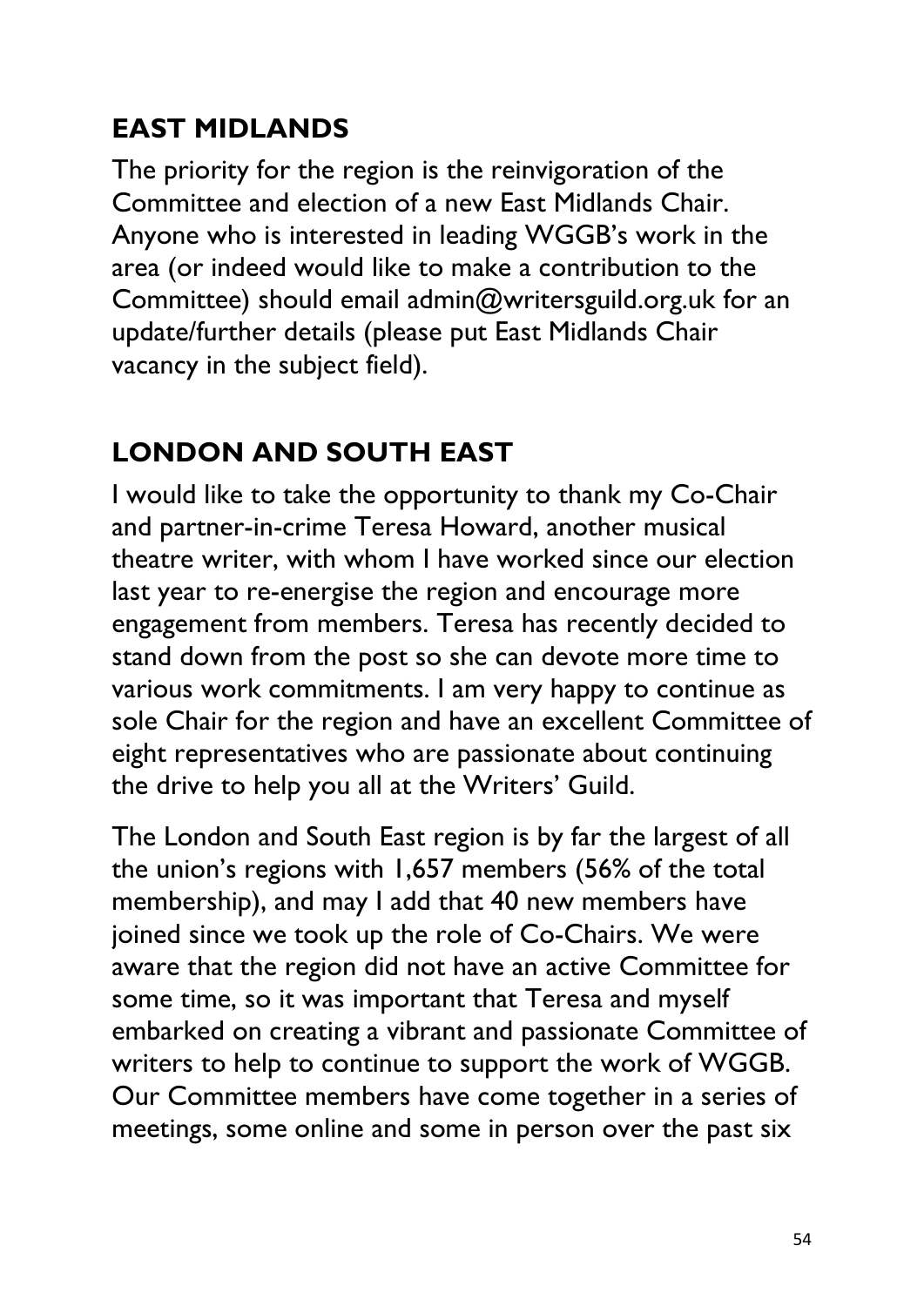## EAST MIDLANDS

The priority for the region is the reinvigoration of the Committee and election of a new East Midlands Chair. Anyone who is interested in leading WGGB's work in the area (or indeed would like to make a contribution to the Committee) should email admin@writersguild.org.uk for an update/further details (please put East Midlands Chair vacancy in the subject field).

## LONDON AND SOUTH EAST

I would like to take the opportunity to thank my Co-Chair and partner-in-crime Teresa Howard, another musical theatre writer, with whom I have worked since our election last year to re-energise the region and encourage more engagement from members. Teresa has recently decided to stand down from the post so she can devote more time to various work commitments. I am very happy to continue as sole Chair for the region and have an excellent Committee of eight representatives who are passionate about continuing the drive to help you all at the Writers' Guild.

The London and South East region is by far the largest of all the union's regions with 1,657 members (56% of the total membership), and may I add that 40 new members have joined since we took up the role of Co-Chairs. We were aware that the region did not have an active Committee for some time, so it was important that Teresa and myself embarked on creating a vibrant and passionate Committee of writers to help to continue to support the work of WGGB. Our Committee members have come together in a series of meetings, some online and some in person over the past six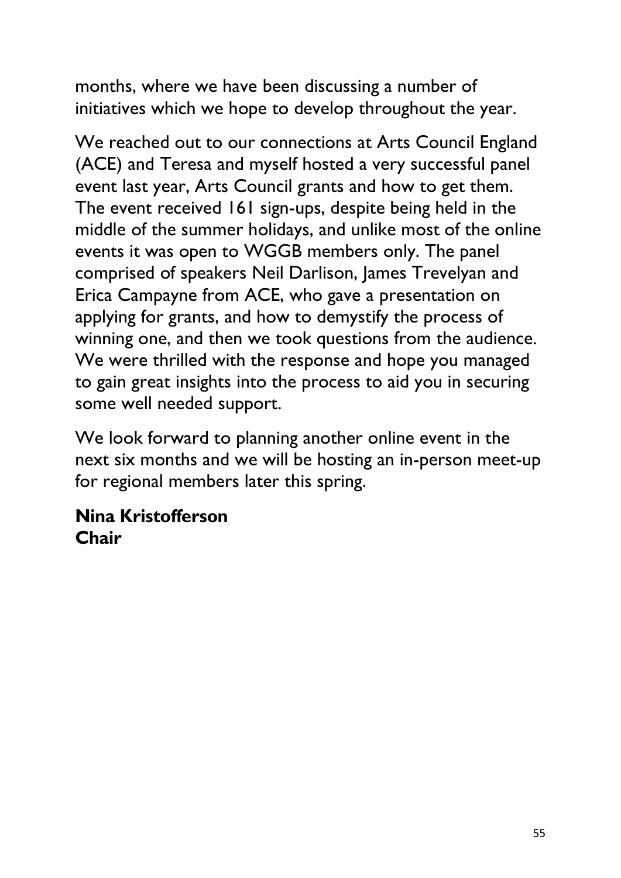months, where we have been discussing a number of initiatives which we hope to develop throughout the year.

We reached out to our connections at Arts Council England (ACE) and Teresa and myself hosted a very successful panel event last year, Arts Council grants and how to get them. The event received 161 sign-ups, despite being held in the middle of the summer holidays, and unlike most of the online events it was open to WGGB members only. The panel comprised of speakers Neil Darlison, James Trevelyan and Erica Campayne from ACE, who gave a presentation on applying for grants, and how to demystify the process of winning one, and then we took questions from the audience. We were thrilled with the response and hope you managed to gain great insights into the process to aid you in securing some well needed support.

We look forward to planning another online event in the next six months and we will be hosting an in-person meet-up for regional members later this spring.

**Nina Kristofferson**
**Chair**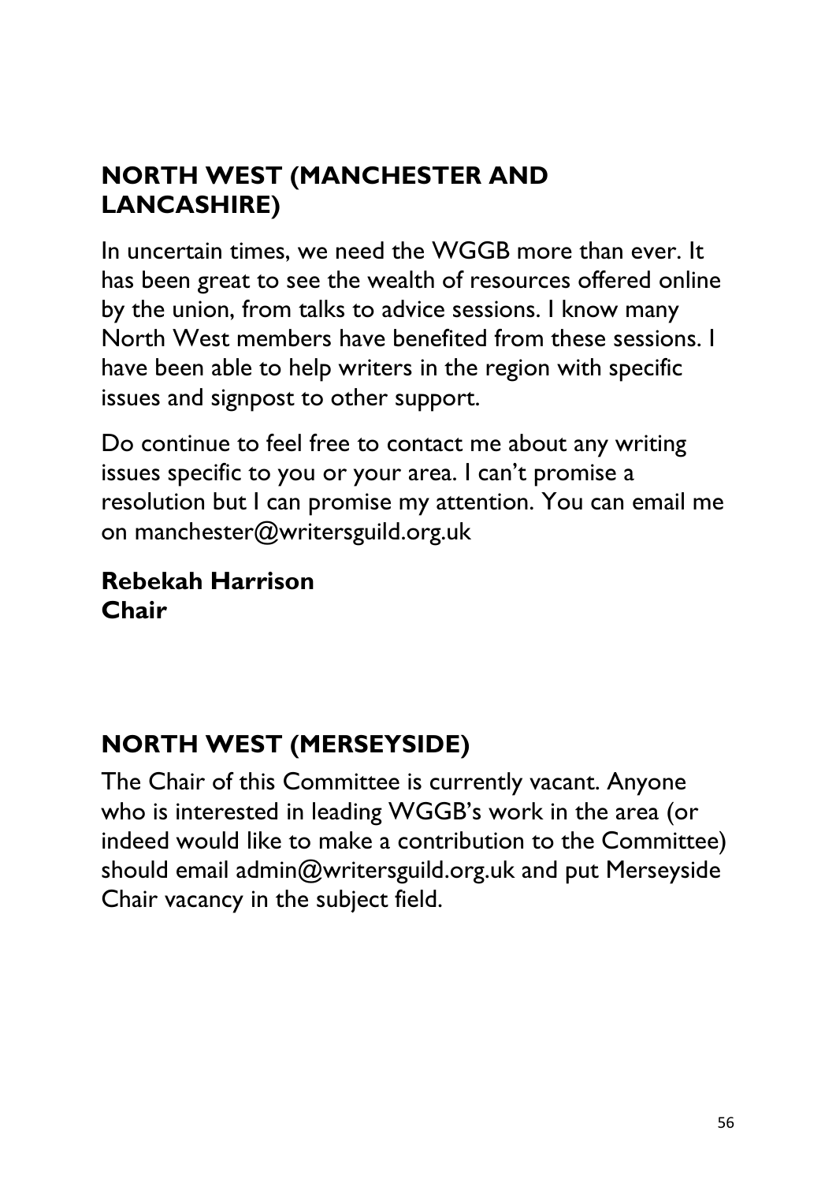## NORTH WEST (MANCHESTER AND LANCASHIRE)

In uncertain times, we need the WGGB more than ever. It has been great to see the wealth of resources offered online by the union, from talks to advice sessions. I know many North West members have benefited from these sessions. I have been able to help writers in the region with specific issues and signpost to other support.

Do continue to feel free to contact me about any writing issues specific to you or your area. I can't promise a resolution but I can promise my attention. You can email me on manchester@writersguild.org.uk

**Rebekah Harrison**
**Chair**

## NORTH WEST (MERSEYSIDE)

The Chair of this Committee is currently vacant. Anyone who is interested in leading WGGB's work in the area (or indeed would like to make a contribution to the Committee) should email admin@writersguild.org.uk and put Merseyside Chair vacancy in the subject field.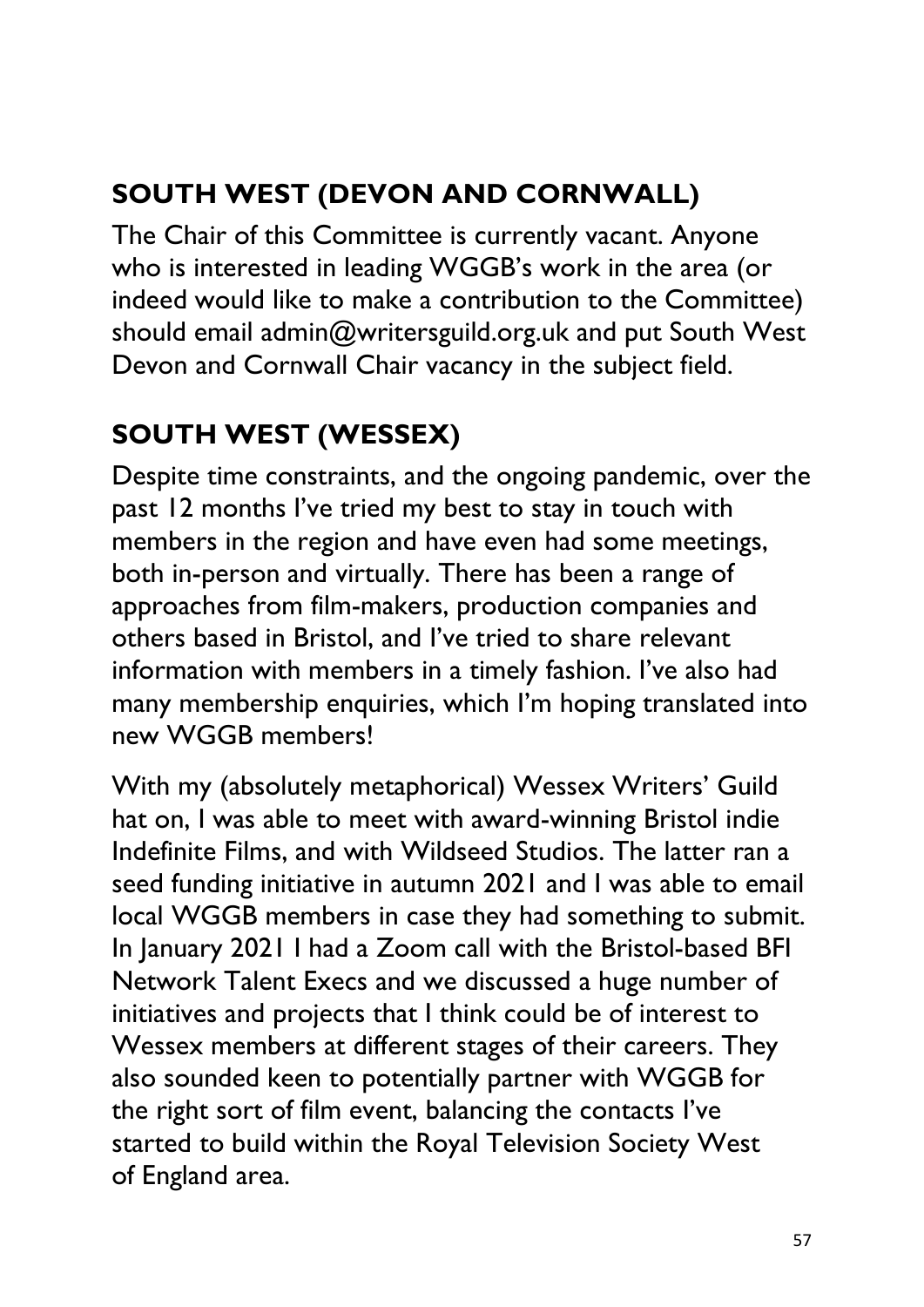## SOUTH WEST (DEVON AND CORNWALL)

The Chair of this Committee is currently vacant. Anyone who is interested in leading WGGB's work in the area (or indeed would like to make a contribution to the Committee) should email admin@writersguild.org.uk and put South West Devon and Cornwall Chair vacancy in the subject field.

## SOUTH WEST (WESSEX)

Despite time constraints, and the ongoing pandemic, over the past 12 months I've tried my best to stay in touch with members in the region and have even had some meetings, both in-person and virtually. There has been a range of approaches from film-makers, production companies and others based in Bristol, and I've tried to share relevant information with members in a timely fashion. I've also had many membership enquiries, which I'm hoping translated into new WGGB members!

With my (absolutely metaphorical) Wessex Writers' Guild hat on, I was able to meet with award-winning Bristol indie Indefinite Films, and with Wildseed Studios. The latter ran a seed funding initiative in autumn 2021 and I was able to email local WGGB members in case they had something to submit. In January 2021 I had a Zoom call with the Bristol-based BFI Network Talent Execs and we discussed a huge number of initiatives and projects that I think could be of interest to Wessex members at different stages of their careers. They also sounded keen to potentially partner with WGGB for the right sort of film event, balancing the contacts I've started to build within the Royal Television Society West of England area.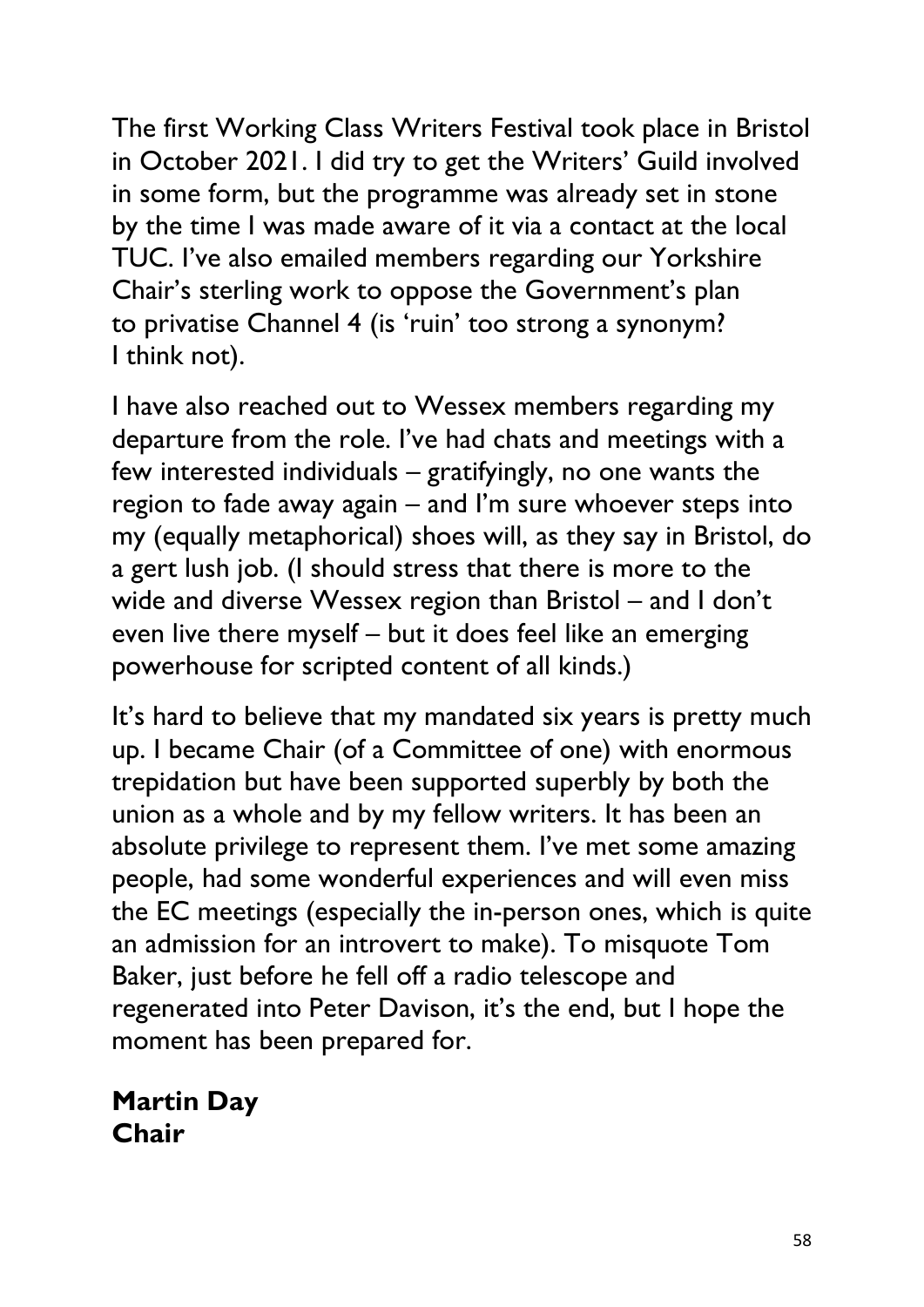The first Working Class Writers Festival took place in Bristol in October 2021. I did try to get the Writers' Guild involved in some form, but the programme was already set in stone by the time I was made aware of it via a contact at the local TUC. I've also emailed members regarding our Yorkshire Chair's sterling work to oppose the Government's plan to privatise Channel 4 (is 'ruin' too strong a synonym? I think not).

I have also reached out to Wessex members regarding my departure from the role. I've had chats and meetings with a few interested individuals – gratifyingly, no one wants the region to fade away again – and I'm sure whoever steps into my (equally metaphorical) shoes will, as they say in Bristol, do a gert lush job. (I should stress that there is more to the wide and diverse Wessex region than Bristol – and I don't even live there myself – but it does feel like an emerging powerhouse for scripted content of all kinds.)

It's hard to believe that my mandated six years is pretty much up. I became Chair (of a Committee of one) with enormous trepidation but have been supported superbly by both the union as a whole and by my fellow writers. It has been an absolute privilege to represent them. I've met some amazing people, had some wonderful experiences and will even miss the EC meetings (especially the in-person ones, which is quite an admission for an introvert to make). To misquote Tom Baker, just before he fell off a radio telescope and regenerated into Peter Davison, it's the end, but I hope the moment has been prepared for.

**Martin Day**
**Chair**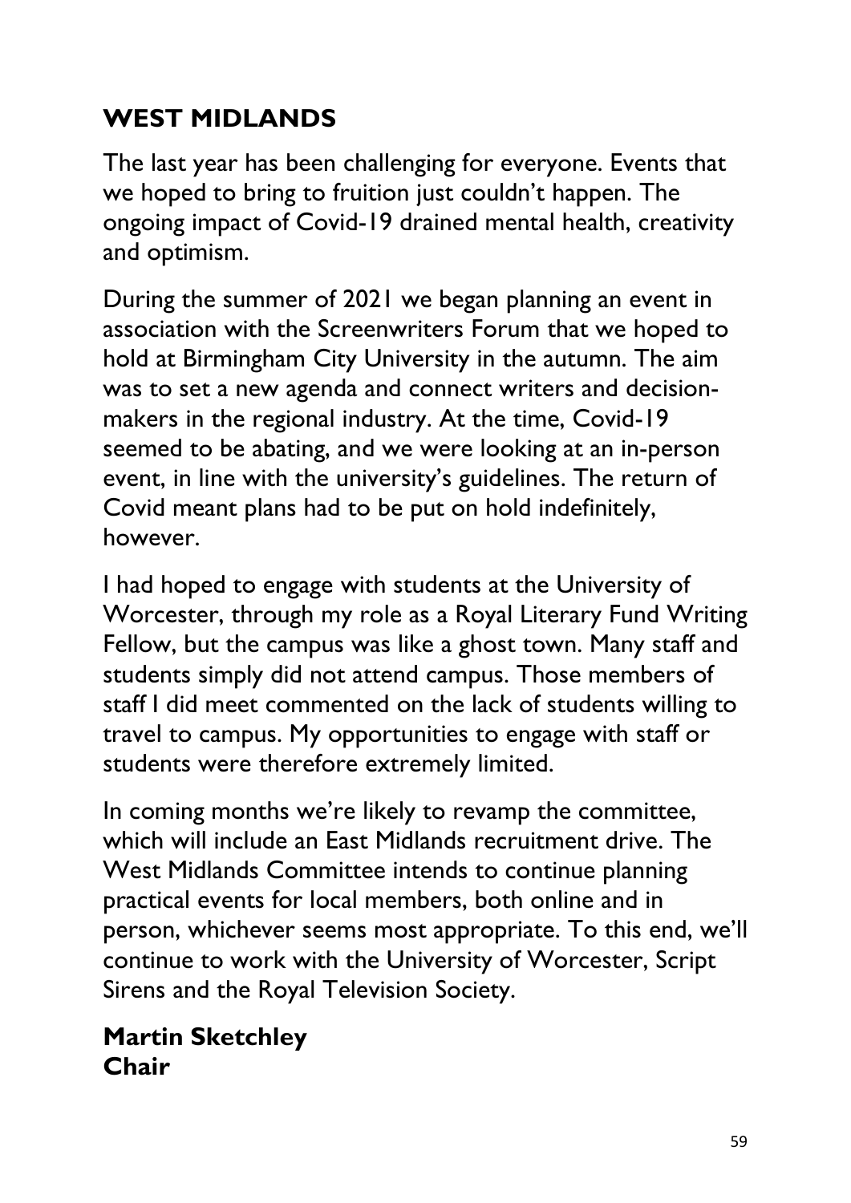## WEST MIDLANDS

The last year has been challenging for everyone. Events that we hoped to bring to fruition just couldn't happen. The ongoing impact of Covid-19 drained mental health, creativity and optimism.

During the summer of 2021 we began planning an event in association with the Screenwriters Forum that we hoped to hold at Birmingham City University in the autumn. The aim was to set a new agenda and connect writers and decision-makers in the regional industry. At the time, Covid-19 seemed to be abating, and we were looking at an in-person event, in line with the university's guidelines. The return of Covid meant plans had to be put on hold indefinitely, however.

I had hoped to engage with students at the University of Worcester, through my role as a Royal Literary Fund Writing Fellow, but the campus was like a ghost town. Many staff and students simply did not attend campus. Those members of staff I did meet commented on the lack of students willing to travel to campus. My opportunities to engage with staff or students were therefore extremely limited.

In coming months we're likely to revamp the committee, which will include an East Midlands recruitment drive. The West Midlands Committee intends to continue planning practical events for local members, both online and in person, whichever seems most appropriate. To this end, we'll continue to work with the University of Worcester, Script Sirens and the Royal Television Society.

**Martin Sketchley**
**Chair**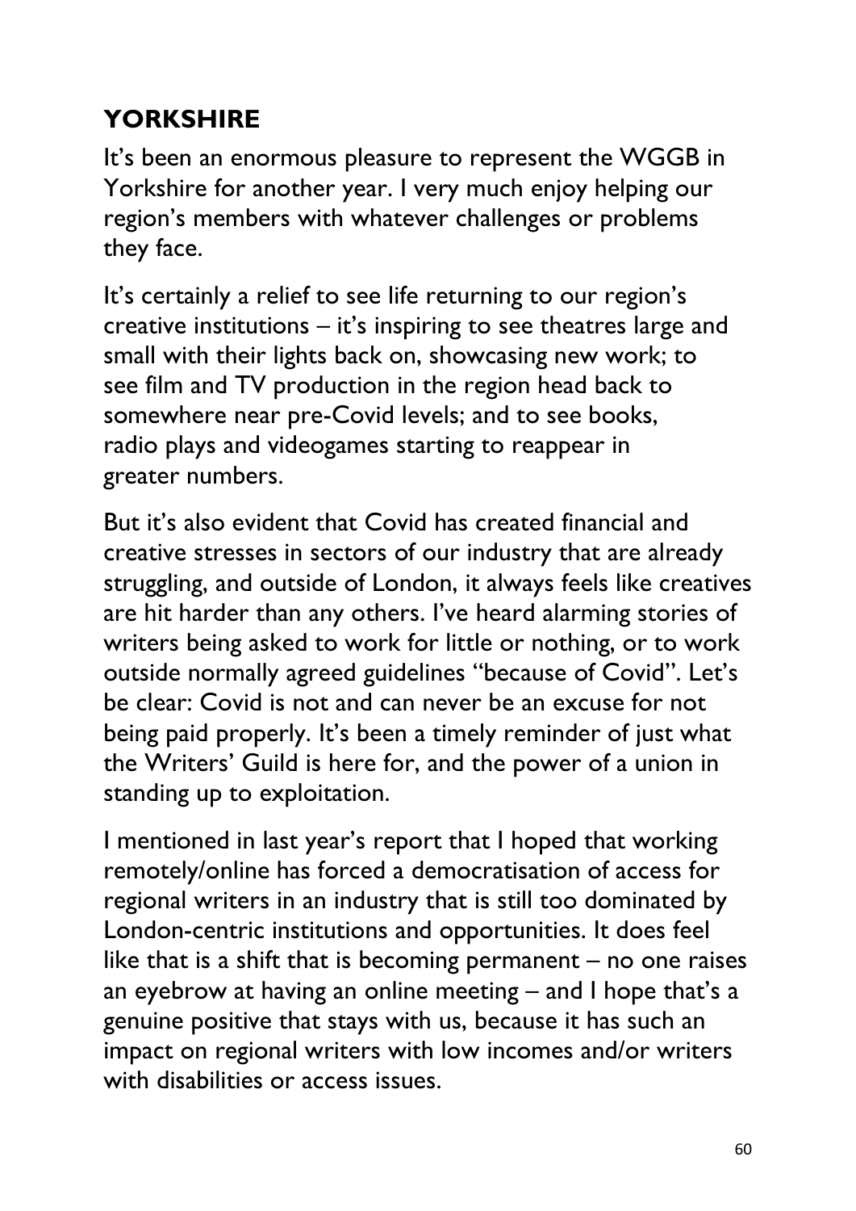## YORKSHIRE

It's been an enormous pleasure to represent the WGGB in Yorkshire for another year. I very much enjoy helping our region's members with whatever challenges or problems they face.

It's certainly a relief to see life returning to our region's creative institutions – it's inspiring to see theatres large and small with their lights back on, showcasing new work; to see film and TV production in the region head back to somewhere near pre-Covid levels; and to see books, radio plays and videogames starting to reappear in greater numbers.

But it's also evident that Covid has created financial and creative stresses in sectors of our industry that are already struggling, and outside of London, it always feels like creatives are hit harder than any others. I've heard alarming stories of writers being asked to work for little or nothing, or to work outside normally agreed guidelines "because of Covid". Let's be clear: Covid is not and can never be an excuse for not being paid properly. It's been a timely reminder of just what the Writers' Guild is here for, and the power of a union in standing up to exploitation.

I mentioned in last year's report that I hoped that working remotely/online has forced a democratisation of access for regional writers in an industry that is still too dominated by London-centric institutions and opportunities. It does feel like that is a shift that is becoming permanent – no one raises an eyebrow at having an online meeting – and I hope that's a genuine positive that stays with us, because it has such an impact on regional writers with low incomes and/or writers with disabilities or access issues.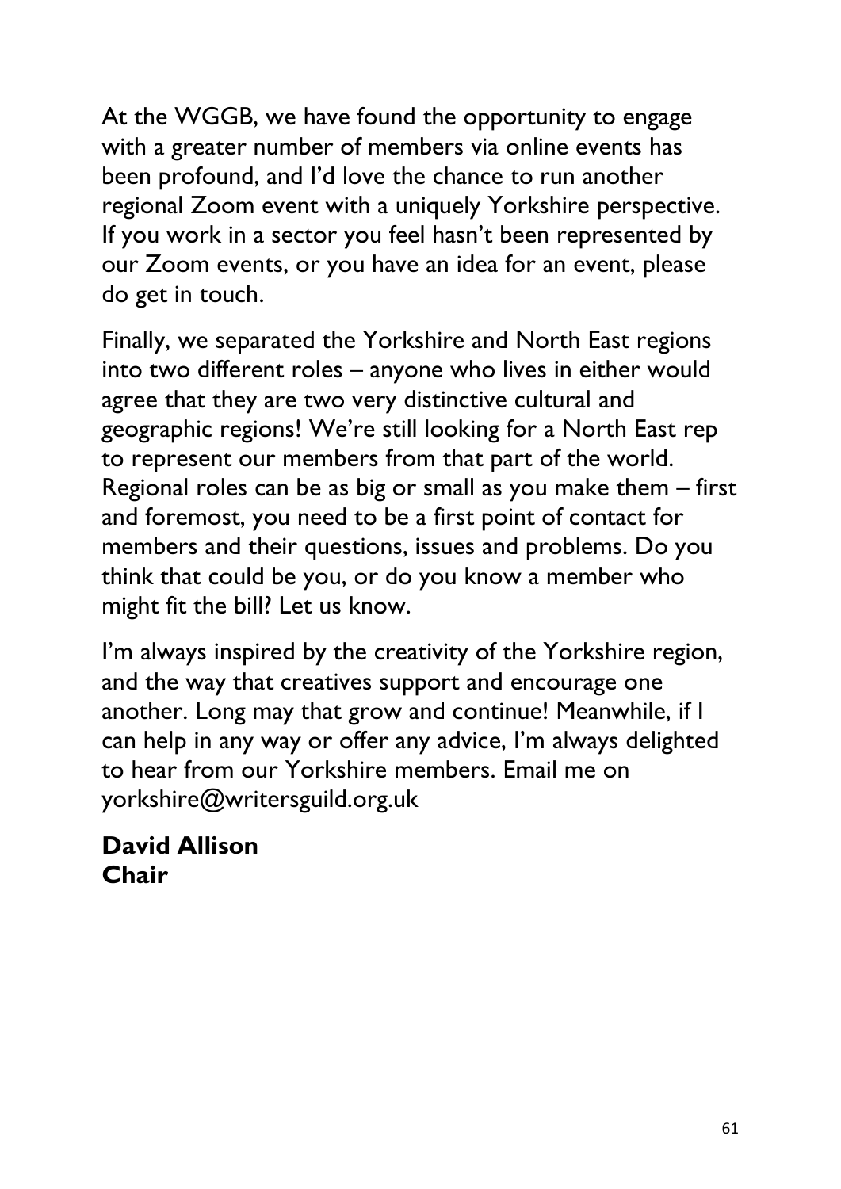At the WGGB, we have found the opportunity to engage with a greater number of members via online events has been profound, and I'd love the chance to run another regional Zoom event with a uniquely Yorkshire perspective. If you work in a sector you feel hasn't been represented by our Zoom events, or you have an idea for an event, please do get in touch.

Finally, we separated the Yorkshire and North East regions into two different roles – anyone who lives in either would agree that they are two very distinctive cultural and geographic regions! We're still looking for a North East rep to represent our members from that part of the world. Regional roles can be as big or small as you make them – first and foremost, you need to be a first point of contact for members and their questions, issues and problems. Do you think that could be you, or do you know a member who might fit the bill? Let us know.

I'm always inspired by the creativity of the Yorkshire region, and the way that creatives support and encourage one another. Long may that grow and continue! Meanwhile, if I can help in any way or offer any advice, I'm always delighted to hear from our Yorkshire members. Email me on yorkshire@writersguild.org.uk

**David Allison**
**Chair**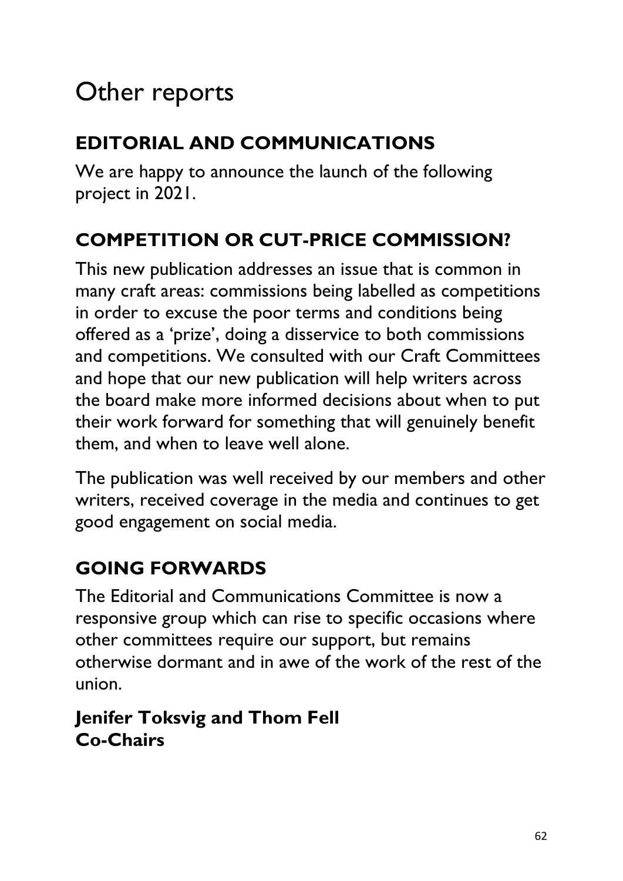# Other reports

## EDITORIAL AND COMMUNICATIONS

We are happy to announce the launch of the following project in 2021.

## COMPETITION OR CUT-PRICE COMMISSION?

This new publication addresses an issue that is common in many craft areas: commissions being labelled as competitions in order to excuse the poor terms and conditions being offered as a 'prize', doing a disservice to both commissions and competitions. We consulted with our Craft Committees and hope that our new publication will help writers across the board make more informed decisions about when to put their work forward for something that will genuinely benefit them, and when to leave well alone.

The publication was well received by our members and other writers, received coverage in the media and continues to get good engagement on social media.

## GOING FORWARDS

The Editorial and Communications Committee is now a responsive group which can rise to specific occasions where other committees require our support, but remains otherwise dormant and in awe of the work of the rest of the union.

**Jenifer Toksvig and Thom Fell**
**Co-Chairs**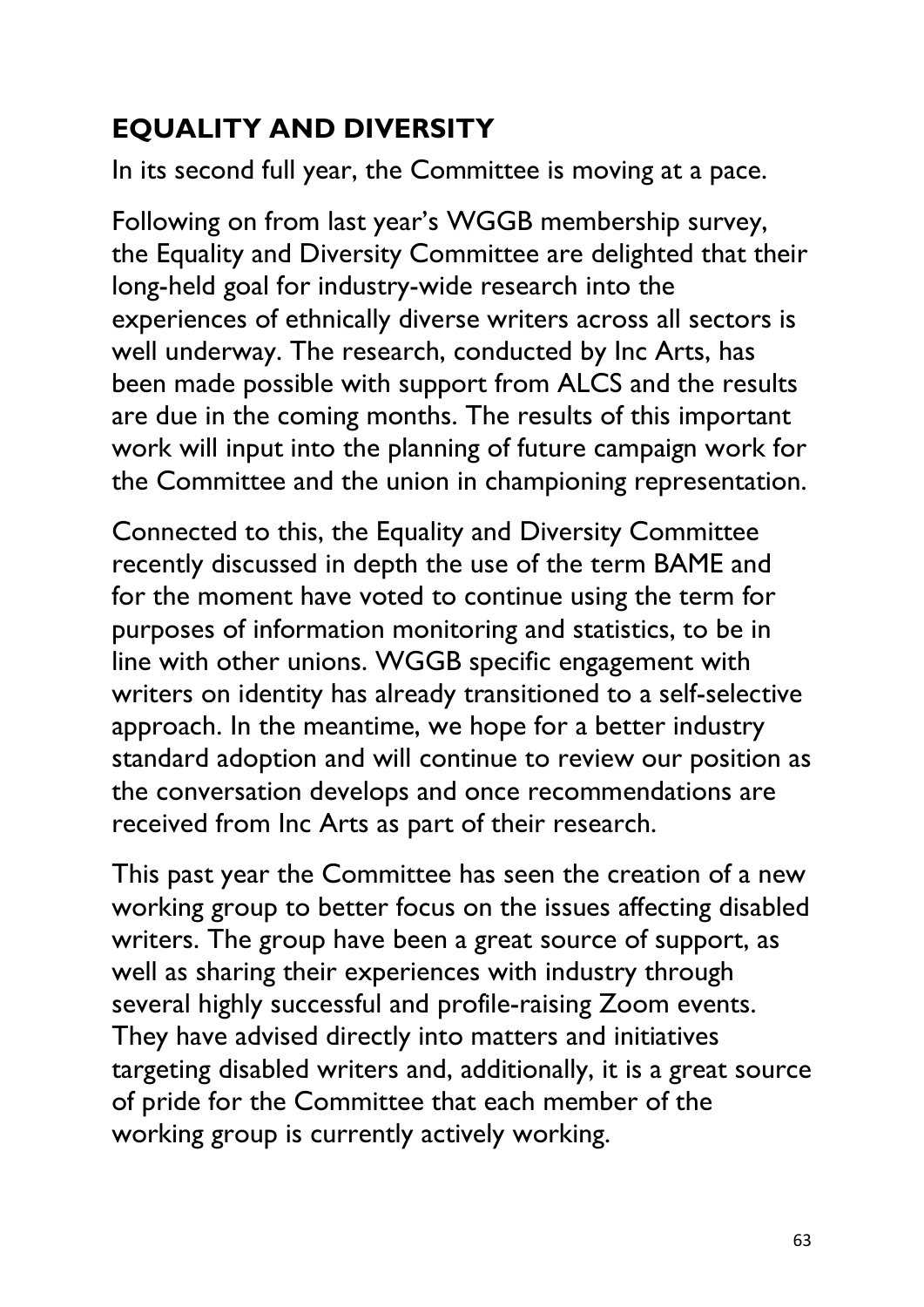## EQUALITY AND DIVERSITY

In its second full year, the Committee is moving at a pace.

Following on from last year's WGGB membership survey, the Equality and Diversity Committee are delighted that their long-held goal for industry-wide research into the experiences of ethnically diverse writers across all sectors is well underway. The research, conducted by Inc Arts, has been made possible with support from ALCS and the results are due in the coming months. The results of this important work will input into the planning of future campaign work for the Committee and the union in championing representation.

Connected to this, the Equality and Diversity Committee recently discussed in depth the use of the term BAME and for the moment have voted to continue using the term for purposes of information monitoring and statistics, to be in line with other unions. WGGB specific engagement with writers on identity has already transitioned to a self-selective approach. In the meantime, we hope for a better industry standard adoption and will continue to review our position as the conversation develops and once recommendations are received from Inc Arts as part of their research.

This past year the Committee has seen the creation of a new working group to better focus on the issues affecting disabled writers. The group have been a great source of support, as well as sharing their experiences with industry through several highly successful and profile-raising Zoom events. They have advised directly into matters and initiatives targeting disabled writers and, additionally, it is a great source of pride for the Committee that each member of the working group is currently actively working.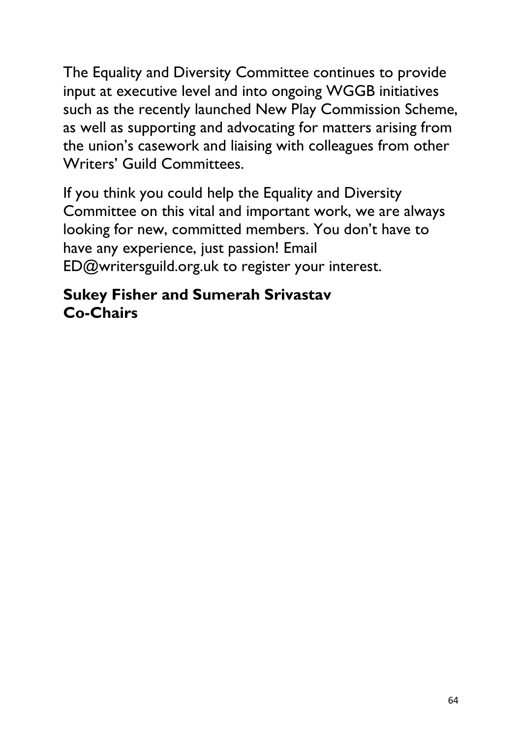The Equality and Diversity Committee continues to provide input at executive level and into ongoing WGGB initiatives such as the recently launched New Play Commission Scheme, as well as supporting and advocating for matters arising from the union's casework and liaising with colleagues from other Writers' Guild Committees.

If you think you could help the Equality and Diversity Committee on this vital and important work, we are always looking for new, committed members. You don't have to have any experience, just passion! Email ED@writersguild.org.uk to register your interest.

**Sukey Fisher and Sumerah Srivastav**
**Co-Chairs**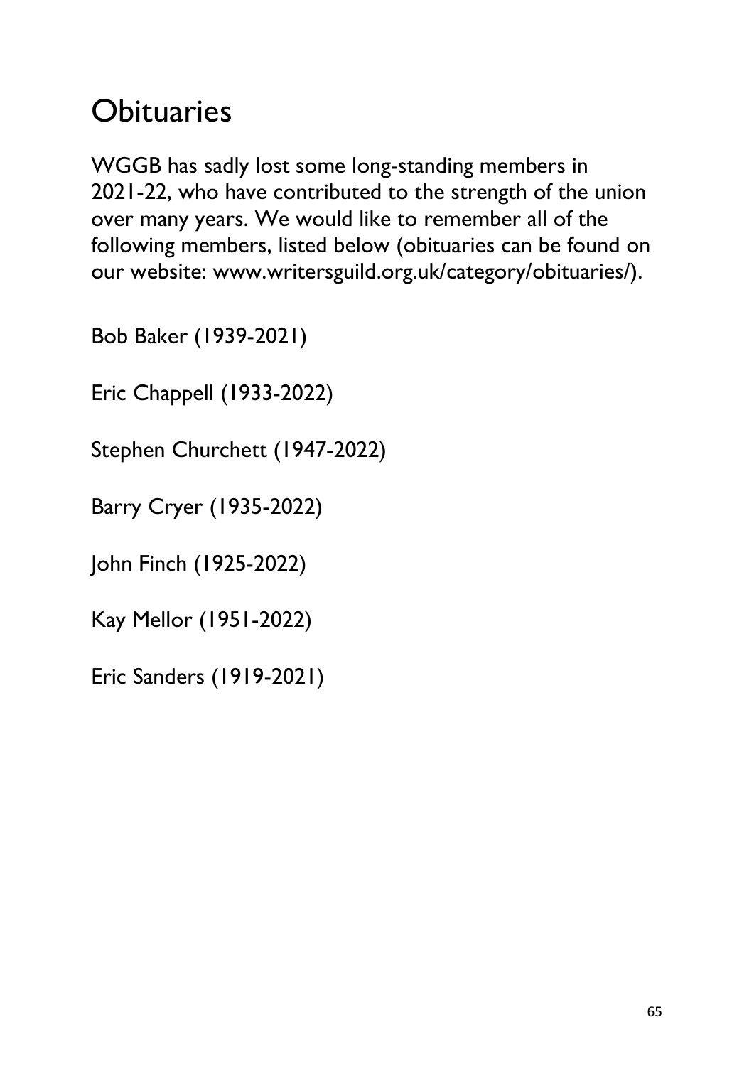# Obituaries

WGGB has sadly lost some long-standing members in 2021-22, who have contributed to the strength of the union over many years. We would like to remember all of the following members, listed below (obituaries can be found on our website: www.writersguild.org.uk/category/obituaries/).

Bob Baker (1939-2021)

Eric Chappell (1933-2022)

Stephen Churchett (1947-2022)

Barry Cryer (1935-2022)

John Finch (1925-2022)

Kay Mellor (1951-2022)

Eric Sanders (1919-2021)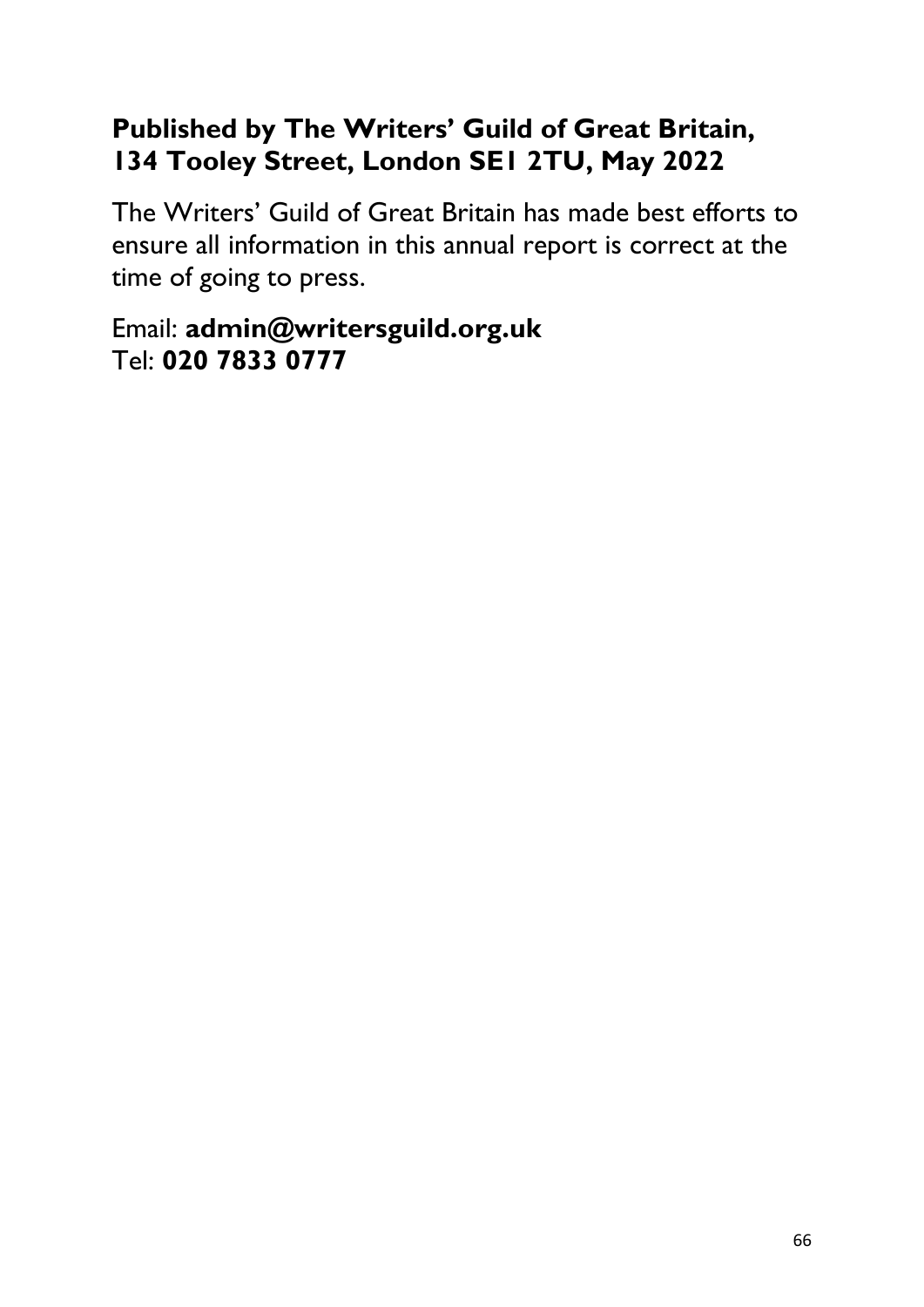**Published by The Writers' Guild of Great Britain, 134 Tooley Street, London SE1 2TU, May 2022**

The Writers' Guild of Great Britain has made best efforts to ensure all information in this annual report is correct at the time of going to press.

Email: **admin@writersguild.org.uk**
Tel: **020 7833 0777**